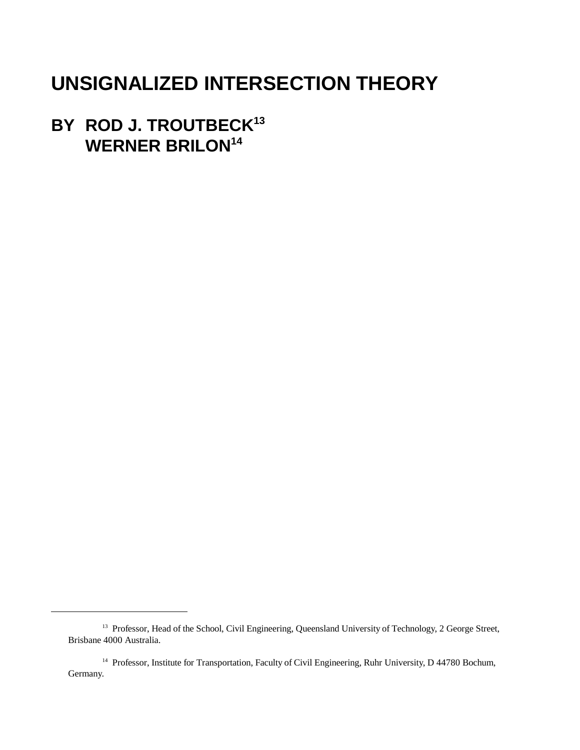# UNSIGNALIZED INTERSECTION THEORY

## BY ROD J. TROUTBECK[13]
## WERNER BRILON[14]

---

[13] Professor, Head of the School, Civil Engineering, Queensland University of Technology, 2 George Street, Brisbane 4000 Australia.

[14] Professor, Institute for Transportation, Faculty of Civil Engineering, Ruhr University, D 44780 Bochum, Germany.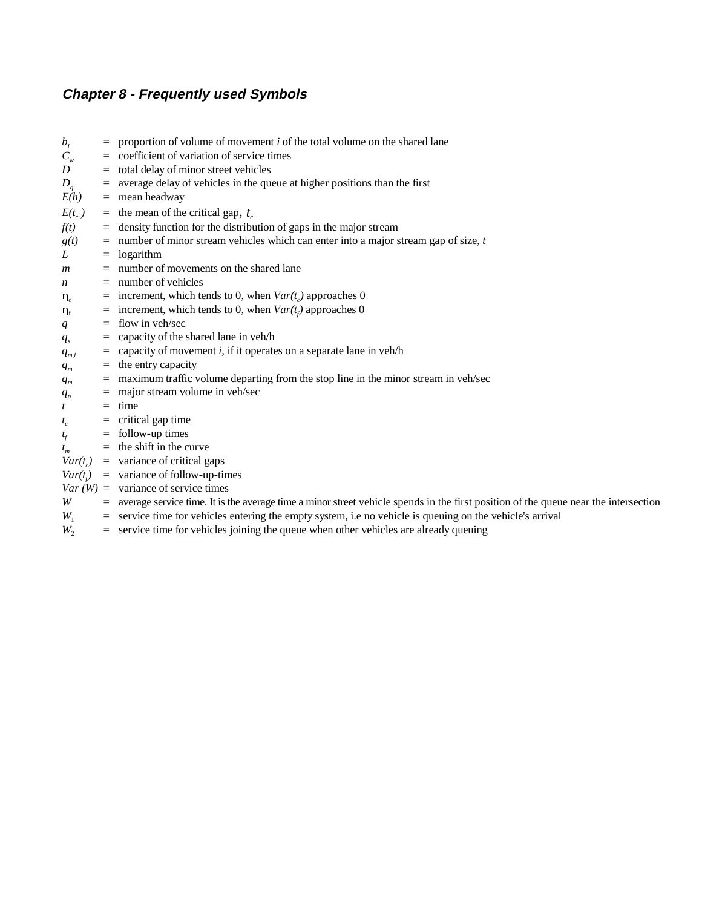## *Chapter 8 - Frequently used Symbols*

$b_i$ = proportion of volume of movement *i* of the total volume on the shared lane
$C_w$ = coefficient of variation of service times
$D$ = total delay of minor street vehicles
$D_q$ = average delay of vehicles in the queue at higher positions than the first
$E(h)$ = mean headway
$E(t_c)$ = the mean of the critical gap, $t_c$
$f(t)$ = density function for the distribution of gaps in the major stream
$g(t)$ = number of minor stream vehicles which can enter into a major stream gap of size, $t$
$L$ = logarithm
$m$ = number of movements on the shared lane
$n$ = number of vehicles
$\eta_c$ = increment, which tends to 0, when $Var(t_c)$ approaches 0
$\eta_f$ = increment, which tends to 0, when $Var(t_f)$ approaches 0
$q$ = flow in veh/sec
$q_s$ = capacity of the shared lane in veh/h
$q_{m,i}$ = capacity of movement *i*, if it operates on a separate lane in veh/h
$q_m$ = the entry capacity
$q_m$ = maximum traffic volume departing from the stop line in the minor stream in veh/sec
$q_p$ = major stream volume in veh/sec
$t$ = time
$t_c$ = critical gap time
$t_f$ = follow-up times
$t_m$ = the shift in the curve
$Var(t_c)$ = variance of critical gaps
$Var(t_f)$ = variance of follow-up-times
$Var(W)$ = variance of service times
$W$ = average service time. It is the average time a minor street vehicle spends in the first position of the queue near the intersection
$W_1$ = service time for vehicles entering the empty system, i.e no vehicle is queuing on the vehicle's arrival
$W_2$ = service time for vehicles joining the queue when other vehicles are already queuing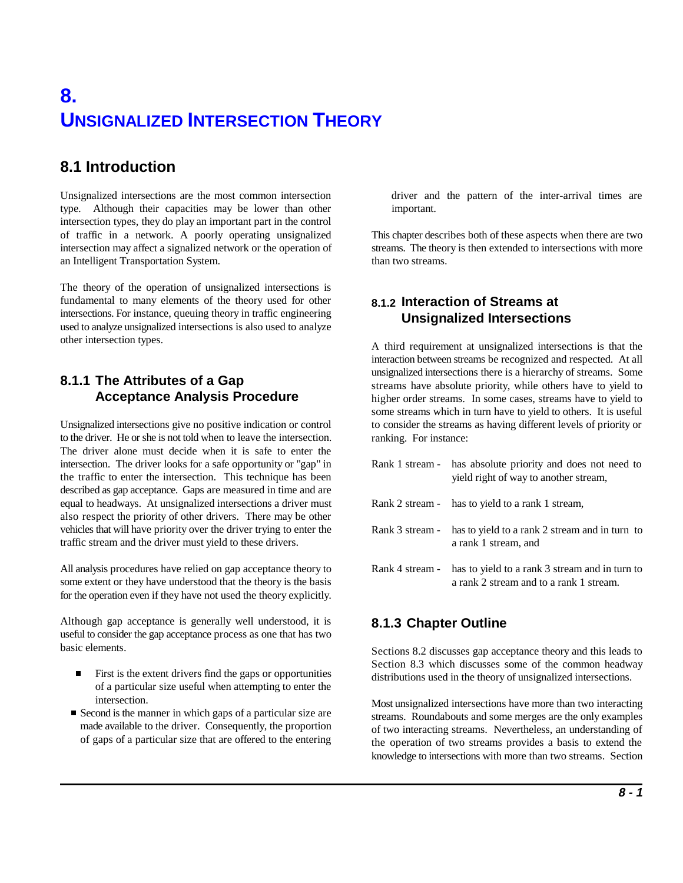# 8. UNSIGNALIZED INTERSECTION THEORY

## 8.1 Introduction

Unsignalized intersections are the most common intersection type. Although their capacities may be lower than other intersection types, they do play an important part in the control of traffic in a network. A poorly operating unsignalized intersection may affect a signalized network or the operation of an Intelligent Transportation System.

The theory of the operation of unsignalized intersections is fundamental to many elements of the theory used for other intersections. For instance, queuing theory in traffic engineering used to analyze unsignalized intersections is also used to analyze other intersection types.

### 8.1.1 The Attributes of a Gap Acceptance Analysis Procedure

Unsignalized intersections give no positive indication or control to the driver. He or she is not told when to leave the intersection. The driver alone must decide when it is safe to enter the intersection. The driver looks for a safe opportunity or "gap" in the traffic to enter the intersection. This technique has been described as gap acceptance. Gaps are measured in time and are equal to headways. At unsignalized intersections a driver must also respect the priority of other drivers. There may be other vehicles that will have priority over the driver trying to enter the traffic stream and the driver must yield to these drivers.

All analysis procedures have relied on gap acceptance theory to some extent or they have understood that the theory is the basis for the operation even if they have not used the theory explicitly.

Although gap acceptance is generally well understood, it is useful to consider the gap acceptance process as one that has two basic elements.

- First is the extent drivers find the gaps or opportunities of a particular size useful when attempting to enter the intersection.
- Second is the manner in which gaps of a particular size are made available to the driver. Consequently, the proportion of gaps of a particular size that are offered to the entering driver and the pattern of the inter-arrival times are important.

This chapter describes both of these aspects when there are two streams. The theory is then extended to intersections with more than two streams.

### 8.1.2 Interaction of Streams at Unsignalized Intersections

A third requirement at unsignalized intersections is that the interaction between streams be recognized and respected. At all unsignalized intersections there is a hierarchy of streams. Some streams have absolute priority, while others have to yield to higher order streams. In some cases, streams have to yield to some streams which in turn have to yield to others. It is useful to consider the streams as having different levels of priority or ranking. For instance:

Rank 1 stream - has absolute priority and does not need to yield right of way to another stream,

Rank 2 stream - has to yield to a rank 1 stream,

Rank 3 stream - has to yield to a rank 2 stream and in turn to a rank 1 stream, and

Rank 4 stream - has to yield to a rank 3 stream and in turn to a rank 2 stream and to a rank 1 stream.

### 8.1.3 Chapter Outline

Sections 8.2 discusses gap acceptance theory and this leads to Section 8.3 which discusses some of the common headway distributions used in the theory of unsignalized intersections.

Most unsignalized intersections have more than two interacting streams. Roundabouts and some merges are the only examples of two interacting streams. Nevertheless, an understanding of the operation of two streams provides a basis to extend the knowledge to intersections with more than two streams. Section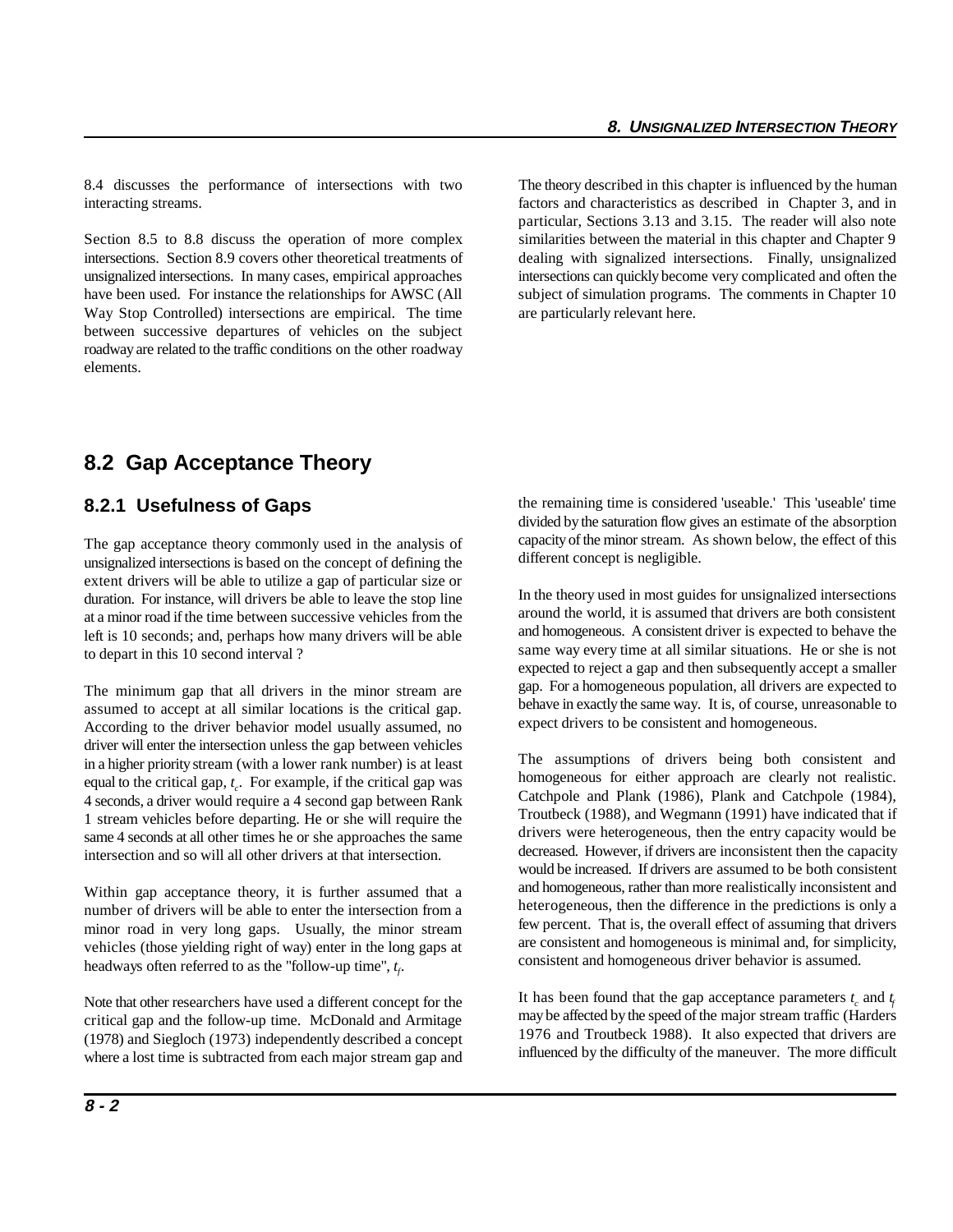8.4 discusses the performance of intersections with two interacting streams.

Section 8.5 to 8.8 discuss the operation of more complex intersections. Section 8.9 covers other theoretical treatments of unsignalized intersections. In many cases, empirical approaches have been used. For instance the relationships for AWSC (All Way Stop Controlled) intersections are empirical. The time between successive departures of vehicles on the subject roadway are related to the traffic conditions on the other roadway elements.

The theory described in this chapter is influenced by the human factors and characteristics as described in Chapter 3, and in particular, Sections 3.13 and 3.15. The reader will also note similarities between the material in this chapter and Chapter 9 dealing with signalized intersections. Finally, unsignalized intersections can quickly become very complicated and often the subject of simulation programs. The comments in Chapter 10 are particularly relevant here.

## 8.2 Gap Acceptance Theory

### 8.2.1 Usefulness of Gaps

The gap acceptance theory commonly used in the analysis of unsignalized intersections is based on the concept of defining the extent drivers will be able to utilize a gap of particular size or duration. For instance, will drivers be able to leave the stop line at a minor road if the time between successive vehicles from the left is 10 seconds; and, perhaps how many drivers will be able to depart in this 10 second interval ?

The minimum gap that all drivers in the minor stream are assumed to accept at all similar locations is the critical gap. According to the driver behavior model usually assumed, no driver will enter the intersection unless the gap between vehicles in a higher priority stream (with a lower rank number) is at least equal to the critical gap, $t_c$. For example, if the critical gap was 4 seconds, a driver would require a 4 second gap between Rank 1 stream vehicles before departing. He or she will require the same 4 seconds at all other times he or she approaches the same intersection and so will all other drivers at that intersection.

Within gap acceptance theory, it is further assumed that a number of drivers will be able to enter the intersection from a minor road in very long gaps. Usually, the minor stream vehicles (those yielding right of way) enter in the long gaps at headways often referred to as the "follow-up time", $t_f$.

Note that other researchers have used a different concept for the critical gap and the follow-up time. McDonald and Armitage (1978) and Siegloch (1973) independently described a concept where a lost time is subtracted from each major stream gap and the remaining time is considered 'useable.' This 'useable' time divided by the saturation flow gives an estimate of the absorption capacity of the minor stream. As shown below, the effect of this different concept is negligible.

In the theory used in most guides for unsignalized intersections around the world, it is assumed that drivers are both consistent and homogeneous. A consistent driver is expected to behave the same way every time at all similar situations. He or she is not expected to reject a gap and then subsequently accept a smaller gap. For a homogeneous population, all drivers are expected to behave in exactly the same way. It is, of course, unreasonable to expect drivers to be consistent and homogeneous.

The assumptions of drivers being both consistent and homogeneous for either approach are clearly not realistic. Catchpole and Plank (1986), Plank and Catchpole (1984), Troutbeck (1988), and Wegmann (1991) have indicated that if drivers were heterogeneous, then the entry capacity would be decreased. However, if drivers are inconsistent then the capacity would be increased. If drivers are assumed to be both consistent and homogeneous, rather than more realistically inconsistent and heterogeneous, then the difference in the predictions is only a few percent. That is, the overall effect of assuming that drivers are consistent and homogeneous is minimal and, for simplicity, consistent and homogeneous driver behavior is assumed.

It has been found that the gap acceptance parameters $t_c$ and $t_f$ may be affected by the speed of the major stream traffic (Harders 1976 and Troutbeck 1988). It also expected that drivers are influenced by the difficulty of the maneuver. The more difficult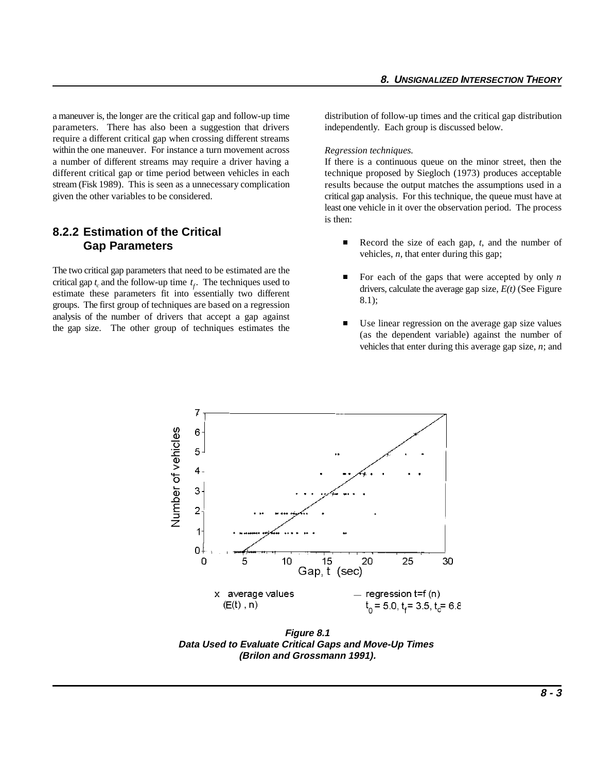a maneuver is, the longer are the critical gap and follow-up time parameters. There has also been a suggestion that drivers require a different critical gap when crossing different streams within the one maneuver. For instance a turn movement across a number of different streams may require a driver having a different critical gap or time period between vehicles in each stream (Fisk 1989). This is seen as a unnecessary complication given the other variables to be considered.

## 8.2.2 Estimation of the Critical Gap Parameters

The two critical gap parameters that need to be estimated are the critical gap $t_c$ and the follow-up time $t_f$. The techniques used to estimate these parameters fit into essentially two different groups. The first group of techniques are based on a regression analysis of the number of drivers that accept a gap against the gap size. The other group of techniques estimates the distribution of follow-up times and the critical gap distribution independently. Each group is discussed below.

*Regression techniques.*

If there is a continuous queue on the minor street, then the technique proposed by Siegloch (1973) produces acceptable results because the output matches the assumptions used in a critical gap analysis. For this technique, the queue must have at least one vehicle in it over the observation period. The process is then:

- Record the size of each gap, $t$, and the number of vehicles, $n$, that enter during this gap;
- For each of the gaps that were accepted by only $n$ drivers, calculate the average gap size, $E(t)$ (See Figure 8.1);
- Use linear regression on the average gap size values (as the dependent variable) against the number of vehicles that enter during this average gap size, $n$; and

**Figure 8.1**
**Data Used to Evaluate Critical Gaps and Move-Up Times (Brilon and Grossmann 1991).**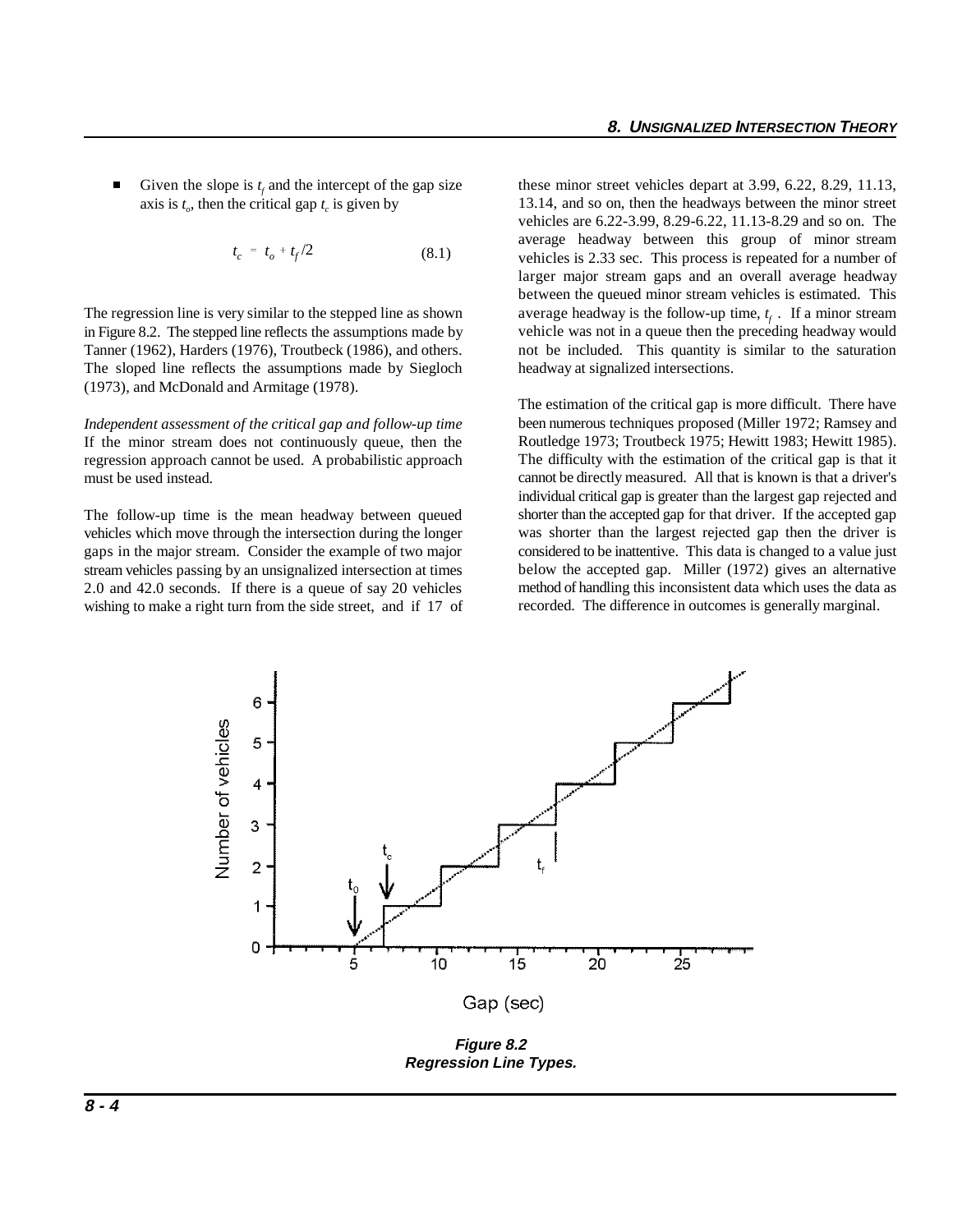- Given the slope is $t_f$ and the intercept of the gap size axis is $t_o$, then the critical gap $t_c$ is given by

$$t_c = t_o + t_f/2 \tag{8.1}$$

The regression line is very similar to the stepped line as shown in Figure 8.2. The stepped line reflects the assumptions made by Tanner (1962), Harders (1976), Troutbeck (1986), and others. The sloped line reflects the assumptions made by Siegloch (1973), and McDonald and Armitage (1978).

*Independent assessment of the critical gap and follow-up time*
If the minor stream does not continuously queue, then the regression approach cannot be used. A probabilistic approach must be used instead.

The follow-up time is the mean headway between queued vehicles which move through the intersection during the longer gaps in the major stream. Consider the example of two major stream vehicles passing by an unsignalized intersection at times 2.0 and 42.0 seconds. If there is a queue of say 20 vehicles wishing to make a right turn from the side street, and if 17 of these minor street vehicles depart at 3.99, 6.22, 8.29, 11.13, 13.14, and so on, then the headways between the minor street vehicles are 6.22-3.99, 8.29-6.22, 11.13-8.29 and so on. The average headway between this group of minor stream vehicles is 2.33 sec. This process is repeated for a number of larger major stream gaps and an overall average headway between the queued minor stream vehicles is estimated. This average headway is the follow-up time, $t_f$. If a minor stream vehicle was not in a queue then the preceding headway would not be included. This quantity is similar to the saturation headway at signalized intersections.

The estimation of the critical gap is more difficult. There have been numerous techniques proposed (Miller 1972; Ramsey and Routledge 1973; Troutbeck 1975; Hewitt 1983; Hewitt 1985). The difficulty with the estimation of the critical gap is that it cannot be directly measured. All that is known is that a driver's individual critical gap is greater than the largest gap rejected and shorter than the accepted gap for that driver. If the accepted gap was shorter than the largest rejected gap then the driver is considered to be inattentive. This data is changed to a value just below the accepted gap. Miller (1972) gives an alternative method of handling this inconsistent data which uses the data as recorded. The difference in outcomes is generally marginal.

**Figure 8.2**
**Regression Line Types.**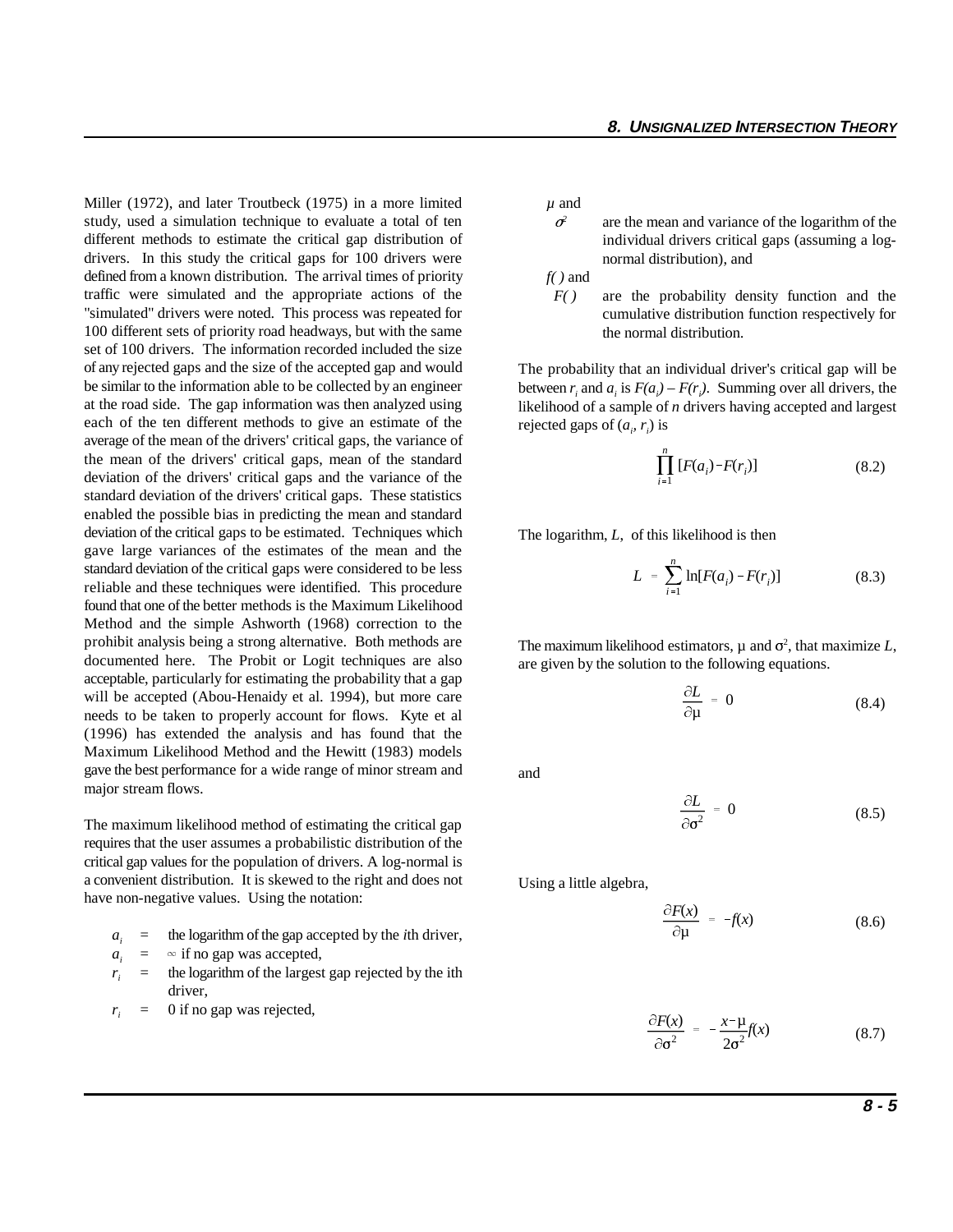Miller (1972), and later Troutbeck (1975) in a more limited study, used a simulation technique to evaluate a total of ten different methods to estimate the critical gap distribution of drivers. In this study the critical gaps for 100 drivers were defined from a known distribution. The arrival times of priority traffic were simulated and the appropriate actions of the "simulated" drivers were noted. This process was repeated for 100 different sets of priority road headways, but with the same set of 100 drivers. The information recorded included the size of any rejected gaps and the size of the accepted gap and would be similar to the information able to be collected by an engineer at the road side. The gap information was then analyzed using each of the ten different methods to give an estimate of the average of the mean of the drivers' critical gaps, the variance of the mean of the drivers' critical gaps, mean of the standard deviation of the drivers' critical gaps and the variance of the standard deviation of the drivers' critical gaps. These statistics enabled the possible bias in predicting the mean and standard deviation of the critical gaps to be estimated. Techniques which gave large variances of the estimates of the mean and the standard deviation of the critical gaps were considered to be less reliable and these techniques were identified. This procedure found that one of the better methods is the Maximum Likelihood Method and the simple Ashworth (1968) correction to the prohibit analysis being a strong alternative. Both methods are documented here. The Probit or Logit techniques are also acceptable, particularly for estimating the probability that a gap will be accepted (Abou-Henaidy et al. 1994), but more care needs to be taken to properly account for flows. Kyte et al (1996) has extended the analysis and has found that the Maximum Likelihood Method and the Hewitt (1983) models gave the best performance for a wide range of minor stream and major stream flows.

The maximum likelihood method of estimating the critical gap requires that the user assumes a probabilistic distribution of the critical gap values for the population of drivers. A log-normal is a convenient distribution. It is skewed to the right and does not have non-negative values. Using the notation:

$a_i$ = the logarithm of the gap accepted by the $i$th driver,

$a_i$ = $\infty$ if no gap was accepted,

$r_i$ = the logarithm of the largest gap rejected by the ith driver,

$r_i$ = 0 if no gap was rejected,

$\mu$ and $\sigma^2$ are the mean and variance of the logarithm of the individual drivers critical gaps (assuming a log-normal distribution), and

$f(\,)$ and $F(\,)$ are the probability density function and the cumulative distribution function respectively for the normal distribution.

The probability that an individual driver's critical gap will be between $r_i$ and $a_i$ is $F(a_i) - F(r_i)$. Summing over all drivers, the likelihood of a sample of $n$ drivers having accepted and largest rejected gaps of $(a_i, r_i)$ is

$$\prod_{i=1}^{n} [F(a_i) - F(r_i)] \tag{8.2}$$

The logarithm, $L$, of this likelihood is then

$$L = \sum_{i=1}^{n} \ln[F(a_i) - F(r_i)] \tag{8.3}$$

The maximum likelihood estimators, $\mu$ and $\sigma^2$, that maximize $L$, are given by the solution to the following equations.

$$\frac{\partial L}{\partial \mu} = 0 \tag{8.4}$$

and

$$\frac{\partial L}{\partial \sigma^2} = 0 \tag{8.5}$$

Using a little algebra,

$$\frac{\partial F(x)}{\partial \mu} = -f(x) \tag{8.6}$$

$$\frac{\partial F(x)}{\partial \sigma^2} = -\frac{x-\mu}{2\sigma^2} f(x) \tag{8.7}$$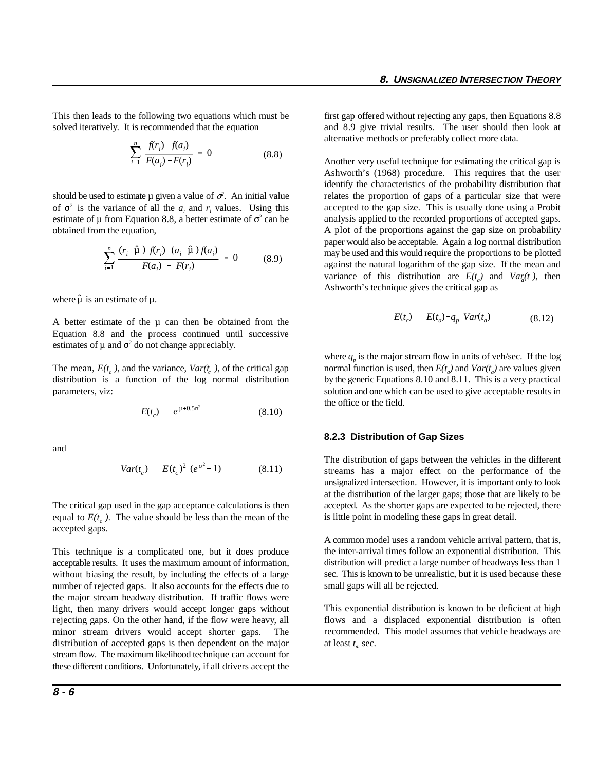This then leads to the following two equations which must be solved iteratively. It is recommended that the equation

$$\sum_{i=1}^{n} \frac{f(r_i) - f(a_i)}{F(a_i) - F(r_i)} = 0 \qquad (8.8)$$

should be used to estimate μ given a value of $\sigma^2$. An initial value of $\sigma^2$ is the variance of all the $a_i$ and $r_i$ values. Using this estimate of μ from Equation 8.8, a better estimate of $\sigma^2$ can be obtained from the equation,

$$\sum_{i=1}^{n} \frac{(r_i - \hat{\mu})\ f(r_i) - (a_i - \hat{\mu})\ f(a_i)}{F(a_i)\ -\ F(r_i)} = 0 \qquad (8.9)$$

where $\hat{\mu}$ is an estimate of μ.

A better estimate of the μ can then be obtained from the Equation 8.8 and the process continued until successive estimates of μ and $\sigma^2$ do not change appreciably.

The mean, $E(t_c)$, and the variance, $Var(t_c)$, of the critical gap distribution is a function of the log normal distribution parameters, viz:

$$E(t_c) = e^{\mu + 0.5\sigma^2} \qquad (8.10)$$

and

$$Var(t_c) = E(t_c)^2\ (e^{\sigma^2} - 1) \qquad (8.11)$$

The critical gap used in the gap acceptance calculations is then equal to $E(t_c)$. The value should be less than the mean of the accepted gaps.

This technique is a complicated one, but it does produce acceptable results. It uses the maximum amount of information, without biasing the result, by including the effects of a large number of rejected gaps. It also accounts for the effects due to the major stream headway distribution. If traffic flows were light, then many drivers would accept longer gaps without rejecting gaps. On the other hand, if the flow were heavy, all minor stream drivers would accept shorter gaps. The distribution of accepted gaps is then dependent on the major stream flow. The maximum likelihood technique can account for these different conditions. Unfortunately, if all drivers accept the first gap offered without rejecting any gaps, then Equations 8.8 and 8.9 give trivial results. The user should then look at alternative methods or preferably collect more data.

Another very useful technique for estimating the critical gap is Ashworth's (1968) procedure. This requires that the user identify the characteristics of the probability distribution that relates the proportion of gaps of a particular size that were accepted to the gap size. This is usually done using a Probit analysis applied to the recorded proportions of accepted gaps. A plot of the proportions against the gap size on probability paper would also be acceptable. Again a log normal distribution may be used and this would require the proportions to be plotted against the natural logarithm of the gap size. If the mean and variance of this distribution are $E(t_a)$ and $Var(t_a)$, then Ashworth's technique gives the critical gap as

$$E(t_c) = E(t_a) - q_p\ Var(t_a) \qquad (8.12)$$

where $q_p$ is the major stream flow in units of veh/sec. If the log normal function is used, then $E(t_a)$ and $Var(t_a)$ are values given by the generic Equations 8.10 and 8.11. This is a very practical solution and one which can be used to give acceptable results in the office or the field.

### 8.2.3 Distribution of Gap Sizes

The distribution of gaps between the vehicles in the different streams has a major effect on the performance of the unsignalized intersection. However, it is important only to look at the distribution of the larger gaps; those that are likely to be accepted. As the shorter gaps are expected to be rejected, there is little point in modeling these gaps in great detail.

A common model uses a random vehicle arrival pattern, that is, the inter-arrival times follow an exponential distribution. This distribution will predict a large number of headways less than 1 sec. This is known to be unrealistic, but it is used because these small gaps will all be rejected.

This exponential distribution is known to be deficient at high flows and a displaced exponential distribution is often recommended. This model assumes that vehicle headways are at least $t_m$ sec.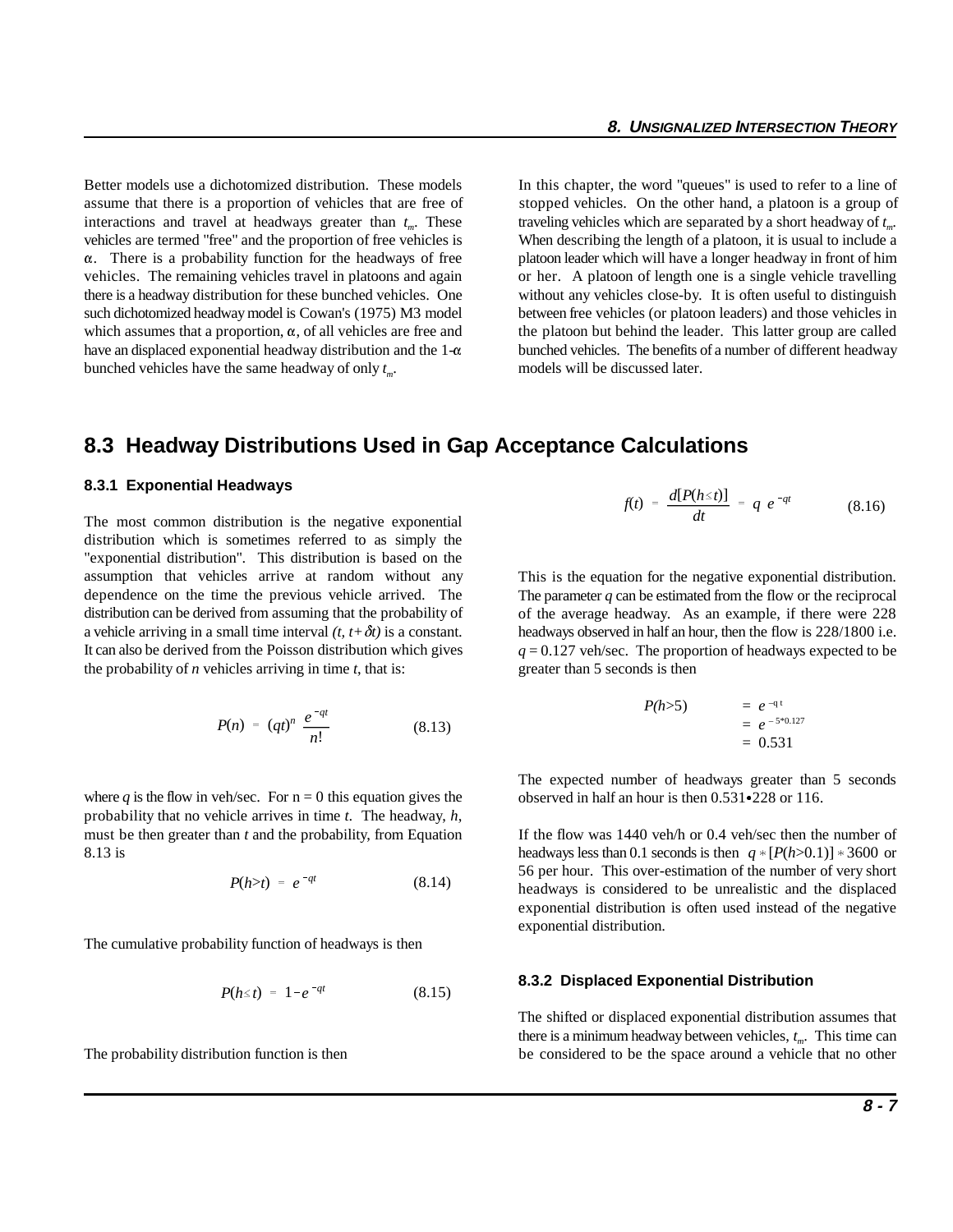Better models use a dichotomized distribution. These models assume that there is a proportion of vehicles that are free of interactions and travel at headways greater than $t_m$. These vehicles are termed "free" and the proportion of free vehicles is $\alpha$. There is a probability function for the headways of free vehicles. The remaining vehicles travel in platoons and again there is a headway distribution for these bunched vehicles. One such dichotomized headway model is Cowan's (1975) M3 model which assumes that a proportion, $\alpha$, of all vehicles are free and have an displaced exponential headway distribution and the 1-$\alpha$ bunched vehicles have the same headway of only $t_m$.

In this chapter, the word "queues" is used to refer to a line of stopped vehicles. On the other hand, a platoon is a group of traveling vehicles which are separated by a short headway of $t_m$. When describing the length of a platoon, it is usual to include a platoon leader which will have a longer headway in front of him or her. A platoon of length one is a single vehicle travelling without any vehicles close-by. It is often useful to distinguish between free vehicles (or platoon leaders) and those vehicles in the platoon but behind the leader. This latter group are called bunched vehicles. The benefits of a number of different headway models will be discussed later.

## 8.3 Headway Distributions Used in Gap Acceptance Calculations

### 8.3.1 Exponential Headways

The most common distribution is the negative exponential distribution which is sometimes referred to as simply the "exponential distribution". This distribution is based on the assumption that vehicles arrive at random without any dependence on the time the previous vehicle arrived. The distribution can be derived from assuming that the probability of a vehicle arriving in a small time interval $(t, t+\delta t)$ is a constant. It can also be derived from the Poisson distribution which gives the probability of $n$ vehicles arriving in time $t$, that is:

$$P(n) = (qt)^n \frac{e^{-qt}}{n!} \qquad (8.13)$$

where $q$ is the flow in veh/sec. For n = 0 this equation gives the probability that no vehicle arrives in time $t$. The headway, $h$, must be then greater than $t$ and the probability, from Equation 8.13 is

$$P(h>t) = e^{-qt} \qquad (8.14)$$

The cumulative probability function of headways is then

$$P(h \le t) = 1 - e^{-qt} \qquad (8.15)$$

The probability distribution function is then

$$f(t) = \frac{d[P(h \le t)]}{dt} = q\, e^{-qt} \qquad (8.16)$$

This is the equation for the negative exponential distribution. The parameter $q$ can be estimated from the flow or the reciprocal of the average headway. As an example, if there were 228 headways observed in half an hour, then the flow is 228/1800 i.e. $q = 0.127$ veh/sec. The proportion of headways expected to be greater than 5 seconds is then

$$
\begin{aligned}
P(h>5) &= e^{-qt} \\
&= e^{-5*0.127} \\
&= 0.531
\end{aligned}
$$

The expected number of headways greater than 5 seconds observed in half an hour is then 0.531•228 or 116.

If the flow was 1440 veh/h or 0.4 veh/sec then the number of headways less than 0.1 seconds is then $q * [P(h>0.1)] * 3600$ or 56 per hour. This over-estimation of the number of very short headways is considered to be unrealistic and the displaced exponential distribution is often used instead of the negative exponential distribution.

### 8.3.2 Displaced Exponential Distribution

The shifted or displaced exponential distribution assumes that there is a minimum headway between vehicles, $t_m$. This time can be considered to be the space around a vehicle that no other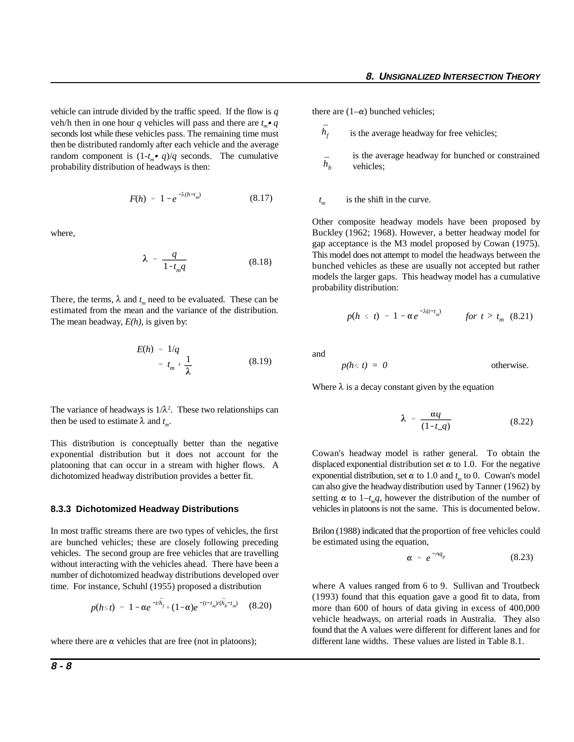vehicle can intrude divided by the traffic speed. If the flow is $q$ veh/h then in one hour $q$ vehicles will pass and there are $t_m \bullet q$ seconds lost while these vehicles pass. The remaining time must then be distributed randomly after each vehicle and the average random component is $(1-t_m \bullet q)/q$ seconds. The cumulative probability distribution of headways is then:

$$F(h) = 1 - e^{-\lambda(h-t_m)} \qquad (8.17)$$

where,

$$\lambda = \frac{q}{1-t_m q} \qquad (8.18)$$

There, the terms, $\lambda$ and $t_m$ need to be evaluated. These can be estimated from the mean and the variance of the distribution. The mean headway, *E(h)*, is given by:

$$E(h) = 1/q = t_m + \frac{1}{\lambda} \qquad (8.19)$$

The variance of headways is $1/\lambda^2$. These two relationships can then be used to estimate $\lambda$ and $t_m$.

This distribution is conceptually better than the negative exponential distribution but it does not account for the platooning that can occur in a stream with higher flows. A dichotomized headway distribution provides a better fit.

### 8.3.3 Dichotomized Headway Distributions

In most traffic streams there are two types of vehicles, the first are bunched vehicles; these are closely following preceding vehicles. The second group are free vehicles that are travelling without interacting with the vehicles ahead. There have been a number of dichotomized headway distributions developed over time. For instance, Schuhl (1955) proposed a distribution

$$p(h \le t) = 1 - \alpha e^{-t/\bar{h}_f} + (1-\alpha) e^{-(t-t_m)/(\bar{h}_b - t_m)} \qquad (8.20)$$

where there are $\alpha$ vehicles that are free (not in platoons);

there are $(1-\alpha)$ bunched vehicles;

$\bar{h}_f$ is the average headway for free vehicles;

$\bar{h}_b$ is the average headway for bunched or constrained vehicles;

$t_m$ is the shift in the curve.

Other composite headway models have been proposed by Buckley (1962; 1968). However, a better headway model for gap acceptance is the M3 model proposed by Cowan (1975). This model does not attempt to model the headways between the bunched vehicles as these are usually not accepted but rather models the larger gaps. This headway model has a cumulative probability distribution:

$$p(h \le t) = 1 - \alpha e^{-\lambda(t-t_m)} \qquad for\ t > t_m \quad (8.21)$$

and

$$p(h \le t) = 0 \qquad \text{otherwise.}$$

Where $\lambda$ is a decay constant given by the equation

$$\lambda = \frac{\alpha q}{(1-t_m q)} \qquad (8.22)$$

Cowan's headway model is rather general. To obtain the displaced exponential distribution set $\alpha$ to 1.0. For the negative exponential distribution, set $\alpha$ to 1.0 and $t_m$ to 0. Cowan's model can also give the headway distribution used by Tanner (1962) by setting $\alpha$ to $1-t_m q$, however the distribution of the number of vehicles in platoons is not the same. This is documented below.

Brilon (1988) indicated that the proportion of free vehicles could be estimated using the equation,

$$\alpha = e^{-Aq_p} \qquad (8.23)$$

where A values ranged from 6 to 9. Sullivan and Troutbeck (1993) found that this equation gave a good fit to data, from more than 600 of hours of data giving in excess of 400,000 vehicle headways, on arterial roads in Australia. They also found that the A values were different for different lanes and for different lane widths. These values are listed in Table 8.1.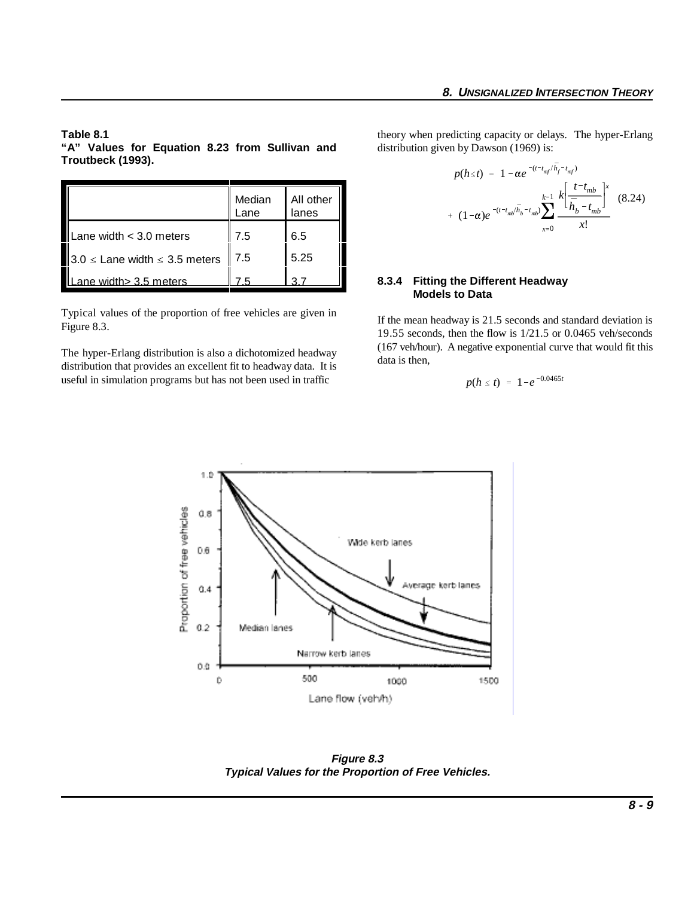**Table 8.1**
**"A" Values for Equation 8.23 from Sullivan and Troutbeck (1993).**

| | Median Lane | All other lanes |
|---|---|---|
| Lane width < 3.0 meters | 7.5 | 6.5 |
| 3.0 ≤ Lane width ≤ 3.5 meters | 7.5 | 5.25 |
| Lane width> 3.5 meters | 7.5 | 3.7 |

Typical values of the proportion of free vehicles are given in Figure 8.3.

The hyper-Erlang distribution is also a dichotomized headway distribution that provides an excellent fit to headway data. It is useful in simulation programs but has not been used in traffic theory when predicting capacity or delays. The hyper-Erlang distribution given by Dawson (1969) is:

$$p(h \le t) = 1 - \alpha e^{-(t-t_{mf}/\bar{h}_f - t_{mf})} + (1-\alpha) e^{-(t-t_{mb}/\bar{h}_b - t_{mb})} \sum_{x=0}^{k-1} \frac{k\left[\dfrac{t-t_{mb}}{\bar{h}_b - t_{mb}}\right]^x}{x!} \qquad (8.24)$$

### 8.3.4 Fitting the Different Headway Models to Data

If the mean headway is 21.5 seconds and standard deviation is 19.55 seconds, then the flow is 1/21.5 or 0.0465 veh/seconds (167 veh/hour). A negative exponential curve that would fit this data is then,

$$p(h \le t) = 1 - e^{-0.0465t}$$

**Figure 8.3**
***Typical Values for the Proportion of Free Vehicles.***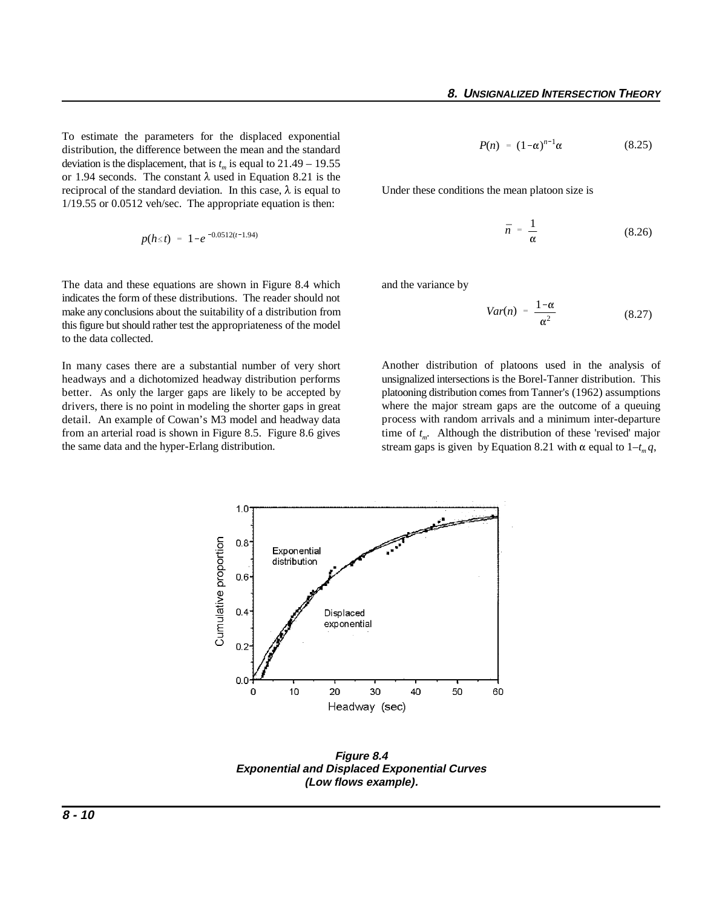To estimate the parameters for the displaced exponential distribution, the difference between the mean and the standard deviation is the displacement, that is $t_m$ is equal to 21.49 – 19.55 or 1.94 seconds. The constant $\lambda$ used in Equation 8.21 is the reciprocal of the standard deviation. In this case, $\lambda$ is equal to 1/19.55 or 0.0512 veh/sec. The appropriate equation is then:

$$p(h \le t) = 1 - e^{-0.0512(t-1.94)}$$

The data and these equations are shown in Figure 8.4 which indicates the form of these distributions. The reader should not make any conclusions about the suitability of a distribution from this figure but should rather test the appropriateness of the model to the data collected.

In many cases there are a substantial number of very short headways and a dichotomized headway distribution performs better. As only the larger gaps are likely to be accepted by drivers, there is no point in modeling the shorter gaps in great detail. An example of Cowan's M3 model and headway data from an arterial road is shown in Figure 8.5. Figure 8.6 gives the same data and the hyper-Erlang distribution.

$$P(n) = (1-\alpha)^{n-1}\alpha \tag{8.25}$$

Under these conditions the mean platoon size is

$$\bar{n} = \frac{1}{\alpha} \tag{8.26}$$

and the variance by

$$Var(n) = \frac{1-\alpha}{\alpha^2} \tag{8.27}$$

Another distribution of platoons used in the analysis of unsignalized intersections is the Borel-Tanner distribution. This platooning distribution comes from Tanner's (1962) assumptions where the major stream gaps are the outcome of a queuing process with random arrivals and a minimum inter-departure time of $t_m$. Although the distribution of these 'revised' major stream gaps is given by Equation 8.21 with $\alpha$ equal to $1-t_m q$,

**Figure 8.4**
**Exponential and Displaced Exponential Curves (Low flows example).**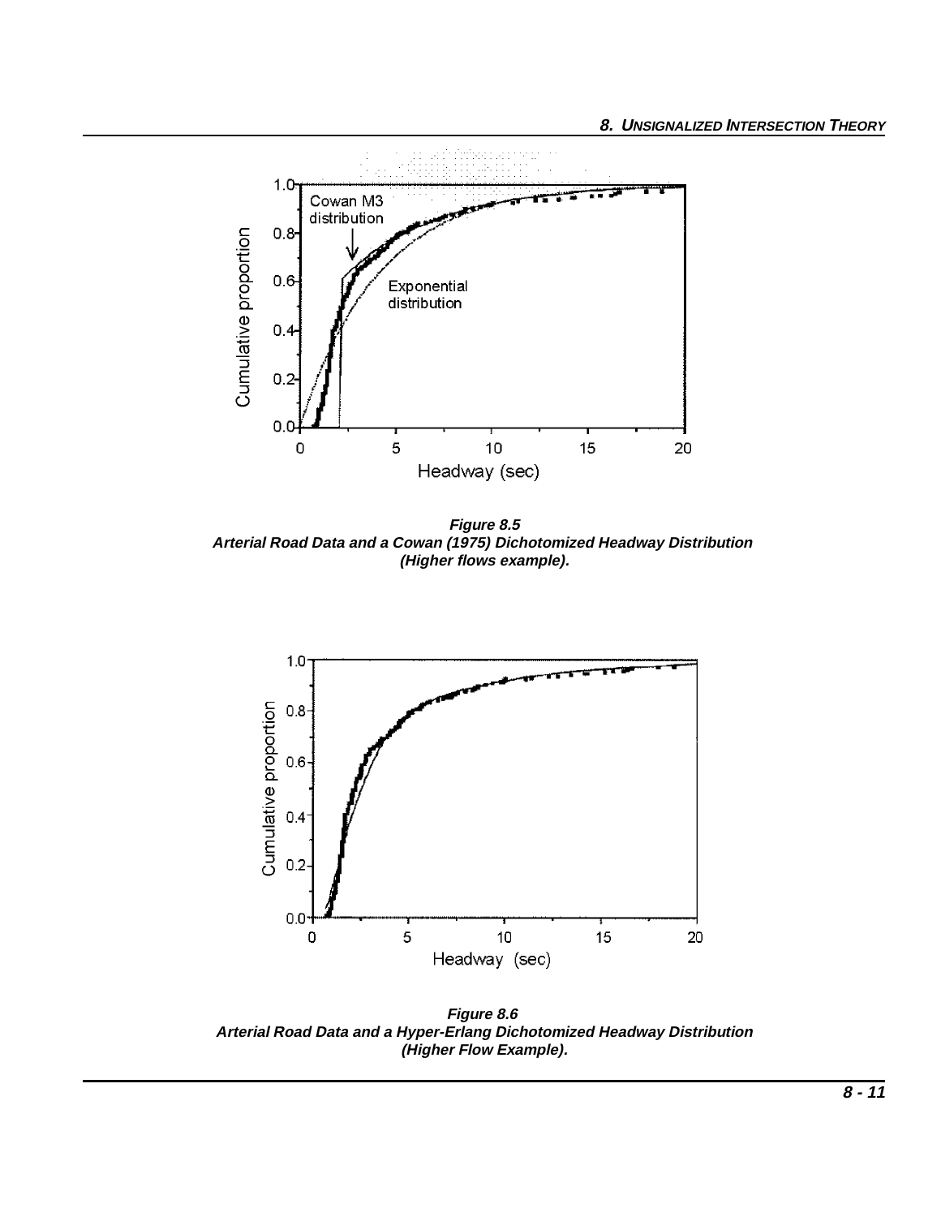**Figure 8.5**
**Arterial Road Data and a Cowan (1975) Dichotomized Headway Distribution (Higher flows example).**

**Figure 8.6**
**Arterial Road Data and a Hyper-Erlang Dichotomized Headway Distribution (Higher Flow Example).**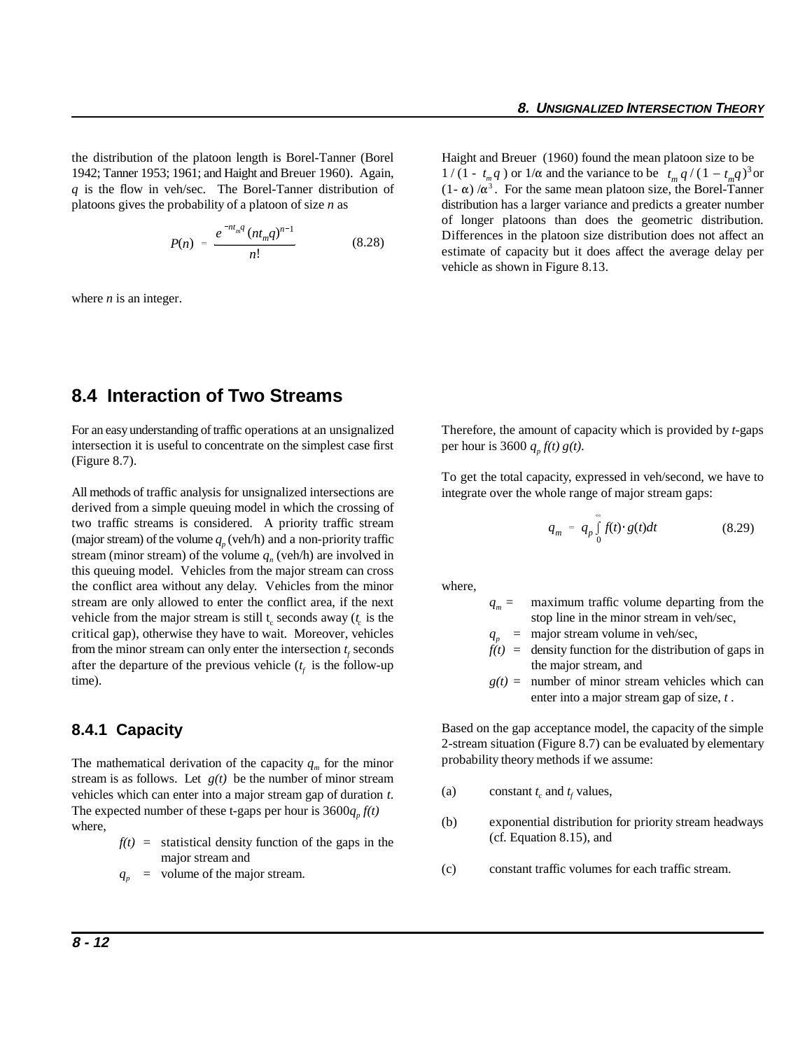the distribution of the platoon length is Borel-Tanner (Borel 1942; Tanner 1953; 1961; and Haight and Breuer 1960). Again, $q$ is the flow in veh/sec. The Borel-Tanner distribution of platoons gives the probability of a platoon of size $n$ as

$$P(n) = \frac{e^{-nt_m q} (nt_m q)^{n-1}}{n!} \tag{8.28}$$

where $n$ is an integer.

Haight and Breuer (1960) found the mean platoon size to be $1/(1 - t_m q)$ or $1/\alpha$ and the variance to be $t_m q / (1 - t_m q)^3$ or $(1-\alpha)/\alpha^3$. For the same mean platoon size, the Borel-Tanner distribution has a larger variance and predicts a greater number of longer platoons than does the geometric distribution. Differences in the platoon size distribution does not affect an estimate of capacity but it does affect the average delay per vehicle as shown in Figure 8.13.

## 8.4 Interaction of Two Streams

For an easy understanding of traffic operations at an unsignalized intersection it is useful to concentrate on the simplest case first (Figure 8.7).

All methods of traffic analysis for unsignalized intersections are derived from a simple queuing model in which the crossing of two traffic streams is considered. A priority traffic stream (major stream) of the volume $q_p$ (veh/h) and a non-priority traffic stream (minor stream) of the volume $q_n$ (veh/h) are involved in this queuing model. Vehicles from the major stream can cross the conflict area without any delay. Vehicles from the minor stream are only allowed to enter the conflict area, if the next vehicle from the major stream is still $t_c$ seconds away ($t_c$ is the critical gap), otherwise they have to wait. Moreover, vehicles from the minor stream can only enter the intersection $t_f$ seconds after the departure of the previous vehicle ($t_f$ is the follow-up time).

### 8.4.1 Capacity

The mathematical derivation of the capacity $q_m$ for the minor stream is as follows. Let $g(t)$ be the number of minor stream vehicles which can enter into a major stream gap of duration $t$. The expected number of these t-gaps per hour is $3600 q_p f(t)$ where,

- $f(t)$ = statistical density function of the gaps in the major stream and
- $q_p$ = volume of the major stream.

Therefore, the amount of capacity which is provided by $t$-gaps per hour is $3600\, q_p\, f(t)\, g(t)$.

To get the total capacity, expressed in veh/second, we have to integrate over the whole range of major stream gaps:

$$q_m = q_p \int_0^{\infty} f(t) \cdot g(t) dt \tag{8.29}$$

where,

- $q_m$ = maximum traffic volume departing from the stop line in the minor stream in veh/sec,
- $q_p$ = major stream volume in veh/sec,
- $f(t)$ = density function for the distribution of gaps in the major stream, and
- $g(t)$ = number of minor stream vehicles which can enter into a major stream gap of size, $t$.

Based on the gap acceptance model, the capacity of the simple 2-stream situation (Figure 8.7) can be evaluated by elementary probability theory methods if we assume:

(a) constant $t_c$ and $t_f$ values,

(b) exponential distribution for priority stream headways (cf. Equation 8.15), and

(c) constant traffic volumes for each traffic stream.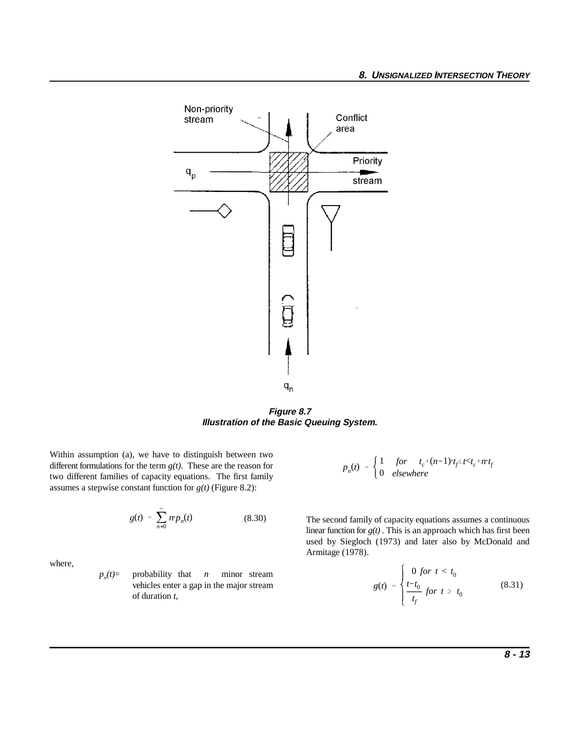**Figure 8.7**
**Illustration of the Basic Queuing System.**

Within assumption (a), we have to distinguish between two different formulations for the term $g(t)$. These are the reason for two different families of capacity equations. The first family assumes a stepwise constant function for $g(t)$ (Figure 8.2):

$$g(t) = \sum_{n=0}^{\infty} n \cdot p_n(t) \tag{8.30}$$

where,

$p_n(t)$= probability that $n$ minor stream vehicles enter a gap in the major stream of duration $t$,

$$p_n(t) = \begin{cases} 1 & for \quad t_c + (n-1) \cdot t_f \leq t < t_c + n \cdot t_f \\ 0 & elsewhere \end{cases}$$

The second family of capacity equations assumes a continuous linear function for $g(t)$. This is an approach which has first been used by Siegloch (1973) and later also by McDonald and Armitage (1978).

$$g(t) = \begin{cases} 0 \ for \ t < t_0 \\ \dfrac{t - t_0}{t_f} \ for \ t \geq t_0 \end{cases} \tag{8.31}$$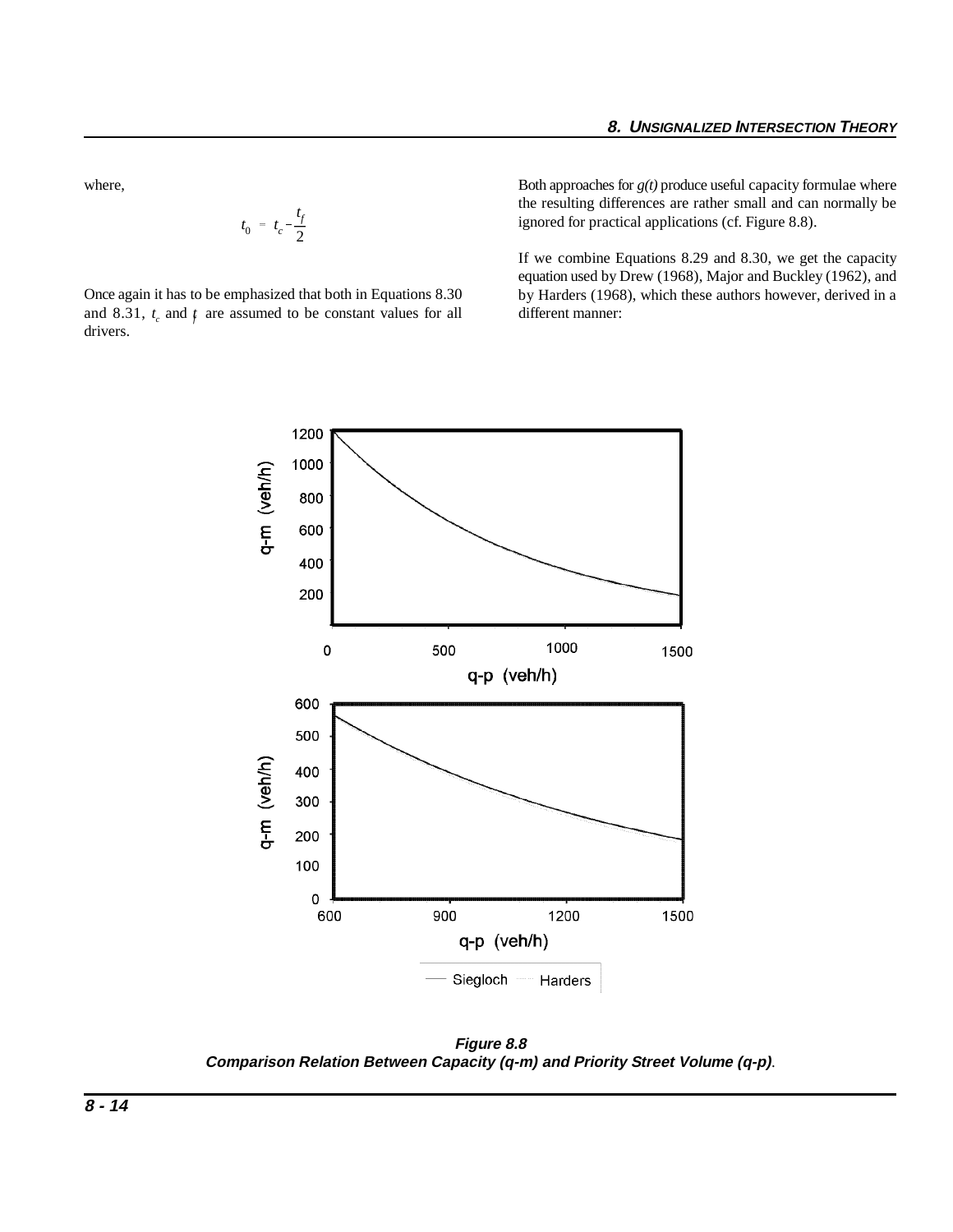where,

$$t_0 = t_c - \frac{t_f}{2}$$

Once again it has to be emphasized that both in Equations 8.30 and 8.31, $t_c$ and $t_f$ are assumed to be constant values for all drivers.

Both approaches for *g(t)* produce useful capacity formulae where the resulting differences are rather small and can normally be ignored for practical applications (cf. Figure 8.8).

If we combine Equations 8.29 and 8.30, we get the capacity equation used by Drew (1968), Major and Buckley (1962), and by Harders (1968), which these authors however, derived in a different manner:

***Figure 8.8***
***Comparison Relation Between Capacity (q-m) and Priority Street Volume (q-p).***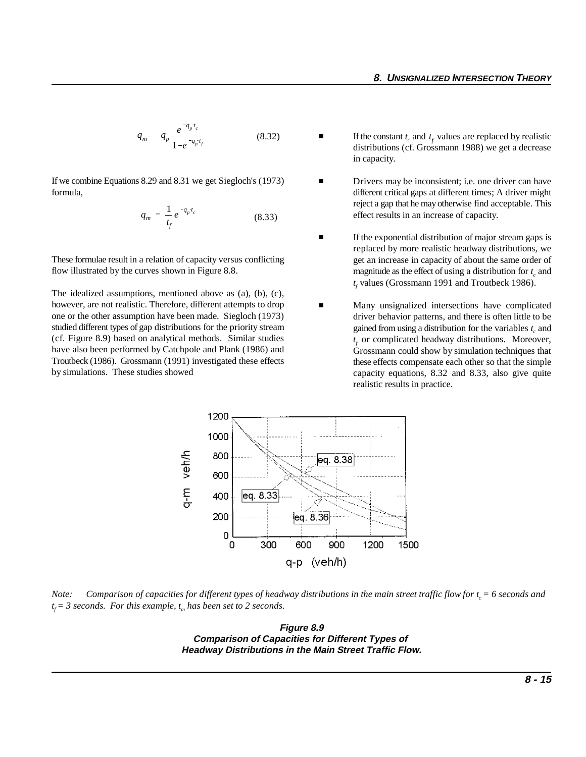$$q_m = q_p \frac{e^{-q_p \cdot t_c}}{1 - e^{-q_p \cdot t_f}} \tag{8.32}$$

If we combine Equations 8.29 and 8.31 we get Siegloch's (1973) formula,

$$q_m = \frac{1}{t_f} e^{-q_p \cdot t_c} \tag{8.33}$$

These formulae result in a relation of capacity versus conflicting flow illustrated by the curves shown in Figure 8.8.

The idealized assumptions, mentioned above as (a), (b), (c), however, are not realistic. Therefore, different attempts to drop one or the other assumption have been made. Siegloch (1973) studied different types of gap distributions for the priority stream (cf. Figure 8.9) based on analytical methods. Similar studies have also been performed by Catchpole and Plank (1986) and Troutbeck (1986). Grossmann (1991) investigated these effects by simulations. These studies showed

- If the constant $t_c$ and $t_f$ values are replaced by realistic distributions (cf. Grossmann 1988) we get a decrease in capacity.
- Drivers may be inconsistent; i.e. one driver can have different critical gaps at different times; A driver might reject a gap that he may otherwise find acceptable. This effect results in an increase of capacity.
- If the exponential distribution of major stream gaps is replaced by more realistic headway distributions, we get an increase in capacity of about the same order of magnitude as the effect of using a distribution for $t_c$ and $t_f$ values (Grossmann 1991 and Troutbeck 1986).
- Many unsignalized intersections have complicated driver behavior patterns, and there is often little to be gained from using a distribution for the variables $t_c$ and $t_f$ or complicated headway distributions. Moreover, Grossmann could show by simulation techniques that these effects compensate each other so that the simple capacity equations, 8.32 and 8.33, also give quite realistic results in practice.

*Note: Comparison of capacities for different types of headway distributions in the main street traffic flow for $t_c$ = 6 seconds and $t_f$ = 3 seconds. For this example, $t_m$ has been set to 2 seconds.*

**Figure 8.9**
**Comparison of Capacities for Different Types of Headway Distributions in the Main Street Traffic Flow.**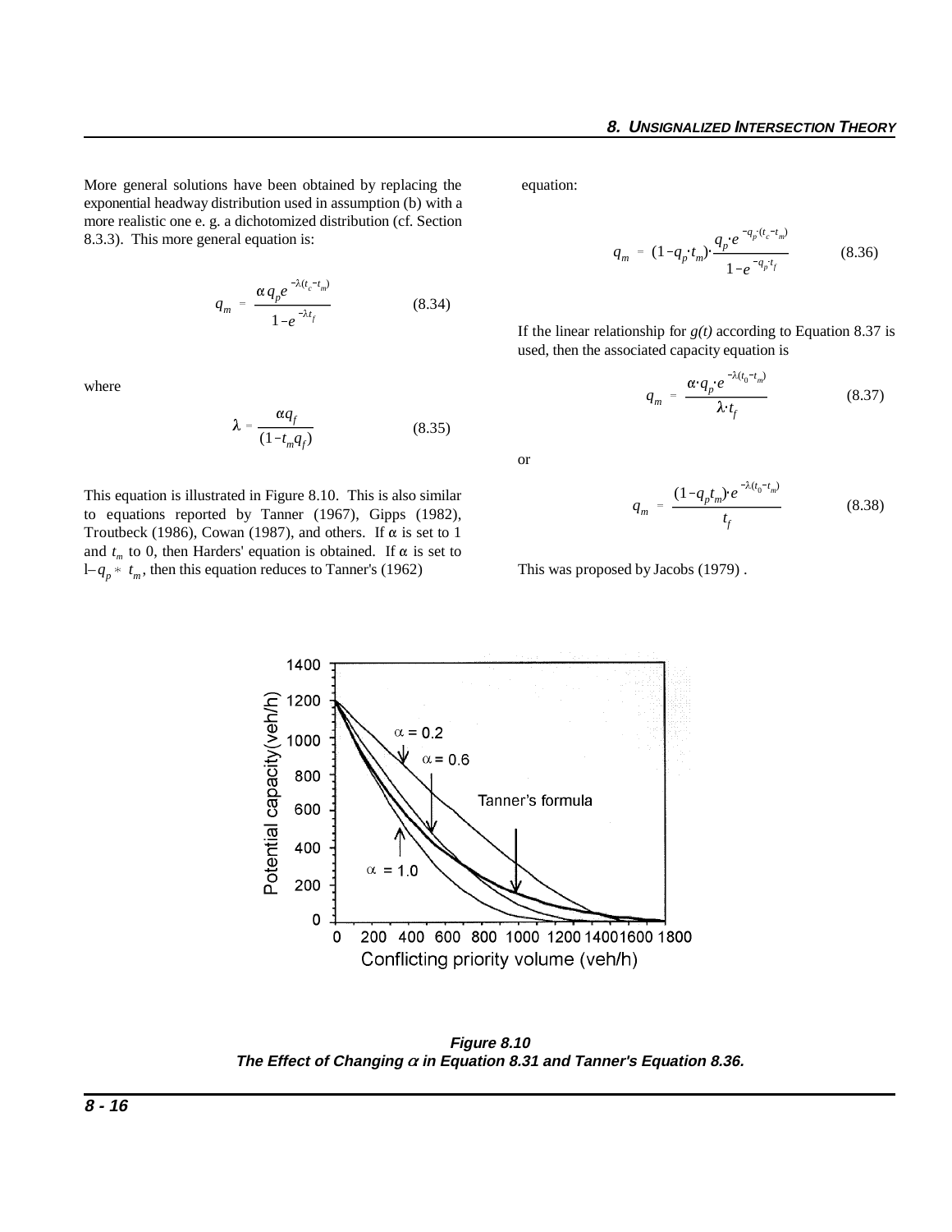More general solutions have been obtained by replacing the exponential headway distribution used in assumption (b) with a more realistic one e. g. a dichotomized distribution (cf. Section 8.3.3). This more general equation is:

$$q_m = \frac{\alpha\, q_p e^{-\lambda(t_c - t_m)}}{1 - e^{-\lambda t_f}} \qquad (8.34)$$

where

$$\lambda = \frac{\alpha q_f}{(1 - t_m q_f)} \qquad (8.35)$$

This equation is illustrated in Figure 8.10. This is also similar to equations reported by Tanner (1967), Gipps (1982), Troutbeck (1986), Cowan (1987), and others. If $\alpha$ is set to 1 and $t_m$ to 0, then Harders' equation is obtained. If $\alpha$ is set to $1 - q_p * t_m$, then this equation reduces to Tanner's (1962) equation:

$$q_m = (1 - q_p \cdot t_m) \cdot \frac{q_p \cdot e^{-q_p \cdot (t_c - t_m)}}{1 - e^{-q_p \cdot t_f}} \qquad (8.36)$$

If the linear relationship for *g(t)* according to Equation 8.37 is used, then the associated capacity equation is

$$q_m = \frac{\alpha \cdot q_p \cdot e^{-\lambda(t_0 - t_m)}}{\lambda \cdot t_f} \qquad (8.37)$$

or

$$q_m = \frac{(1 - q_p t_m) \cdot e^{-\lambda(t_0 - t_m)}}{t_f} \qquad (8.38)$$

This was proposed by Jacobs (1979) .

**Figure 8.10**
**The Effect of Changing $\alpha$ in Equation 8.31 and Tanner's Equation 8.36.**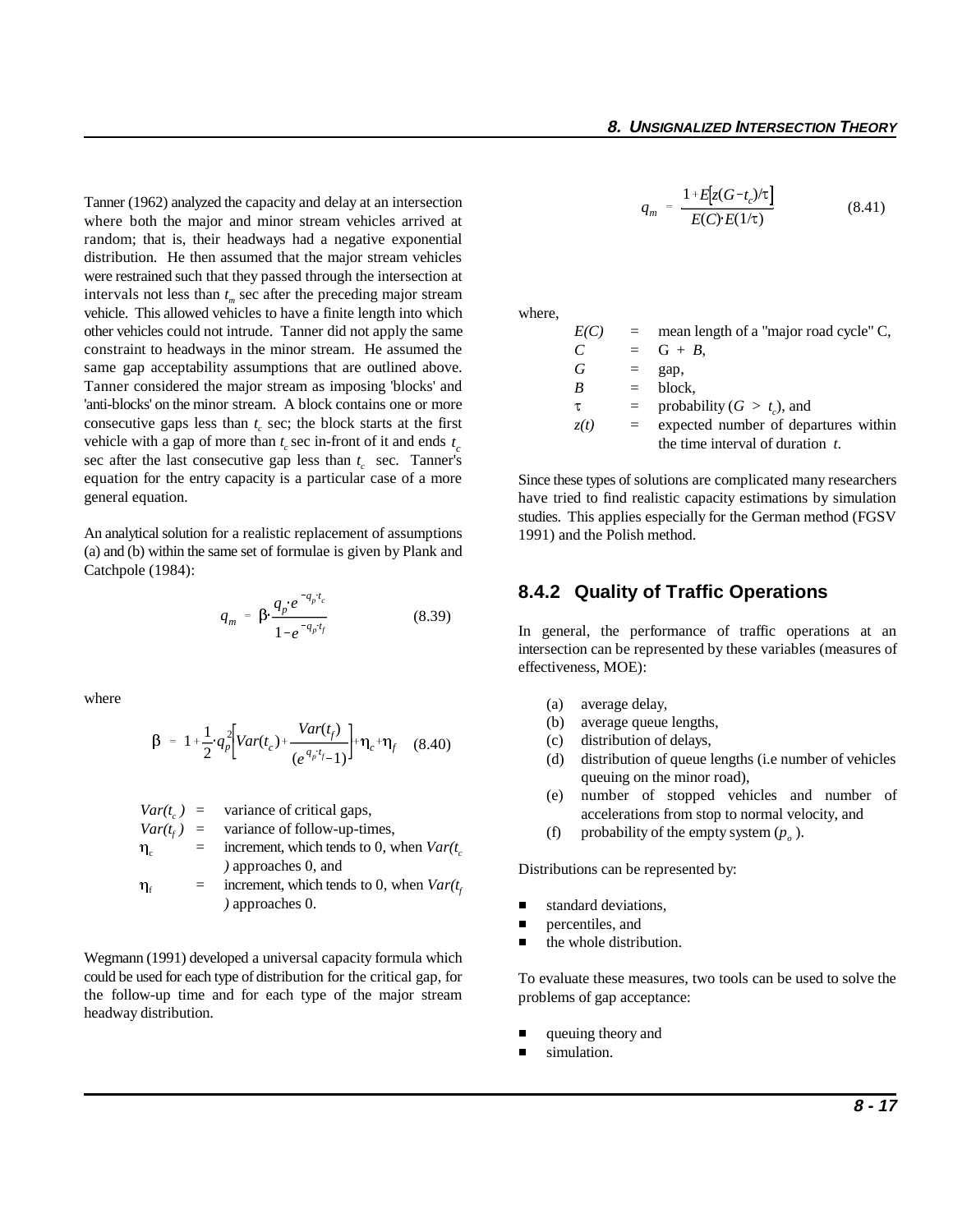Tanner (1962) analyzed the capacity and delay at an intersection where both the major and minor stream vehicles arrived at random; that is, their headways had a negative exponential distribution. He then assumed that the major stream vehicles were restrained such that they passed through the intersection at intervals not less than $t_m$ sec after the preceding major stream vehicle. This allowed vehicles to have a finite length into which other vehicles could not intrude. Tanner did not apply the same constraint to headways in the minor stream. He assumed the same gap acceptability assumptions that are outlined above. Tanner considered the major stream as imposing 'blocks' and 'anti-blocks' on the minor stream. A block contains one or more consecutive gaps less than $t_c$ sec; the block starts at the first vehicle with a gap of more than $t_c$ sec in-front of it and ends $t_c$ sec after the last consecutive gap less than $t_c$ sec. Tanner's equation for the entry capacity is a particular case of a more general equation.

An analytical solution for a realistic replacement of assumptions (a) and (b) within the same set of formulae is given by Plank and Catchpole (1984):

$$q_m = \beta \cdot \frac{q_p \cdot e^{-q_p \cdot t_c}}{1 - e^{-q_p \cdot t_f}} \tag{8.39}$$

where

$$\beta = 1 + \frac{1}{2} \cdot q_p^2 \left[ Var(t_c) + \frac{Var(t_f)}{(e^{q_p \cdot t_f} - 1)} \right] + \eta_c + \eta_f \tag{8.40}$$

$Var(t_c)$ = variance of critical gaps,
$Var(t_f)$ = variance of follow-up-times,
$\eta_c$ = increment, which tends to 0, when $Var(t_c)$ approaches 0, and
$\eta_f$ = increment, which tends to 0, when $Var(t_f)$ approaches 0.

Wegmann (1991) developed a universal capacity formula which could be used for each type of distribution for the critical gap, for the follow-up time and for each type of the major stream headway distribution.

$$q_m = \frac{1 + E[z(G - t_c)/\tau]}{E(C) \cdot E(1/\tau)} \tag{8.41}$$

where,

$E(C)$ = mean length of a "major road cycle" C,
$C$ = G + *B*,
$G$ = gap,
$B$ = block,
$\tau$ = probability ($G > t_c$), and
$z(t)$ = expected number of departures within the time interval of duration $t$.

Since these types of solutions are complicated many researchers have tried to find realistic capacity estimations by simulation studies. This applies especially for the German method (FGSV 1991) and the Polish method.

## 8.4.2 Quality of Traffic Operations

In general, the performance of traffic operations at an intersection can be represented by these variables (measures of effectiveness, MOE):

(a) average delay,
(b) average queue lengths,
(c) distribution of delays,
(d) distribution of queue lengths (i.e number of vehicles queuing on the minor road),
(e) number of stopped vehicles and number of accelerations from stop to normal velocity, and
(f) probability of the empty system ($p_o$).

Distributions can be represented by:

- standard deviations,
- percentiles, and
- the whole distribution.

To evaluate these measures, two tools can be used to solve the problems of gap acceptance:

- queuing theory and
- simulation.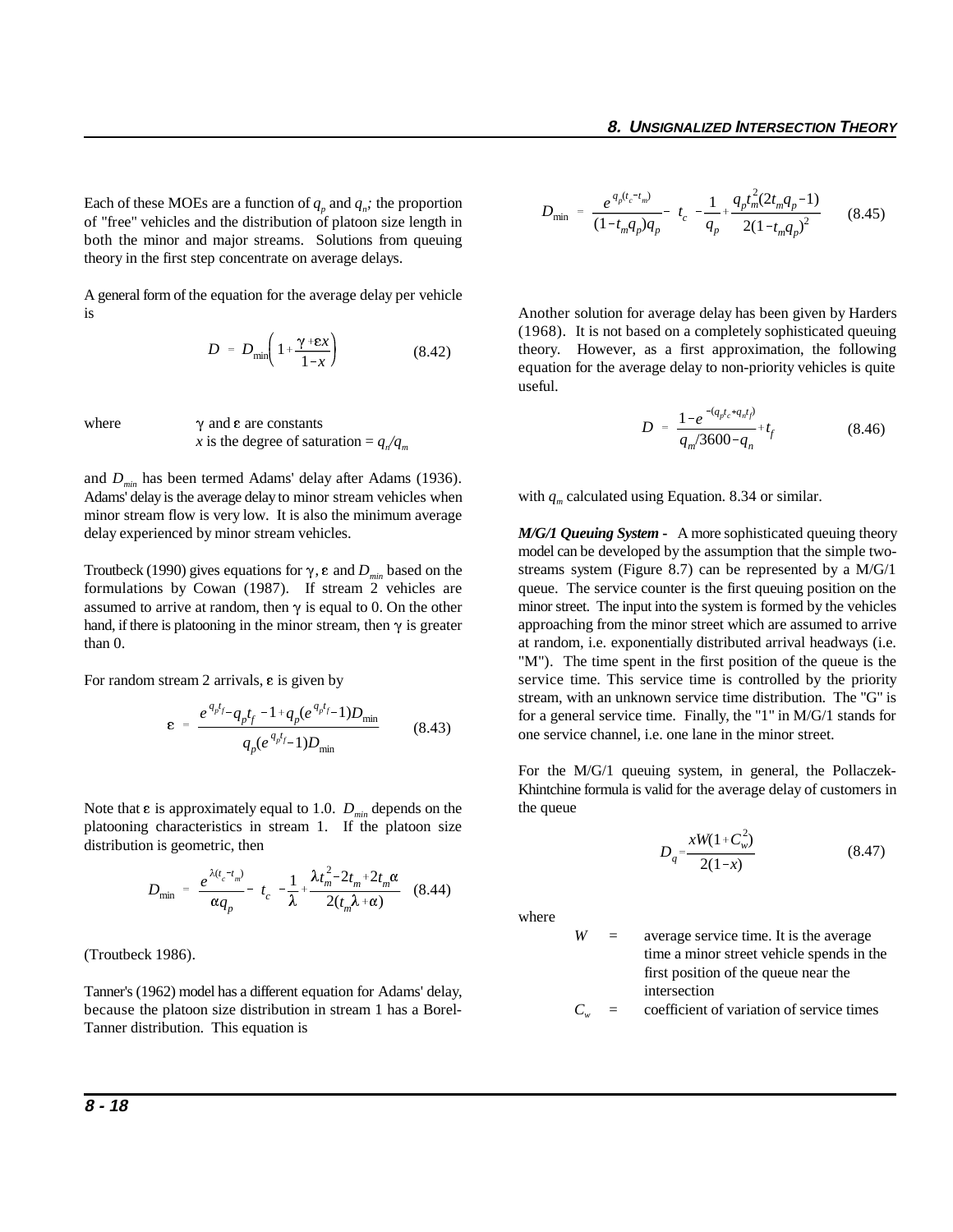Each of these MOEs are a function of $q_p$ and $q_n$; the proportion of "free" vehicles and the distribution of platoon size length in both the minor and major streams. Solutions from queuing theory in the first step concentrate on average delays.

A general form of the equation for the average delay per vehicle is

$$D = D_{min}\left(1 + \frac{\gamma + \varepsilon x}{1-x}\right) \tag{8.42}$$

where $\gamma$ and $\varepsilon$ are constants
$x$ is the degree of saturation = $q_n/q_m$

and $D_{min}$ has been termed Adams' delay after Adams (1936). Adams' delay is the average delay to minor stream vehicles when minor stream flow is very low. It is also the minimum average delay experienced by minor stream vehicles.

Troutbeck (1990) gives equations for $\gamma$, $\varepsilon$ and $D_{min}$ based on the formulations by Cowan (1987). If stream 2 vehicles are assumed to arrive at random, then $\gamma$ is equal to 0. On the other hand, if there is platooning in the minor stream, then $\gamma$ is greater than 0.

For random stream 2 arrivals, $\varepsilon$ is given by

$$\varepsilon = \frac{e^{q_p t_f} - q_p t_f - 1 + q_p(e^{q_p t_f} - 1)D_{min}}{q_p(e^{q_p t_f} - 1)D_{min}} \tag{8.43}$$

Note that $\varepsilon$ is approximately equal to 1.0. $D_{min}$ depends on the platooning characteristics in stream 1. If the platoon size distribution is geometric, then

$$D_{min} = \frac{e^{\lambda(t_c - t_m)}}{\alpha q_p} - t_c - \frac{1}{\lambda} + \frac{\lambda t_m^2 - 2t_m + 2t_m\alpha}{2(t_m\lambda + \alpha)} \tag{8.44}$$

(Troutbeck 1986).

Tanner's (1962) model has a different equation for Adams' delay, because the platoon size distribution in stream 1 has a Borel-Tanner distribution. This equation is

$$D_{min} = \frac{e^{q_p(t_c - t_m)}}{(1 - t_m q_p)q_p} - t_c - \frac{1}{q_p} + \frac{q_p t_m^2(2t_m q_p - 1)}{2(1 - t_m q_p)^2} \tag{8.45}$$

Another solution for average delay has been given by Harders (1968). It is not based on a completely sophisticated queuing theory. However, as a first approximation, the following equation for the average delay to non-priority vehicles is quite useful.

$$D = \frac{1 - e^{-(q_p t_c + q_n t_f)}}{q_m/3600 - q_n} + t_f \tag{8.46}$$

with $q_m$ calculated using Equation. 8.34 or similar.

***M/G/1 Queuing System -*** A more sophisticated queuing theory model can be developed by the assumption that the simple two-streams system (Figure 8.7) can be represented by a M/G/1 queue. The service counter is the first queuing position on the minor street. The input into the system is formed by the vehicles approaching from the minor street which are assumed to arrive at random, i.e. exponentially distributed arrival headways (i.e. "M"). The time spent in the first position of the queue is the service time. This service time is controlled by the priority stream, with an unknown service time distribution. The "G" is for a general service time. Finally, the "1" in M/G/1 stands for one service channel, i.e. one lane in the minor street.

For the M/G/1 queuing system, in general, the Pollaczek-Khintchine formula is valid for the average delay of customers in the queue

$$D_q = \frac{xW(1 + C_w^2)}{2(1-x)} \tag{8.47}$$

where

$W$ = average service time. It is the average time a minor street vehicle spends in the first position of the queue near the intersection

$C_w$ = coefficient of variation of service times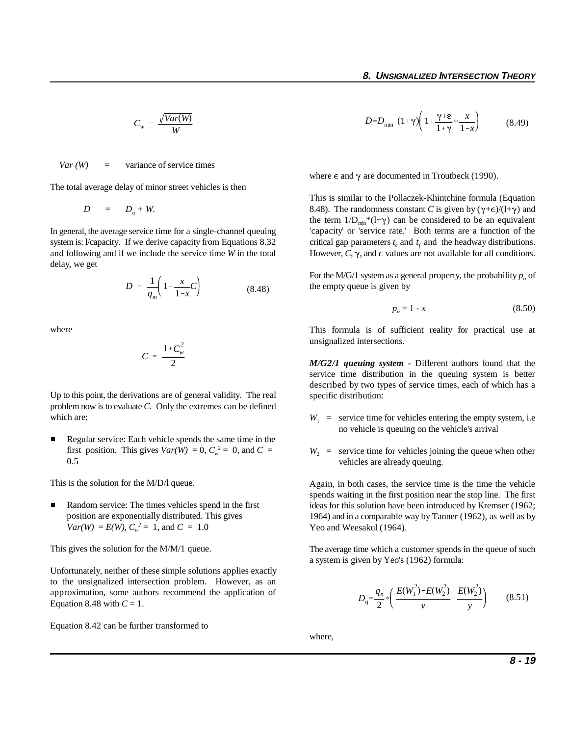$$C_w = \frac{\sqrt{Var(W)}}{W}$$

*Var (W)* = variance of service times

The total average delay of minor street vehicles is then

$$D = D_q + W.$$

In general, the average service time for a single-channel queuing system is: l/capacity. If we derive capacity from Equations 8.32 and following and if we include the service time *W* in the total delay, we get

$$D = \frac{1}{q_m}\left(1 + \frac{x}{1-x}C\right) \qquad (8.48)$$

where

$$C = \frac{1+C_w^2}{2}$$

Up to this point, the derivations are of general validity. The real problem now is to evaluate *C*. Only the extremes can be defined which are:

- Regular service: Each vehicle spends the same time in the first position. This gives $Var(W) = 0$, $C_w^2 = 0$, and $C = 0.5$

This is the solution for the M/D/l queue.

- Random service: The times vehicles spend in the first position are exponentially distributed. This gives $Var(W) = E(W)$, $C_w^2 = 1$, and $C = 1.0$

This gives the solution for the M/M/1 queue.

Unfortunately, neither of these simple solutions applies exactly to the unsignalized intersection problem. However, as an approximation, some authors recommend the application of Equation 8.48 with $C = 1$.

Equation 8.42 can be further transformed to

$$D = D_{\min}\ (1+\gamma)\left(1 + \frac{\gamma+\varepsilon}{1+\gamma} * \frac{x}{1-x}\right) \qquad (8.49)$$

where $\epsilon$ and $\gamma$ are documented in Troutbeck (1990).

This is similar to the Pollaczek-Khintchine formula (Equation 8.48). The randomness constant *C* is given by $(\gamma+\epsilon)/(l+\gamma)$ and the term $1/D_{\min}*(l+\gamma)$ can be considered to be an equivalent 'capacity' or 'service rate.' Both terms are a function of the critical gap parameters $t_c$ and $t_f$ and the headway distributions. However, *C*, $\gamma$, and $\epsilon$ values are not available for all conditions.

For the M/G/1 system as a general property, the probability $p_o$ of the empty queue is given by

$$p_o = 1 - x \qquad (8.50)$$

This formula is of sufficient reality for practical use at unsignalized intersections.

***M/G2/1 queuing system*** - Different authors found that the service time distribution in the queuing system is better described by two types of service times, each of which has a specific distribution:

$W_1$ = service time for vehicles entering the empty system, i.e no vehicle is queuing on the vehicle's arrival

$W_2$ = service time for vehicles joining the queue when other vehicles are already queuing.

Again, in both cases, the service time is the time the vehicle spends waiting in the first position near the stop line. The first ideas for this solution have been introduced by Kremser (1962; 1964) and in a comparable way by Tanner (1962), as well as by Yeo and Weesakul (1964).

The average time which a customer spends in the queue of such a system is given by Yeo's (1962) formula:

$$D_q = \frac{q_n}{2} * \left(\frac{E(W_1^2) - E(W_2^2)}{v} + \frac{E(W_2^2)}{y}\right) \qquad (8.51)$$

where,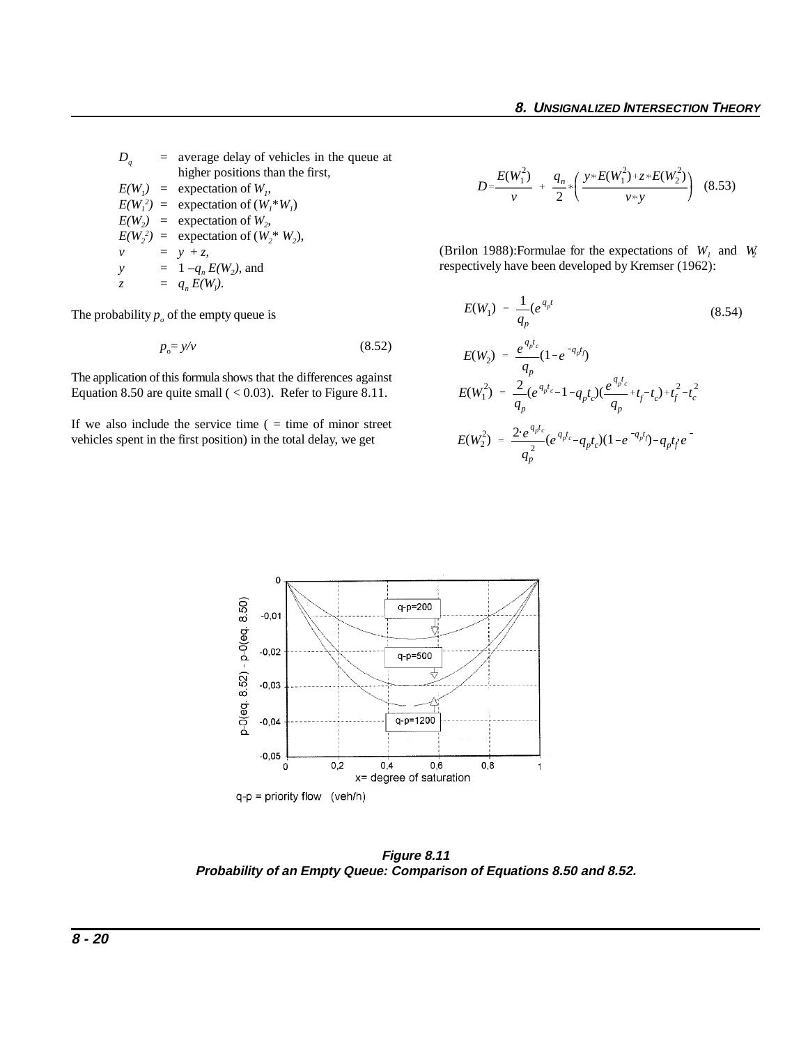$D_q$ = average delay of vehicles in the queue at higher positions than the first,
$E(W_1)$ = expectation of $W_1$,
$E(W_1^2)$ = expectation of $(W_1 * W_1)$
$E(W_2)$ = expectation of $W_2$,
$E(W_2^2)$ = expectation of $(W_2 * W_2)$,
$v$ = $y + z$,
$y$ = $1 - q_n E(W_2)$, and
$z$ = $q_n E(W_1)$.

The probability $p_o$ of the empty queue is

$$p_o = y/v \tag{8.52}$$

The application of this formula shows that the differences against Equation 8.50 are quite small ( < 0.03). Refer to Figure 8.11.

If we also include the service time ( = time of minor street vehicles spent in the first position) in the total delay, we get

$$D = \frac{E(W_1^2)}{v} + \frac{q_n}{2} * \left( \frac{y * E(W_1^2) + z * E(W_2^2)}{v * y} \right) \tag{8.53}$$

(Brilon 1988):Formulae for the expectations of $W_1$ and $W_2$ respectively have been developed by Kremser (1962):

$$E(W_1) = \frac{1}{q_p}(e^{q_p t} \tag{8.54}$$

$$E(W_2) = \frac{e^{q_p t_c}}{q_p}(1 - e^{-q_p t_f})$$

$$E(W_1^2) = \frac{2}{q_p}(e^{q_p t_c} - 1 - q_p t_c)(\frac{e^{q_p t_c}}{q_p} + t_f - t_c) + t_f^2 - t_c^2$$

$$E(W_2^2) = \frac{2 \cdot e^{q_p t_c}}{q_p^2}(e^{q_p t_c} - q_p t_c)(1 - e^{-q_p t_f}) - q_p t_f e^{-}$$

**Figure 8.11**
***Probability of an Empty Queue: Comparison of Equations 8.50 and 8.52.***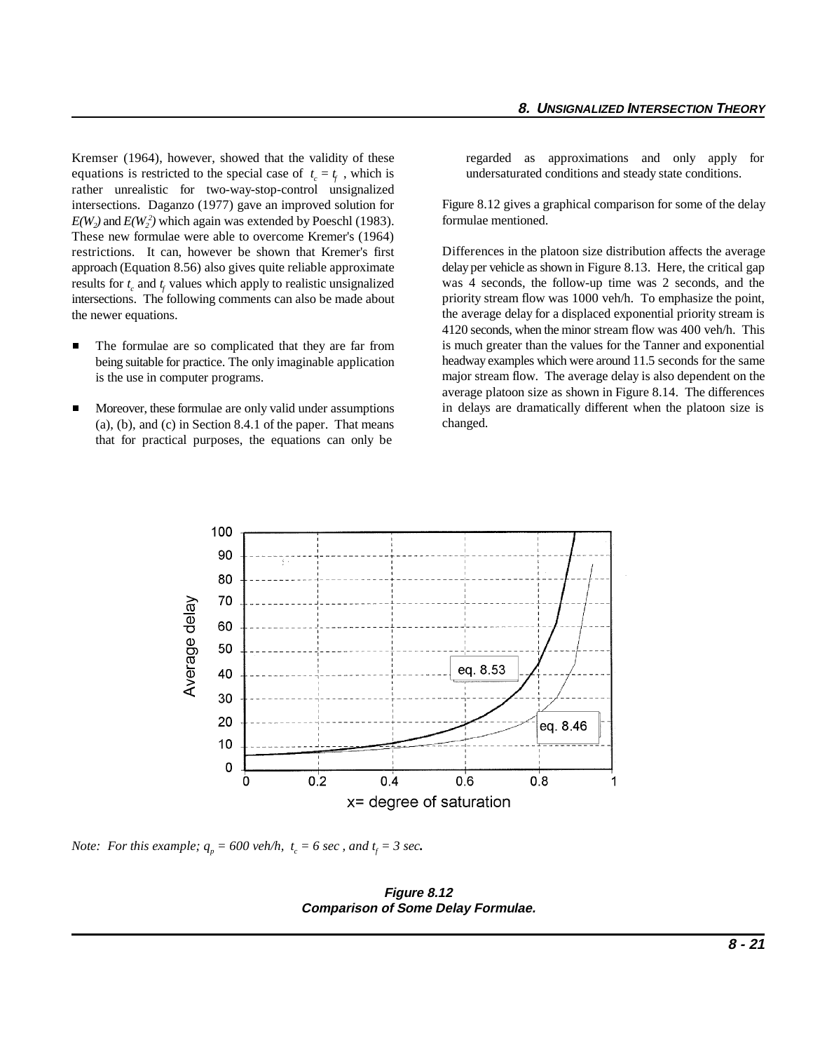Kremser (1964), however, showed that the validity of these equations is restricted to the special case of $t_c = t_f$ , which is rather unrealistic for two-way-stop-control unsignalized intersections. Daganzo (1977) gave an improved solution for $E(W_2)$ and $E(W_2^2)$ which again was extended by Poeschl (1983). These new formulae were able to overcome Kremer's (1964) restrictions. It can, however be shown that Kremer's first approach (Equation 8.56) also gives quite reliable approximate results for $t_c$ and $t_f$ values which apply to realistic unsignalized intersections. The following comments can also be made about the newer equations.

- The formulae are so complicated that they are far from being suitable for practice. The only imaginable application is the use in computer programs.

- Moreover, these formulae are only valid under assumptions (a), (b), and (c) in Section 8.4.1 of the paper. That means that for practical purposes, the equations can only be regarded as approximations and only apply for undersaturated conditions and steady state conditions.

Figure 8.12 gives a graphical comparison for some of the delay formulae mentioned.

Differences in the platoon size distribution affects the average delay per vehicle as shown in Figure 8.13. Here, the critical gap was 4 seconds, the follow-up time was 2 seconds, and the priority stream flow was 1000 veh/h. To emphasize the point, the average delay for a displaced exponential priority stream is 4120 seconds, when the minor stream flow was 400 veh/h. This is much greater than the values for the Tanner and exponential headway examples which were around 11.5 seconds for the same major stream flow. The average delay is also dependent on the average platoon size as shown in Figure 8.14. The differences in delays are dramatically different when the platoon size is changed.

*Note: For this example; $q_p = 600$ veh/h, $t_c = 6$ sec , and $t_f = 3$ sec.*

**Figure 8.12**
**Comparison of Some Delay Formulae.**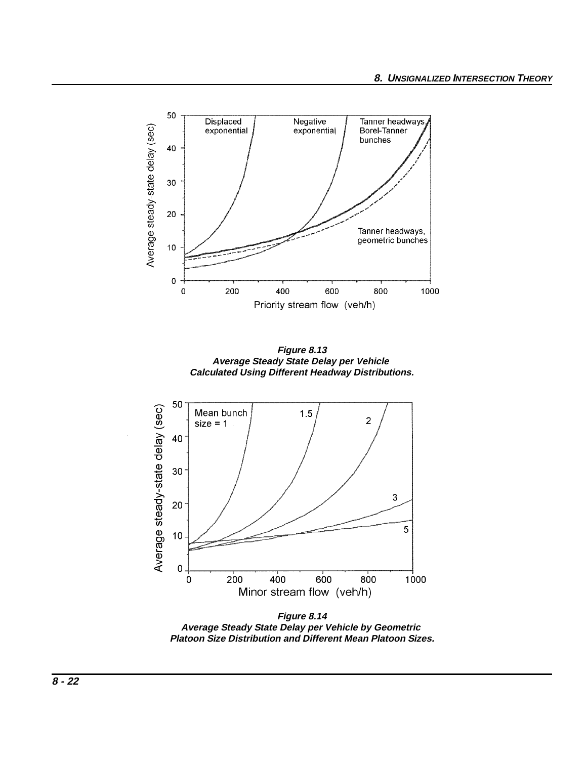**Figure 8.13**
**Average Steady State Delay per Vehicle Calculated Using Different Headway Distributions.**

**Figure 8.14**
**Average Steady State Delay per Vehicle by Geometric Platoon Size Distribution and Different Mean Platoon Sizes.**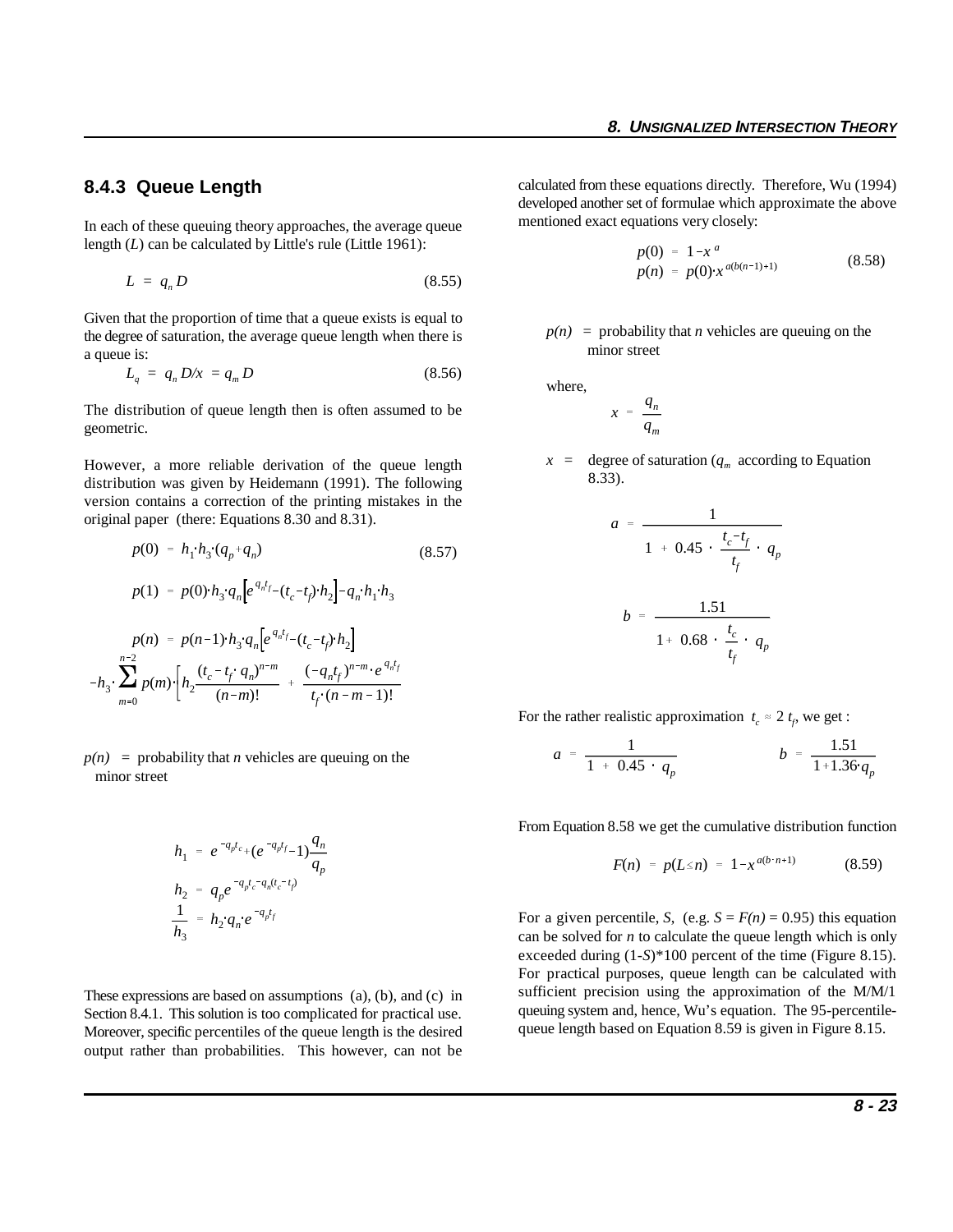### 8.4.3 Queue Length

In each of these queuing theory approaches, the average queue length ($L$) can be calculated by Little's rule (Little 1961):

$$L = q_n D \tag{8.55}$$

Given that the proportion of time that a queue exists is equal to the degree of saturation, the average queue length when there is a queue is:

$$L_q = q_n D/x = q_m D \tag{8.56}$$

The distribution of queue length then is often assumed to be geometric.

However, a more reliable derivation of the queue length distribution was given by Heidemann (1991). The following version contains a correction of the printing mistakes in the original paper (there: Equations 8.30 and 8.31).

$$p(0) = h_1 \cdot h_3 \cdot (q_p + q_n) \tag{8.57}$$

$$p(1) = p(0) \cdot h_3 \cdot q_n \left[ e^{q_n t_f} - (t_c - t_f) \cdot h_2 \right] - q_n \cdot h_1 \cdot h_3$$

$$p(n) = p(n-1) \cdot h_3 \cdot q_n \left[ e^{q_n t_f} - (t_c - t_f) \cdot h_2 \right]$$

$$- h_3 \cdot \sum_{m=0}^{n-2} p(m) \cdot \left[ h_2 \frac{(t_c - t_f \cdot q_n)^{n-m}}{(n-m)!} + \frac{(-q_n t_f)^{n-m} \cdot e^{q_n t_f}}{t_f \cdot (n-m-1)!} \right]$$

$p(n)$ = probability that $n$ vehicles are queuing on the minor street

$$h_1 = e^{-q_p t_c} + (e^{-q_p t_f} - 1) \frac{q_n}{q_p}$$

$$h_2 = q_p e^{-q_p t_c - q_n (t_c - t_f)}$$

$$\frac{1}{h_3} = h_2 \cdot q_n \cdot e^{-q_p t_f}$$

These expressions are based on assumptions (a), (b), and (c) in Section 8.4.1. This solution is too complicated for practical use. Moreover, specific percentiles of the queue length is the desired output rather than probabilities. This however, can not be calculated from these equations directly. Therefore, Wu (1994) developed another set of formulae which approximate the above mentioned exact equations very closely:

$$p(0) = 1 - x^a$$
$$p(n) = p(0) \cdot x^{a(b(n-1)+1)} \tag{8.58}$$

$p(n)$ = probability that $n$ vehicles are queuing on the minor street

where,

$$x = \frac{q_n}{q_m}$$

$x$ = degree of saturation ($q_m$ according to Equation 8.33).

$$a = \frac{1}{1 + 0.45 \cdot \frac{t_c - t_f}{t_f} \cdot q_p}$$

$$b = \frac{1.51}{1 + 0.68 \cdot \frac{t_c}{t_f} \cdot q_p}$$

For the rather realistic approximation $t_c \approx 2\, t_f$, we get :

$$a = \frac{1}{1 + 0.45 \cdot q_p} \qquad b = \frac{1.51}{1 + 1.36 \cdot q_p}$$

From Equation 8.58 we get the cumulative distribution function

$$F(n) = p(L \le n) = 1 - x^{a(b \cdot n + 1)} \tag{8.59}$$

For a given percentile, $S$, (e.g. $S = F(n) = 0.95$) this equation can be solved for $n$ to calculate the queue length which is only exceeded during $(1-S)$*100 percent of the time (Figure 8.15). For practical purposes, queue length can be calculated with sufficient precision using the approximation of the M/M/1 queuing system and, hence, Wu's equation. The 95-percentile-queue length based on Equation 8.59 is given in Figure 8.15.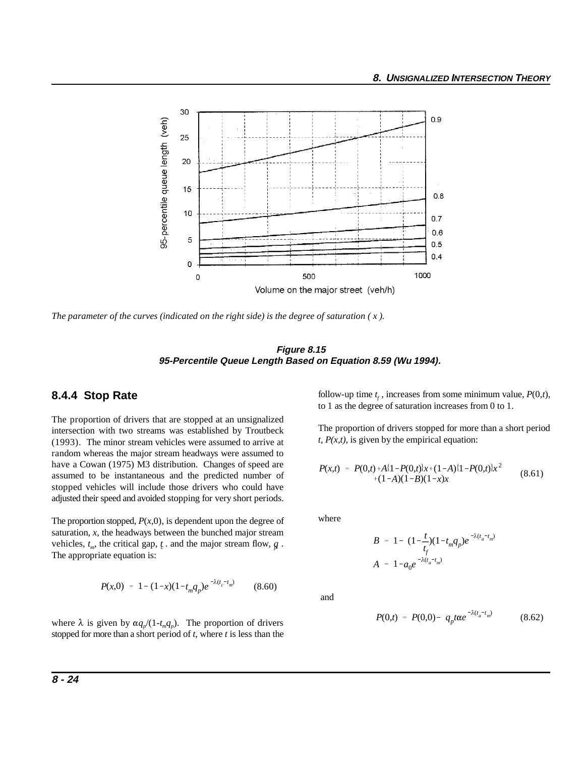The parameter of the curves (indicated on the right side) is the degree of saturation ( x ).

**Figure 8.15**
**95-Percentile Queue Length Based on Equation 8.59 (Wu 1994).**

### 8.4.4 Stop Rate

The proportion of drivers that are stopped at an unsignalized intersection with two streams was established by Troutbeck (1993). The minor stream vehicles were assumed to arrive at random whereas the major stream headways were assumed to have a Cowan (1975) M3 distribution. Changes of speed are assumed to be instantaneous and the predicted number of stopped vehicles will include those drivers who could have adjusted their speed and avoided stopping for very short periods.

The proportion stopped, $P(x,0)$, is dependent upon the degree of saturation, $x$, the headways between the bunched major stream vehicles, $t_m$, the critical gap, $t_c$, and the major stream flow, $q_p$. The appropriate equation is:

$$P(x,0) = 1 - (1-x)(1-t_m q_p)e^{-\lambda(t_c - t_m)} \qquad (8.60)$$

where $\lambda$ is given by $\alpha q_p/(1-t_m q_p)$. The proportion of drivers stopped for more than a short period of $t$, where $t$ is less than the follow-up time $t_f$, increases from some minimum value, $P(0,t)$, to 1 as the degree of saturation increases from 0 to 1.

The proportion of drivers stopped for more than a short period $t$, $P(x,t)$, is given by the empirical equation:

$$P(x,t) = P(0,t) + A\{1-P(0,t)\}x + (1-A)\{1-P(0,t)\}x^2 + (1-A)(1-B)(1-x)x \qquad (8.61)$$

where

$$B = 1 - \left(1 - \frac{t}{t_f}\right)(1-t_m q_p)e^{-\lambda(t_a - t_m)}$$

$$A = 1 - a_0 e^{-\lambda(t_a - t_m)}$$

and

$$P(0,t) = P(0,0) - q_p t \alpha e^{-\lambda(t_a - t_m)} \qquad (8.62)$$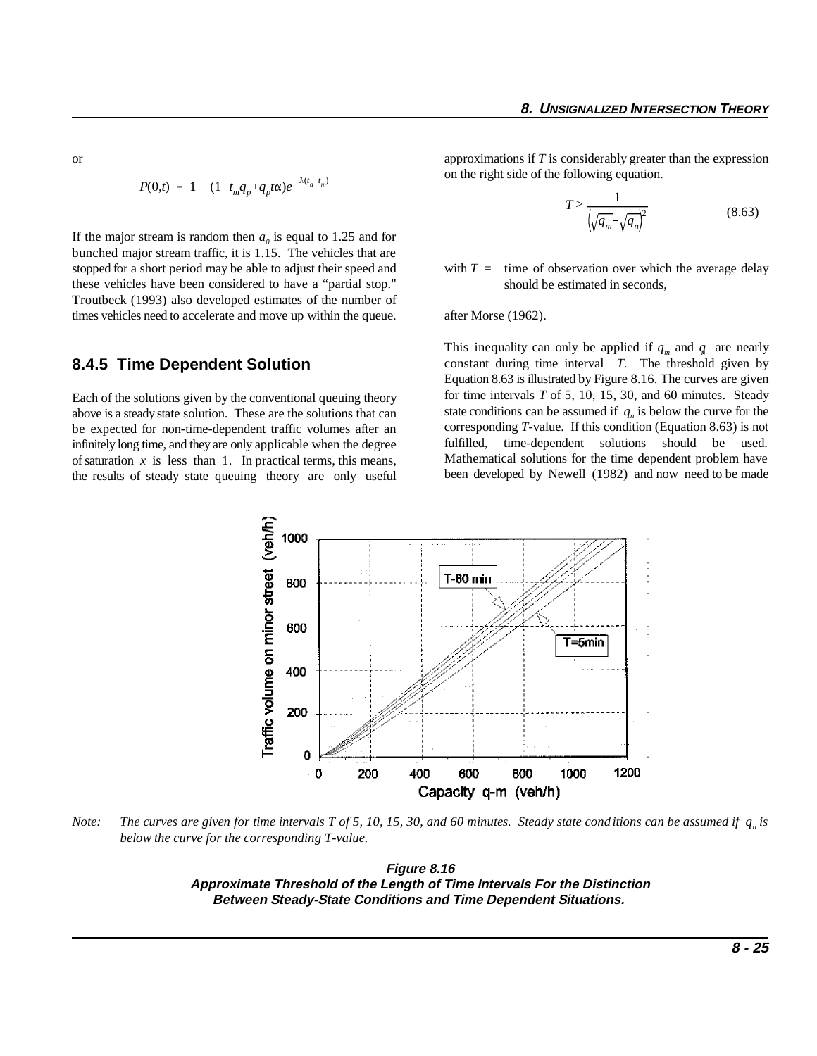or

$$P(0,t) = 1 - (1 - t_m q_p + q_p t \alpha) e^{-\lambda(t_a - t_m)}$$

If the major stream is random then $a_0$ is equal to 1.25 and for bunched major stream traffic, it is 1.15. The vehicles that are stopped for a short period may be able to adjust their speed and these vehicles have been considered to have a "partial stop." Troutbeck (1993) also developed estimates of the number of times vehicles need to accelerate and move up within the queue.

### 8.4.5 Time Dependent Solution

Each of the solutions given by the conventional queuing theory above is a steady state solution. These are the solutions that can be expected for non-time-dependent traffic volumes after an infinitely long time, and they are only applicable when the degree of saturation $x$ is less than 1. In practical terms, this means, the results of steady state queuing theory are only useful approximations if $T$ is considerably greater than the expression on the right side of the following equation.

$$T > \frac{1}{\left(\sqrt{q_m} - \sqrt{q_n}\right)^2} \tag{8.63}$$

with $T$ = time of observation over which the average delay should be estimated in seconds,

after Morse (1962).

This inequality can only be applied if $q_m$ and $q$ are nearly constant during time interval $T$. The threshold given by Equation 8.63 is illustrated by Figure 8.16. The curves are given for time intervals $T$ of 5, 10, 15, 30, and 60 minutes. Steady state conditions can be assumed if $q_n$ is below the curve for the corresponding $T$-value. If this condition (Equation 8.63) is not fulfilled, time-dependent solutions should be used. Mathematical solutions for the time dependent problem have been developed by Newell (1982) and now need to be made

*Note: The curves are given for time intervals T of 5, 10, 15, 30, and 60 minutes. Steady state conditions can be assumed if $q_n$ is below the curve for the corresponding T-value.*

**Figure 8.16**
**Approximate Threshold of the Length of Time Intervals For the Distinction Between Steady-State Conditions and Time Dependent Situations.**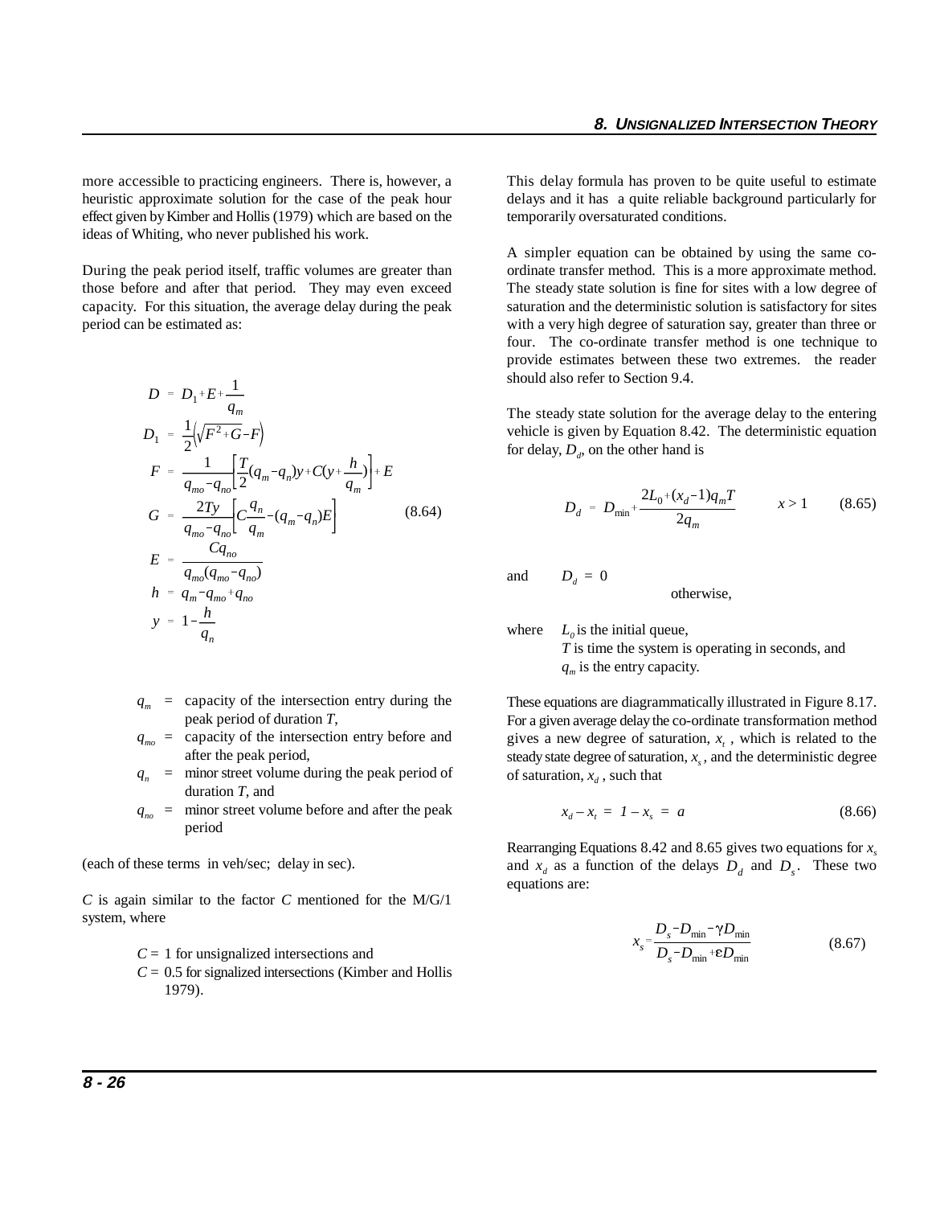more accessible to practicing engineers. There is, however, a heuristic approximate solution for the case of the peak hour effect given by Kimber and Hollis (1979) which are based on the ideas of Whiting, who never published his work.

During the peak period itself, traffic volumes are greater than those before and after that period. They may even exceed capacity. For this situation, the average delay during the peak period can be estimated as:

$$
\begin{aligned}
D &= D_1 + E + \frac{1}{q_m} \\
D_1 &= \frac{1}{2}\left(\sqrt{F^2 + G} - F\right) \\
F &= \frac{1}{q_{mo} - q_{no}}\left[\frac{T}{2}(q_m - q_n)y + C\left(y + \frac{h}{q_m}\right)\right] + E \\
G &= \frac{2Ty}{q_{mo} - q_{no}}\left[C\frac{q_n}{q_m} - (q_m - q_n)E\right] \\
E &= \frac{Cq_{no}}{q_{mo}(q_{mo} - q_{no})} \\
h &= q_m - q_{mo} + q_{no} \\
y &= 1 - \frac{h}{q_n}
\end{aligned}
\tag{8.64}
$$

$q_m$ = capacity of the intersection entry during the peak period of duration $T$,

$q_{mo}$ = capacity of the intersection entry before and after the peak period,

$q_n$ = minor street volume during the peak period of duration $T$, and

$q_{no}$ = minor street volume before and after the peak period

(each of these terms in veh/sec; delay in sec).

$C$ is again similar to the factor $C$ mentioned for the M/G/1 system, where

$C$ = 1 for unsignalized intersections and

$C$ = 0.5 for signalized intersections (Kimber and Hollis 1979).

This delay formula has proven to be quite useful to estimate delays and it has a quite reliable background particularly for temporarily oversaturated conditions.

A simpler equation can be obtained by using the same co-ordinate transfer method. This is a more approximate method. The steady state solution is fine for sites with a low degree of saturation and the deterministic solution is satisfactory for sites with a very high degree of saturation say, greater than three or four. The co-ordinate transfer method is one technique to provide estimates between these two extremes. the reader should also refer to Section 9.4.

The steady state solution for the average delay to the entering vehicle is given by Equation 8.42. The deterministic equation for delay, $D_d$, on the other hand is

$$
D_d = D_{\min} + \frac{2L_0 + (x_d - 1)q_m T}{2q_m} \qquad x > 1 \tag{8.65}
$$

and $D_d = 0$ otherwise,

where $L_0$ is the initial queue,
$T$ is time the system is operating in seconds, and
$q_m$ is the entry capacity.

These equations are diagrammatically illustrated in Figure 8.17. For a given average delay the co-ordinate transformation method gives a new degree of saturation, $x_t$, which is related to the steady state degree of saturation, $x_s$, and the deterministic degree of saturation, $x_d$, such that

$$
x_d - x_t = 1 - x_s = a \tag{8.66}
$$

Rearranging Equations 8.42 and 8.65 gives two equations for $x_s$ and $x_d$ as a function of the delays $D_d$ and $D_s$. These two equations are:

$$
x_s = \frac{D_s - D_{\min} - \gamma D_{\min}}{D_s - D_{\min} + \varepsilon D_{\min}} \tag{8.67}
$$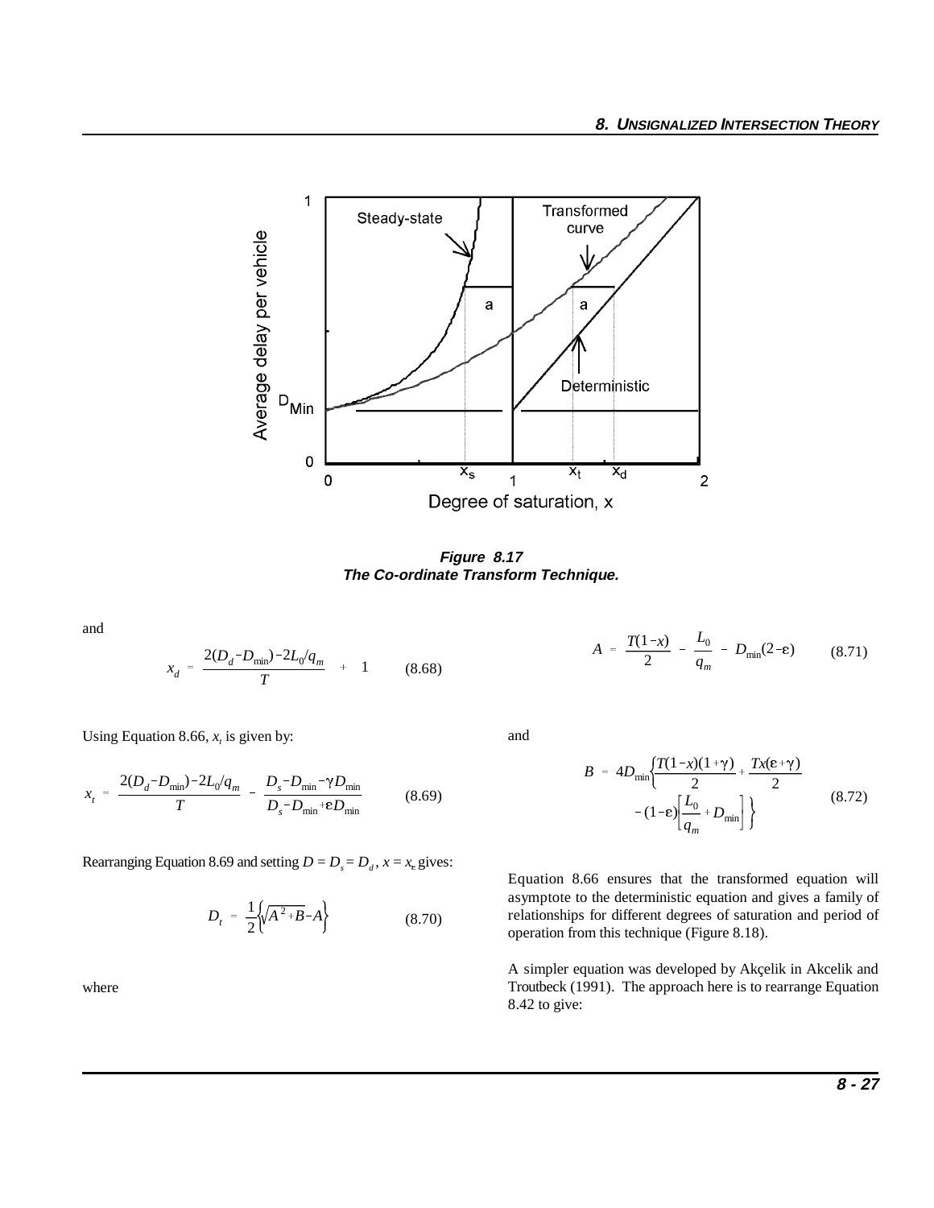*Figure 8.17*
***The Co-ordinate Transform Technique.***

and

$$x_d = \frac{2(D_d - D_{min}) - 2L_0/q_m}{T} + 1 \qquad (8.68)$$

Using Equation 8.66, $x_t$ is given by:

$$x_t = \frac{2(D_d - D_{min}) - 2L_0/q_m}{T} - \frac{D_s - D_{min} - \gamma D_{min}}{D_s - D_{min} + \varepsilon D_{min}} \qquad (8.69)$$

Rearranging Equation 8.69 and setting $D = D_s = D_d$, $x = x_\varepsilon$ gives:

$$D_t = \frac{1}{2}\left\{\sqrt{A^2 + B} - A\right\} \qquad (8.70)$$

where

$$A = \frac{T(1-x)}{2} - \frac{L_0}{q_m} - D_{min}(2-\varepsilon) \qquad (8.71)$$

and

$$B = 4D_{min}\left\{\frac{T(1-x)(1+\gamma)}{2} + \frac{Tx(\varepsilon+\gamma)}{2} - (1-\varepsilon)\left[\frac{L_0}{q_m} + D_{min}\right]\right\} \qquad (8.72)$$

Equation 8.66 ensures that the transformed equation will asymptote to the deterministic equation and gives a family of relationships for different degrees of saturation and period of operation from this technique (Figure 8.18).

A simpler equation was developed by Akçelik in Akcelik and Troutbeck (1991). The approach here is to rearrange Equation 8.42 to give: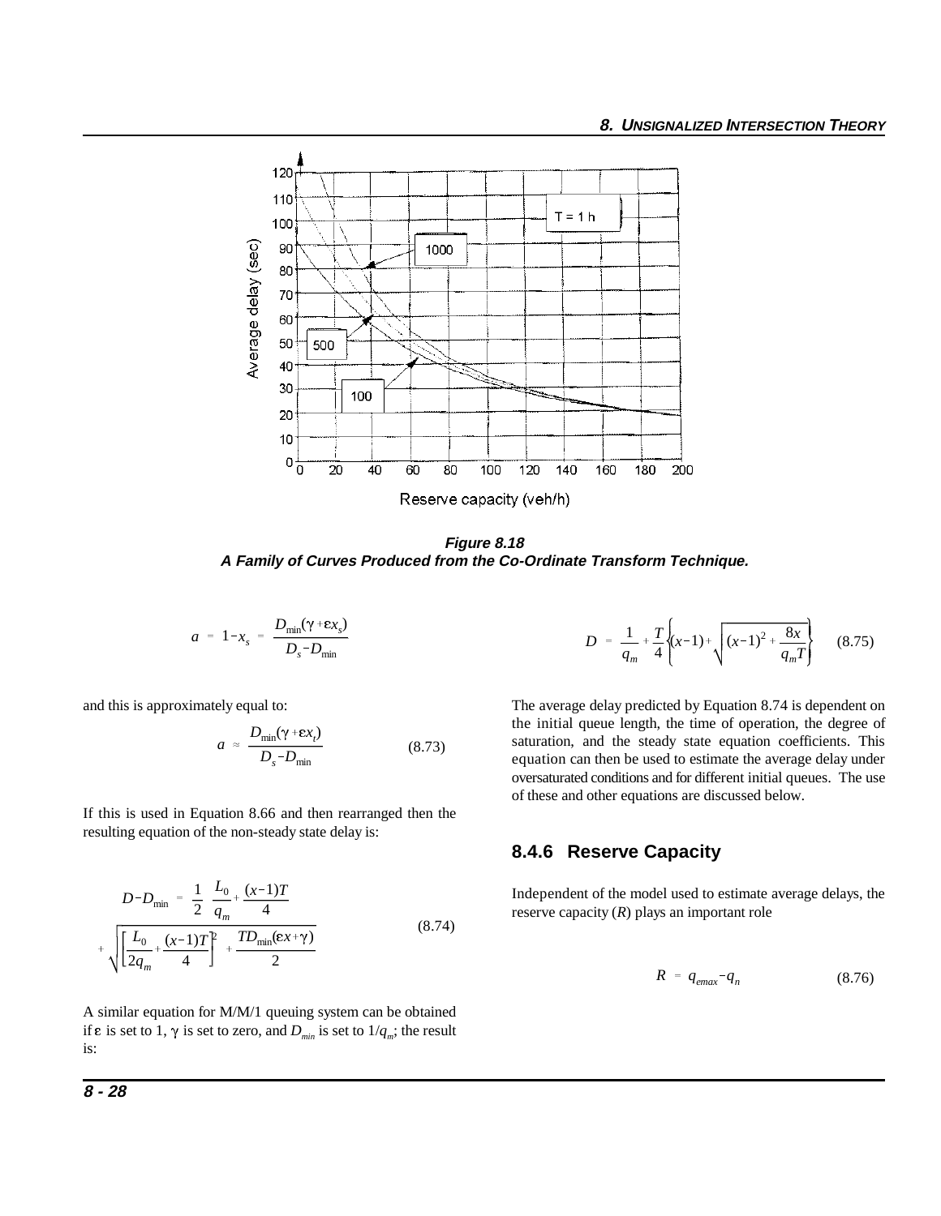**Figure 8.18**
***A Family of Curves Produced from the Co-Ordinate Transform Technique.***

$$a = 1 - x_s = \frac{D_{min}(\gamma + \varepsilon x_s)}{D_s - D_{min}}$$

and this is approximately equal to:

$$a \approx \frac{D_{min}(\gamma + \varepsilon x_t)}{D_s - D_{min}} \qquad (8.73)$$

If this is used in Equation 8.66 and then rearranged then the resulting equation of the non-steady state delay is:

$$D - D_{min} = \frac{1}{2}\left(\frac{L_0}{q_m} + \frac{(x-1)T}{4}\right) + \sqrt{\left[\frac{L_0}{2q_m} + \frac{(x-1)T}{4}\right]^2 + \frac{TD_{min}(\varepsilon x + \gamma)}{2}} \qquad (8.74)$$

A similar equation for M/M/1 queuing system can be obtained if $\varepsilon$ is set to 1, $\gamma$ is set to zero, and $D_{min}$ is set to $1/q_m$; the result is:

$$D = \frac{1}{q_m} + \frac{T}{4}\left\{(x-1) + \sqrt{(x-1)^2 + \frac{8x}{q_m T}}\right\} \qquad (8.75)$$

The average delay predicted by Equation 8.74 is dependent on the initial queue length, the time of operation, the degree of saturation, and the steady state equation coefficients. This equation can then be used to estimate the average delay under oversaturated conditions and for different initial queues. The use of these and other equations are discussed below.

### 8.4.6 Reserve Capacity

Independent of the model used to estimate average delays, the reserve capacity ($R$) plays an important role

$$R = q_{emax} - q_n \qquad (8.76)$$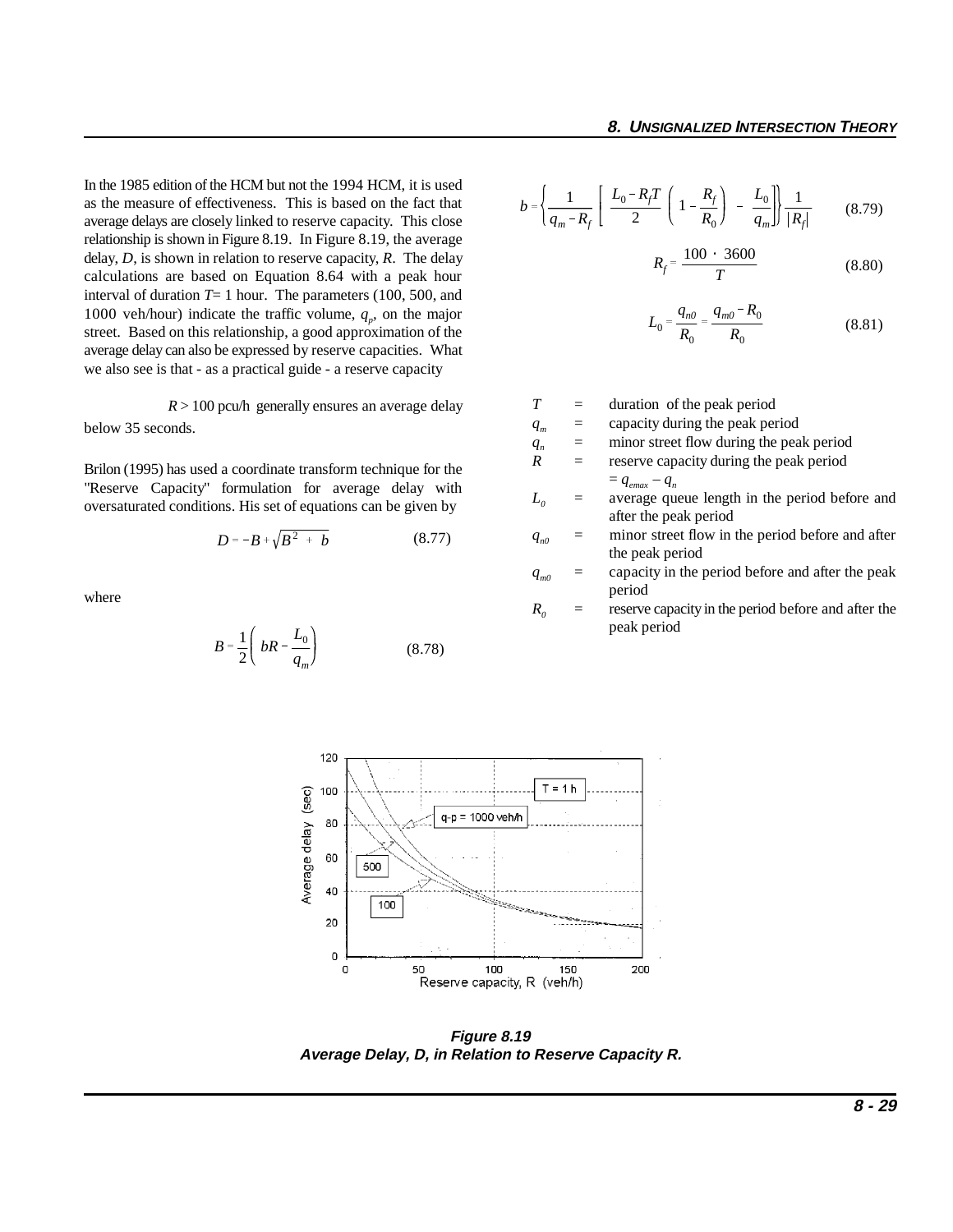In the 1985 edition of the HCM but not the 1994 HCM, it is used as the measure of effectiveness. This is based on the fact that average delays are closely linked to reserve capacity. This close relationship is shown in Figure 8.19. In Figure 8.19, the average delay, $D$, is shown in relation to reserve capacity, $R$. The delay calculations are based on Equation 8.64 with a peak hour interval of duration $T$= 1 hour. The parameters (100, 500, and 1000 veh/hour) indicate the traffic volume, $q_p$, on the major street. Based on this relationship, a good approximation of the average delay can also be expressed by reserve capacities. What we also see is that - as a practical guide - a reserve capacity

$R > 100$ pcu/h generally ensures an average delay below 35 seconds.

Brilon (1995) has used a coordinate transform technique for the "Reserve Capacity" formulation for average delay with oversaturated conditions. His set of equations can be given by

$$D = -B + \sqrt{B^2 + b} \tag{8.77}$$

where

$$B = \frac{1}{2}\left( bR - \frac{L_0}{q_m} \right) \tag{8.78}$$

$$b = \left\{ \frac{1}{q_m - R_f} \left[ \frac{L_0 - R_f T}{2} \left( 1 - \frac{R_f}{R_0} \right) - \frac{L_0}{q_m} \right] \right\} \frac{1}{|R_f|} \tag{8.79}$$

$$R_f = \frac{100 \cdot 3600}{T} \tag{8.80}$$

$$L_0 = \frac{q_{n0}}{R_0} = \frac{q_{m0} - R_0}{R_0} \tag{8.81}$$

$T$ = duration of the peak period
$q_m$ = capacity during the peak period
$q_n$ = minor street flow during the peak period
$R$ = reserve capacity during the peak period $= q_{emax} - q_n$
$L_0$ = average queue length in the period before and after the peak period
$q_{n0}$ = minor street flow in the period before and after the peak period
$q_{m0}$ = capacity in the period before and after the peak period
$R_0$ = reserve capacity in the period before and after the peak period

***Figure 8.19***
***Average Delay, D, in Relation to Reserve Capacity R.***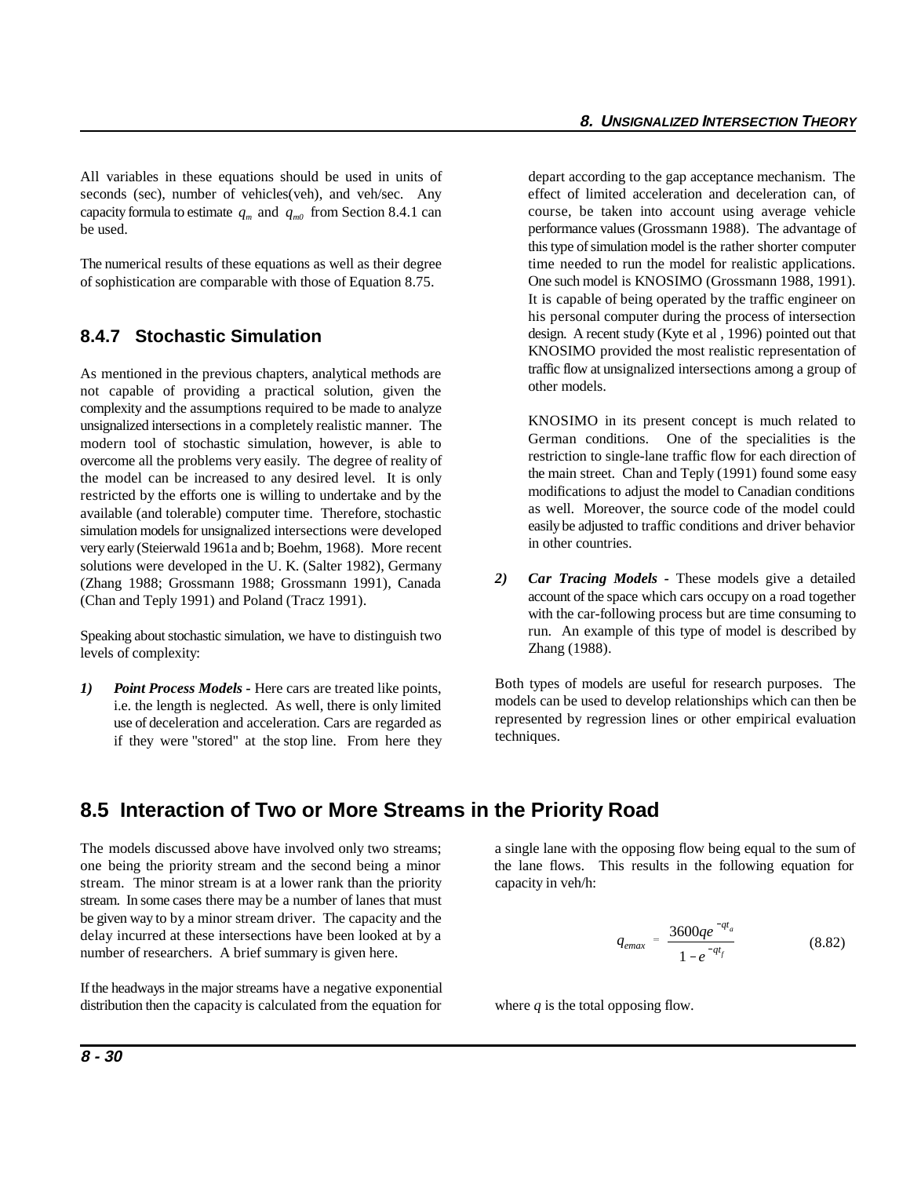All variables in these equations should be used in units of seconds (sec), number of vehicles(veh), and veh/sec. Any capacity formula to estimate $q_m$ and $q_{m0}$ from Section 8.4.1 can be used.

The numerical results of these equations as well as their degree of sophistication are comparable with those of Equation 8.75.

### 8.4.7 Stochastic Simulation

As mentioned in the previous chapters, analytical methods are not capable of providing a practical solution, given the complexity and the assumptions required to be made to analyze unsignalized intersections in a completely realistic manner. The modern tool of stochastic simulation, however, is able to overcome all the problems very easily. The degree of reality of the model can be increased to any desired level. It is only restricted by the efforts one is willing to undertake and by the available (and tolerable) computer time. Therefore, stochastic simulation models for unsignalized intersections were developed very early (Steierwald 1961a and b; Boehm, 1968). More recent solutions were developed in the U. K. (Salter 1982), Germany (Zhang 1988; Grossmann 1988; Grossmann 1991), Canada (Chan and Teply 1991) and Poland (Tracz 1991).

Speaking about stochastic simulation, we have to distinguish two levels of complexity:

1) ***Point Process Models*** - Here cars are treated like points, i.e. the length is neglected. As well, there is only limited use of deceleration and acceleration. Cars are regarded as if they were "stored" at the stop line. From here they depart according to the gap acceptance mechanism. The effect of limited acceleration and deceleration can, of course, be taken into account using average vehicle performance values (Grossmann 1988). The advantage of this type of simulation model is the rather shorter computer time needed to run the model for realistic applications. One such model is KNOSIMO (Grossmann 1988, 1991). It is capable of being operated by the traffic engineer on his personal computer during the process of intersection design. A recent study (Kyte et al , 1996) pointed out that KNOSIMO provided the most realistic representation of traffic flow at unsignalized intersections among a group of other models.

   KNOSIMO in its present concept is much related to German conditions. One of the specialities is the restriction to single-lane traffic flow for each direction of the main street. Chan and Teply (1991) found some easy modifications to adjust the model to Canadian conditions as well. Moreover, the source code of the model could easily be adjusted to traffic conditions and driver behavior in other countries.

2) ***Car Tracing Models*** - These models give a detailed account of the space which cars occupy on a road together with the car-following process but are time consuming to run. An example of this type of model is described by Zhang (1988).

Both types of models are useful for research purposes. The models can be used to develop relationships which can then be represented by regression lines or other empirical evaluation techniques.

## 8.5 Interaction of Two or More Streams in the Priority Road

The models discussed above have involved only two streams; one being the priority stream and the second being a minor stream. The minor stream is at a lower rank than the priority stream. In some cases there may be a number of lanes that must be given way to by a minor stream driver. The capacity and the delay incurred at these intersections have been looked at by a number of researchers. A brief summary is given here.

If the headways in the major streams have a negative exponential distribution then the capacity is calculated from the equation for a single lane with the opposing flow being equal to the sum of the lane flows. This results in the following equation for capacity in veh/h:

$$q_{emax} = \frac{3600 q e^{-q t_a}}{1 - e^{-q t_f}} \tag{8.82}$$

where $q$ is the total opposing flow.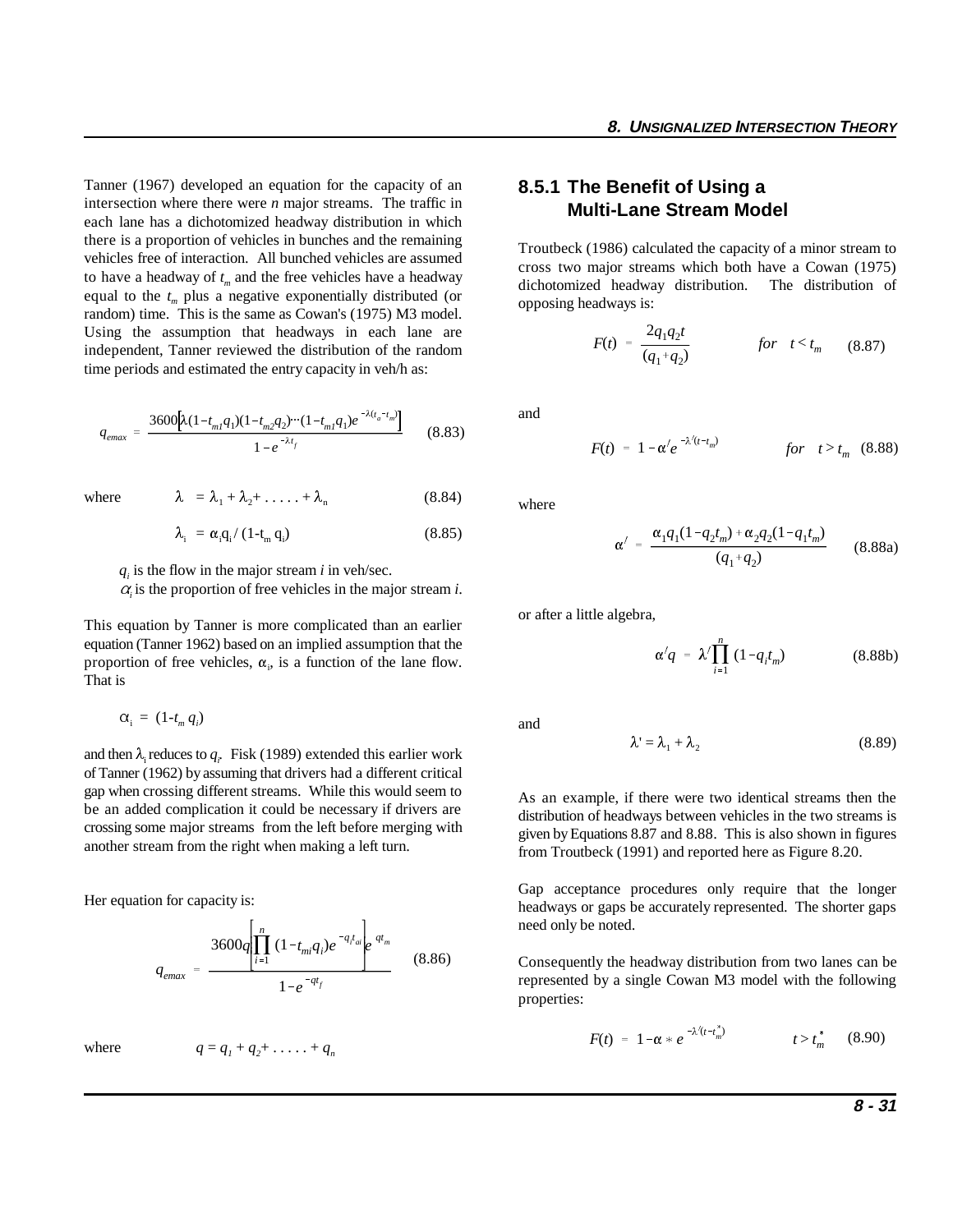Tanner (1967) developed an equation for the capacity of an intersection where there were *n* major streams. The traffic in each lane has a dichotomized headway distribution in which there is a proportion of vehicles in bunches and the remaining vehicles free of interaction. All bunched vehicles are assumed to have a headway of $t_m$ and the free vehicles have a headway equal to the $t_m$ plus a negative exponentially distributed (or random) time. This is the same as Cowan's (1975) M3 model. Using the assumption that headways in each lane are independent, Tanner reviewed the distribution of the random time periods and estimated the entry capacity in veh/h as:

$$q_{emax} = \frac{3600\left[\lambda(1-t_{m1}q_1)(1-t_{m2}q_2)\cdots(1-t_{m1}q_1)e^{-\lambda(t_a-t_m)}\right]}{1-e^{-\lambda t_f}} \quad (8.83)$$

where
$$\lambda = \lambda_1 + \lambda_2 + \ldots\ldots + \lambda_n \quad (8.84)$$

$$\lambda_i = \alpha_i q_i / (1-t_m\, q_i) \quad (8.85)$$

$q_i$ is the flow in the major stream *i* in veh/sec.
$\alpha_i$ is the proportion of free vehicles in the major stream *i*.

This equation by Tanner is more complicated than an earlier equation (Tanner 1962) based on an implied assumption that the proportion of free vehicles, $\alpha_i$, is a function of the lane flow. That is

$$\alpha_i = (1-t_m\, q_i)$$

and then $\lambda_i$ reduces to $q_i$. Fisk (1989) extended this earlier work of Tanner (1962) by assuming that drivers had a different critical gap when crossing different streams. While this would seem to be an added complication it could be necessary if drivers are crossing some major streams from the left before merging with another stream from the right when making a left turn.

Her equation for capacity is:

$$q_{emax} = \frac{3600q\left[\prod_{i=1}^{n}(1-t_{mi}q_i)e^{-q_i t_{ai}}\right]e^{qt_m}}{1-e^{-qt_f}} \quad (8.86)$$

where
$$q = q_1 + q_2 + \ldots\ldots + q_n$$

## 8.5.1 The Benefit of Using a Multi-Lane Stream Model

Troutbeck (1986) calculated the capacity of a minor stream to cross two major streams which both have a Cowan (1975) dichotomized headway distribution. The distribution of opposing headways is:

$$F(t) = \frac{2q_1q_2t}{(q_1+q_2)} \qquad for \quad t < t_m \quad (8.87)$$

and

$$F(t) = 1-\alpha' e^{-\lambda'(t-t_m)} \qquad for \quad t > t_m \quad (8.88)$$

where

$$\alpha' = \frac{\alpha_1 q_1(1-q_2t_m)+\alpha_2 q_2(1-q_1t_m)}{(q_1+q_2)} \quad (8.88a)$$

or after a little algebra,

$$\alpha' q = \lambda' \prod_{i=1}^{n}(1-q_i t_m) \quad (8.88b)$$

and

$$\lambda' = \lambda_1 + \lambda_2 \quad (8.89)$$

As an example, if there were two identical streams then the distribution of headways between vehicles in the two streams is given by Equations 8.87 and 8.88. This is also shown in figures from Troutbeck (1991) and reported here as Figure 8.20.

Gap acceptance procedures only require that the longer headways or gaps be accurately represented. The shorter gaps need only be noted.

Consequently the headway distribution from two lanes can be represented by a single Cowan M3 model with the following properties:

$$F(t) = 1-\alpha * e^{-\lambda'(t-t_m^*)} \qquad t > t_m^* \quad (8.90)$$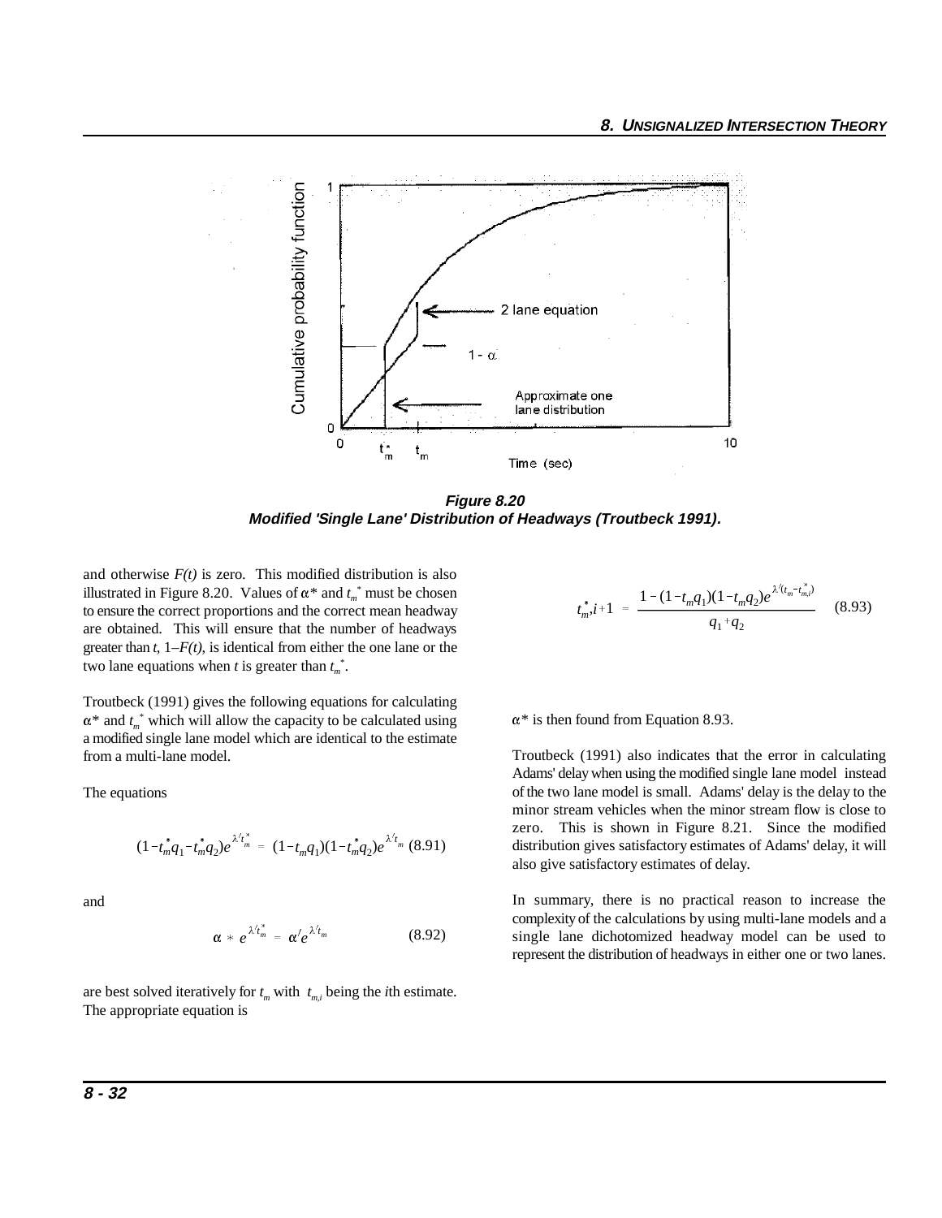**Figure 8.20**
**Modified 'Single Lane' Distribution of Headways (Troutbeck 1991).**

and otherwise $F(t)$ is zero. This modified distribution is also illustrated in Figure 8.20. Values of $\alpha^*$ and $t_m^*$ must be chosen to ensure the correct proportions and the correct mean headway are obtained. This will ensure that the number of headways greater than $t$, $1-F(t)$, is identical from either the one lane or the two lane equations when $t$ is greater than $t_m^*$.

Troutbeck (1991) gives the following equations for calculating $\alpha^*$ and $t_m^*$ which will allow the capacity to be calculated using a modified single lane model which are identical to the estimate from a multi-lane model.

The equations

$$(1 - t_m^* q_1 - t_m^* q_2) e^{\lambda' t_m^*} = (1 - t_m q_1)(1 - t_m^* q_2) e^{\lambda' t_m} \quad (8.91)$$

and

$$\alpha * e^{\lambda' t_m^*} = \alpha' e^{\lambda' t_m} \quad (8.92)$$

are best solved iteratively for $t_m$ with $t_{m,i}$ being the $i$th estimate. The appropriate equation is

$$t_{m,i+1}^* = \frac{1 - (1 - t_m q_1)(1 - t_m q_2) e^{\lambda'(t_m - t_{m,i}^*)}}{q_1 + q_2} \quad (8.93)$$

$\alpha^*$ is then found from Equation 8.93.

Troutbeck (1991) also indicates that the error in calculating Adams' delay when using the modified single lane model instead of the two lane model is small. Adams' delay is the delay to the minor stream vehicles when the minor stream flow is close to zero. This is shown in Figure 8.21. Since the modified distribution gives satisfactory estimates of Adams' delay, it will also give satisfactory estimates of delay.

In summary, there is no practical reason to increase the complexity of the calculations by using multi-lane models and a single lane dichotomized headway model can be used to represent the distribution of headways in either one or two lanes.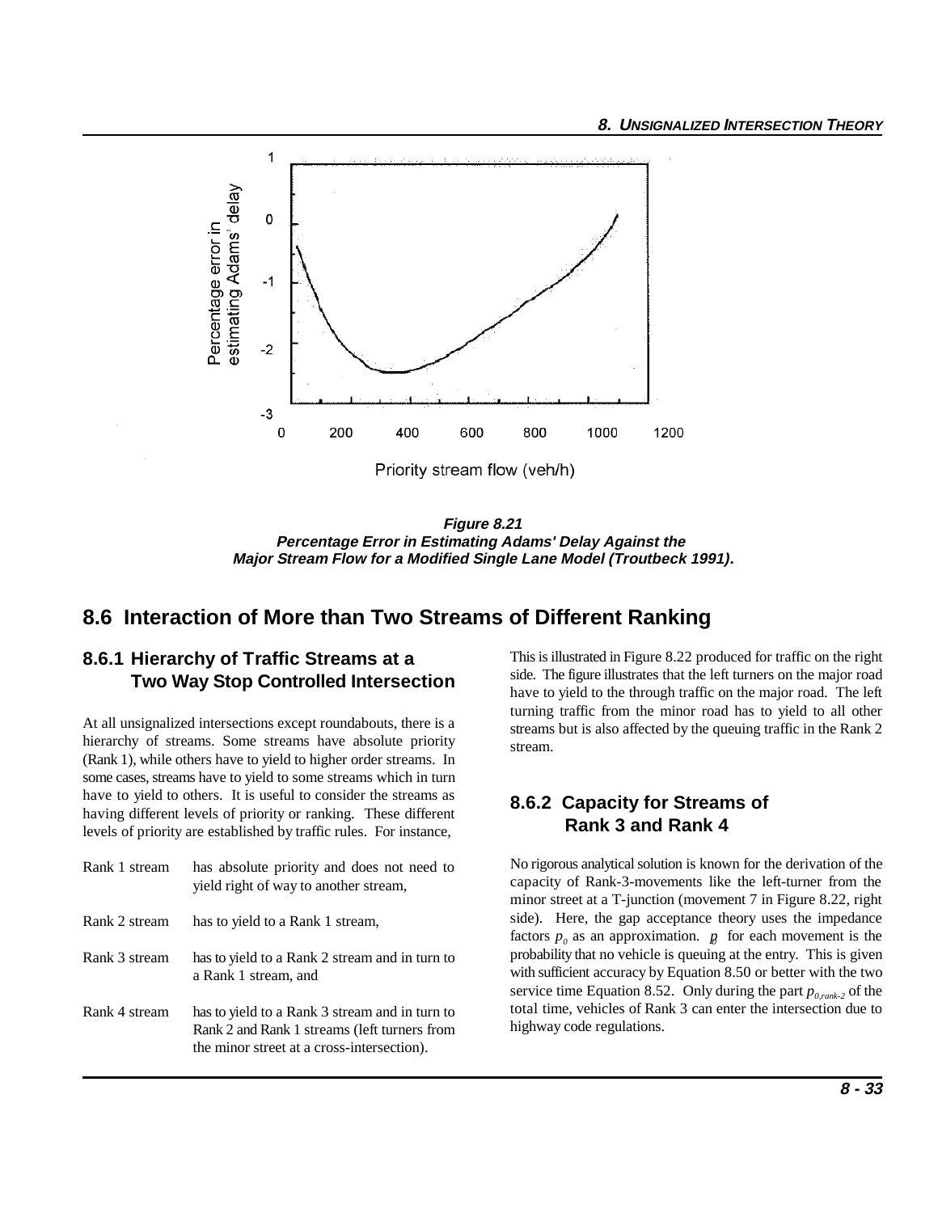**Figure 8.21**
**Percentage Error in Estimating Adams' Delay Against the Major Stream Flow for a Modified Single Lane Model (Troutbeck 1991).**

## 8.6 Interaction of More than Two Streams of Different Ranking

### 8.6.1 Hierarchy of Traffic Streams at a Two Way Stop Controlled Intersection

At all unsignalized intersections except roundabouts, there is a hierarchy of streams. Some streams have absolute priority (Rank 1), while others have to yield to higher order streams. In some cases, streams have to yield to some streams which in turn have to yield to others. It is useful to consider the streams as having different levels of priority or ranking. These different levels of priority are established by traffic rules. For instance,

| | |
|---|---|
| Rank 1 stream | has absolute priority and does not need to yield right of way to another stream, |
| Rank 2 stream | has to yield to a Rank 1 stream, |
| Rank 3 stream | has to yield to a Rank 2 stream and in turn to a Rank 1 stream, and |
| Rank 4 stream | has to yield to a Rank 3 stream and in turn to Rank 2 and Rank 1 streams (left turners from the minor street at a cross-intersection). |

This is illustrated in Figure 8.22 produced for traffic on the right side. The figure illustrates that the left turners on the major road have to yield to the through traffic on the major road. The left turning traffic from the minor road has to yield to all other streams but is also affected by the queuing traffic in the Rank 2 stream.

### 8.6.2 Capacity for Streams of Rank 3 and Rank 4

No rigorous analytical solution is known for the derivation of the capacity of Rank-3-movements like the left-turner from the minor street at a T-junction (movement 7 in Figure 8.22, right side). Here, the gap acceptance theory uses the impedance factors $p_0$ as an approximation. $p_0$ for each movement is the probability that no vehicle is queuing at the entry. This is given with sufficient accuracy by Equation 8.50 or better with the two service time Equation 8.52. Only during the part $p_{0,rank-2}$ of the total time, vehicles of Rank 3 can enter the intersection due to highway code regulations.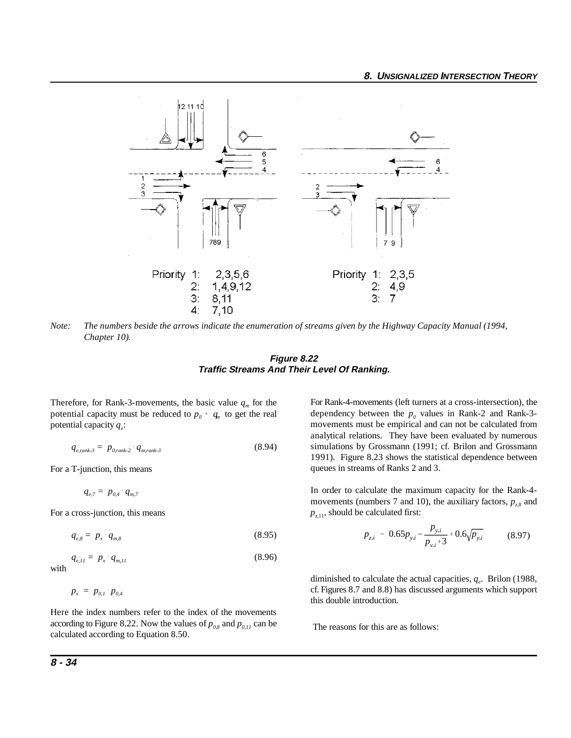Priority 1: 2,3,5,6
2: 1,4,9,12
3: 8,11
4: 7,10

Priority 1: 2,3,5
2: 4,9
3: 7

*Note: The numbers beside the arrows indicate the enumeration of streams given by the Highway Capacity Manual (1994, Chapter 10).*

***Figure 8.22***
***Traffic Streams And Their Level Of Ranking.***

Therefore, for Rank-3-movements, the basic value $q_m$ for the potential capacity must be reduced to $p_0 \cdot q_m$ to get the real potential capacity $q_e$:

$$q_{e,rank\text{-}3} = p_{0,rank\text{-}2} \cdot q_{m,rank\text{-}3} \tag{8.94}$$

For a T-junction, this means

$$q_{e,7} = p_{0,4} \cdot q_{m,7}$$

For a cross-junction, this means

$$q_{e,8} = p_x \cdot q_{m,8} \tag{8.95}$$

$$q_{e,11} = p_x \cdot q_{m,11} \tag{8.96}$$

with

$$p_x = p_{0,1} \cdot p_{0,4}$$

Here the index numbers refer to the index of the movements according to Figure 8.22. Now the values of $p_{0,8}$ and $p_{0,11}$ can be calculated according to Equation 8.50.

For Rank-4-movements (left turners at a cross-intersection), the dependency between the $p_0$ values in Rank-2 and Rank-3-movements must be empirical and can not be calculated from analytical relations. They have been evaluated by numerous simulations by Grossmann (1991; cf. Brilon and Grossmann 1991). Figure 8.23 shows the statistical dependence between queues in streams of Ranks 2 and 3.

In order to calculate the maximum capacity for the Rank-4-movements (numbers 7 and 10), the auxiliary factors, $p_{z,8}$ and $p_{z,11}$, should be calculated first:

$$p_{z,i} = 0.65 p_{y,i} - \frac{p_{y,i}}{p_{v,i} + 3} + 0.6\sqrt{p_{y,i}} \tag{8.97}$$

diminished to calculate the actual capacities, $q_e$. Brilon (1988, cf. Figures 8.7 and 8.8) has discussed arguments which support this double introduction.

The reasons for this are as follows: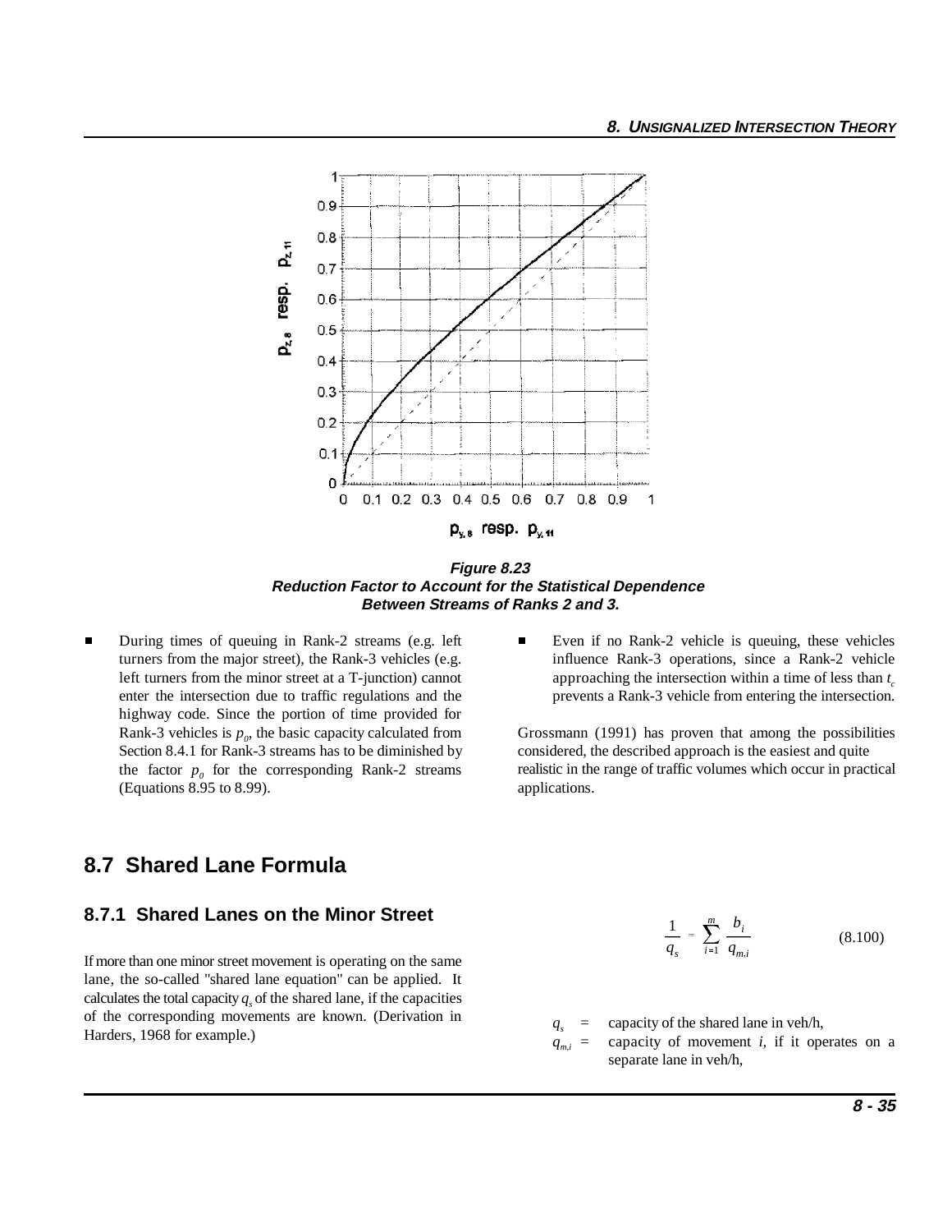**Figure 8.23**
**Reduction Factor to Account for the Statistical Dependence Between Streams of Ranks 2 and 3.**

- During times of queuing in Rank-2 streams (e.g. left turners from the major street), the Rank-3 vehicles (e.g. left turners from the minor street at a T-junction) cannot enter the intersection due to traffic regulations and the highway code. Since the portion of time provided for Rank-3 vehicles is $p_0$, the basic capacity calculated from Section 8.4.1 for Rank-3 streams has to be diminished by the factor $p_0$ for the corresponding Rank-2 streams (Equations 8.95 to 8.99).

- Even if no Rank-2 vehicle is queuing, these vehicles influence Rank-3 operations, since a Rank-2 vehicle approaching the intersection within a time of less than $t_c$ prevents a Rank-3 vehicle from entering the intersection.

Grossmann (1991) has proven that among the possibilities considered, the described approach is the easiest and quite realistic in the range of traffic volumes which occur in practical applications.

## 8.7 Shared Lane Formula

### 8.7.1 Shared Lanes on the Minor Street

If more than one minor street movement is operating on the same lane, the so-called "shared lane equation" can be applied. It calculates the total capacity $q_s$ of the shared lane, if the capacities of the corresponding movements are known. (Derivation in Harders, 1968 for example.)

$$\frac{1}{q_s} = \sum_{i=1}^{m} \frac{b_i}{q_{m,i}} \tag{8.100}$$

$q_s$ = capacity of the shared lane in veh/h,

$q_{m,i}$ = capacity of movement $i$, if it operates on a separate lane in veh/h,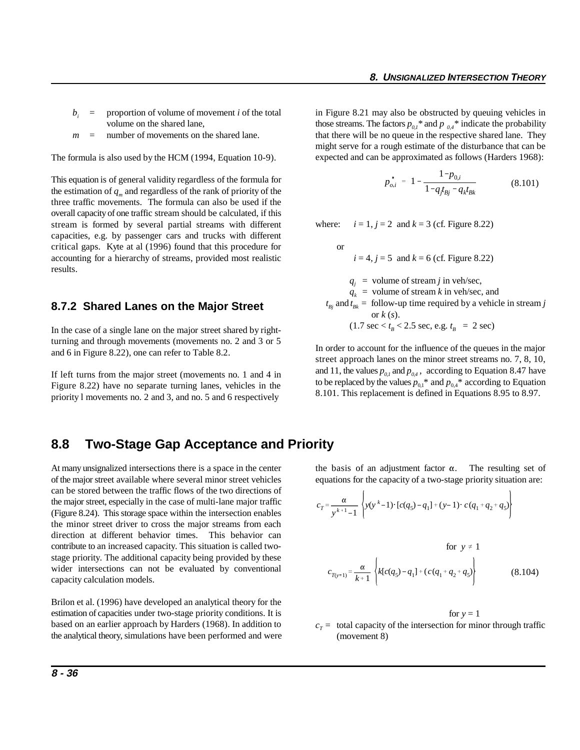$b_i$ = proportion of volume of movement $i$ of the total volume on the shared lane,

$m$ = number of movements on the shared lane.

The formula is also used by the HCM (1994, Equation 10-9).

This equation is of general validity regardless of the formula for the estimation of $q_m$ and regardless of the rank of priority of the three traffic movements. The formula can also be used if the overall capacity of one traffic stream should be calculated, if this stream is formed by several partial streams with different capacities, e.g. by passenger cars and trucks with different critical gaps. Kyte at al (1996) found that this procedure for accounting for a hierarchy of streams, provided most realistic results.

### 8.7.2 Shared Lanes on the Major Street

In the case of a single lane on the major street shared by right-turning and through movements (movements no. 2 and 3 or 5 and 6 in Figure 8.22), one can refer to Table 8.2.

If left turns from the major street (movements no. 1 and 4 in Figure 8.22) have no separate turning lanes, vehicles in the priority l movements no. 2 and 3, and no. 5 and 6 respectively in Figure 8.21 may also be obstructed by queuing vehicles in those streams. The factors $p_{0,1}$* and $p_{0,4}$* indicate the probability that there will be no queue in the respective shared lane. They might serve for a rough estimate of the disturbance that can be expected and can be approximated as follows (Harders 1968):

$$p^*_{o,i} = 1 - \frac{1 - p_{0,i}}{1 - q_j t_{Bj} - q_k t_{Bk}} \qquad (8.101)$$

where: $i = 1$, $j = 2$ and $k = 3$ (cf. Figure 8.22)

or

$i = 4$, $j = 5$ and $k = 6$ (cf. Figure 8.22)

$q_j$ = volume of stream $j$ in veh/sec,

$q_k$ = volume of stream $k$ in veh/sec, and

$t_{Bj}$ and $t_{Bk}$ = follow-up time required by a vehicle in stream $j$ or $k$ ($s$).

($1.7 \text{ sec} < t_B < 2.5$ sec, e.g. $t_B = 2$ sec)

In order to account for the influence of the queues in the major street approach lanes on the minor street streams no. 7, 8, 10, and 11, the values $p_{0,1}$ and $p_{0,4}$, according to Equation 8.47 have to be replaced by the values $p_{0,1}$* and $p_{0,4}$* according to Equation 8.101. This replacement is defined in Equations 8.95 to 8.97.

## 8.8 Two-Stage Gap Acceptance and Priority

At many unsignalized intersections there is a space in the center of the major street available where several minor street vehicles can be stored between the traffic flows of the two directions of the major street, especially in the case of multi-lane major traffic (Figure 8.24). This storage space within the intersection enables the minor street driver to cross the major streams from each direction at different behavior times. This behavior can contribute to an increased capacity. This situation is called two-stage priority. The additional capacity being provided by these wider intersections can not be evaluated by conventional capacity calculation models.

Brilon et al. (1996) have developed an analytical theory for the estimation of capacities under two-stage priority conditions. It is based on an earlier approach by Harders (1968). In addition to the analytical theory, simulations have been performed and were the basis of an adjustment factor $\alpha$. The resulting set of equations for the capacity of a two-stage priority situation are:

$$c_T = \frac{\alpha}{y^{k+1} - 1} \left\{ y(y^k - 1) \cdot [c(q_5) - q_1] + (y - 1) \cdot c(q_1 + q_2 + q_5) \right\}$$

for $y \neq 1$

$$c_{T(y=1)} = \frac{\alpha}{k+1} \left\{ k[c(q_5) - q_1] + (c(q_1 + q_2 + q_5) \right\} \qquad (8.104)$$

for $y = 1$

$c_T$ = total capacity of the intersection for minor through traffic (movement 8)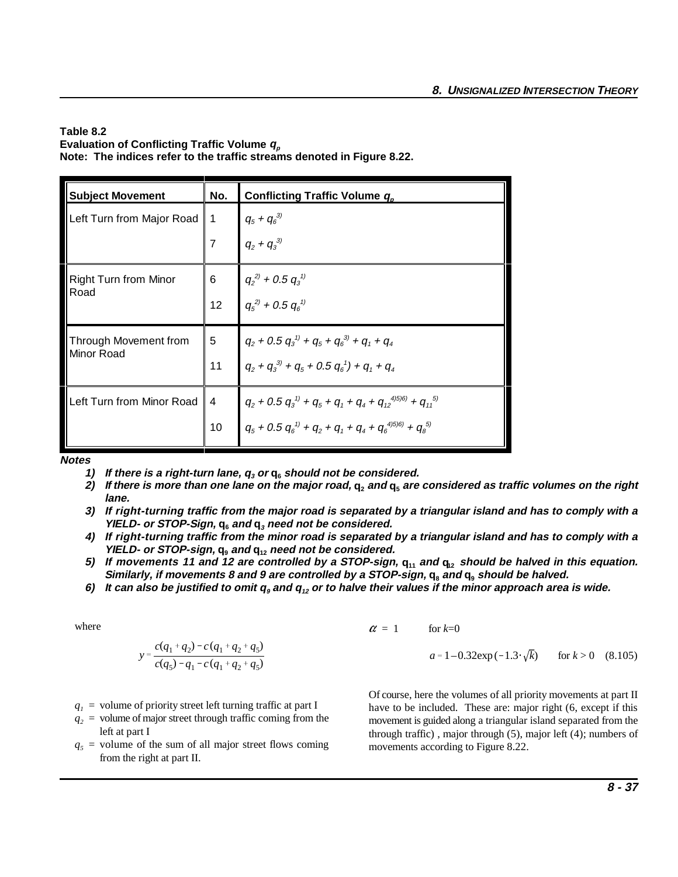**Table 8.2**
**Evaluation of Conflicting Traffic Volume $q_p$**
**Note: The indices refer to the traffic streams denoted in Figure 8.22.**

| Subject Movement | No. | Conflicting Traffic Volume $q_p$ |
|---|---|---|
| Left Turn from Major Road | 1 | $q_5 + q_6^{3)}$ |
| | 7 | $q_2 + q_3^{3)}$ |
| Right Turn from Minor Road | 6 | $q_2^{2)} + 0.5\, q_3^{1)}$ |
| | 12 | $q_5^{2)} + 0.5\, q_6^{1)}$ |
| Through Movement from Minor Road | 5 | $q_2 + 0.5\, q_3^{1)} + q_5 + q_6^{3)} + q_1 + q_4$ |
| | 11 | $q_2 + q_3^{3)} + q_5 + 0.5\, q_6^{1)}) + q_1 + q_4$ |
| Left Turn from Minor Road | 4 | $q_2 + 0.5\, q_3^{1)} + q_5 + q_1 + q_4 + q_{12}^{4)5)6)} + q_{11}^{5)}$ |
| | 10 | $q_5 + 0.5\, q_6^{1)} + q_2 + q_1 + q_4 + q_6^{4)5)6)} + q_8^{5)}$ |

***Notes***

1. ***If there is a right-turn lane, $q_3$ or $q_6$ should not be considered.***
2. ***If there is more than one lane on the major road, $q_2$ and $q_5$ are considered as traffic volumes on the right lane.***
3. ***If right-turning traffic from the major road is separated by a triangular island and has to comply with a YIELD- or STOP-Sign, $q_6$ and $q_3$ need not be considered.***
4. ***If right-turning traffic from the minor road is separated by a triangular island and has to comply with a YIELD- or STOP-sign, $q_9$ and $q_{12}$ need not be considered.***
5. ***If movements 11 and 12 are controlled by a STOP-sign, $q_{11}$ and $q_{12}$ should be halved in this equation. Similarly, if movements 8 and 9 are controlled by a STOP-sign, $q_8$ and $q_9$ should be halved.***
6. ***It can also be justified to omit $q_9$ and $q_{12}$ or to halve their values if the minor approach area is wide.***

where

$$y = \frac{c(q_1 + q_2) - c(q_1 + q_2 + q_5)}{c(q_5) - q_1 - c(q_1 + q_2 + q_5)}$$

$q_1$ = volume of priority street left turning traffic at part I

$q_2$ = volume of major street through traffic coming from the left at part I

$q_5$ = volume of the sum of all major street flows coming from the right at part II.

$$\alpha = 1 \qquad \text{for } k=0$$

$$a = 1 - 0.32\exp(-1.3\cdot\sqrt{k}) \qquad \text{for } k > 0 \quad (8.105)$$

Of course, here the volumes of all priority movements at part II have to be included. These are: major right (6, except if this movement is guided along a triangular island separated from the through traffic) , major through (5), major left (4); numbers of movements according to Figure 8.22.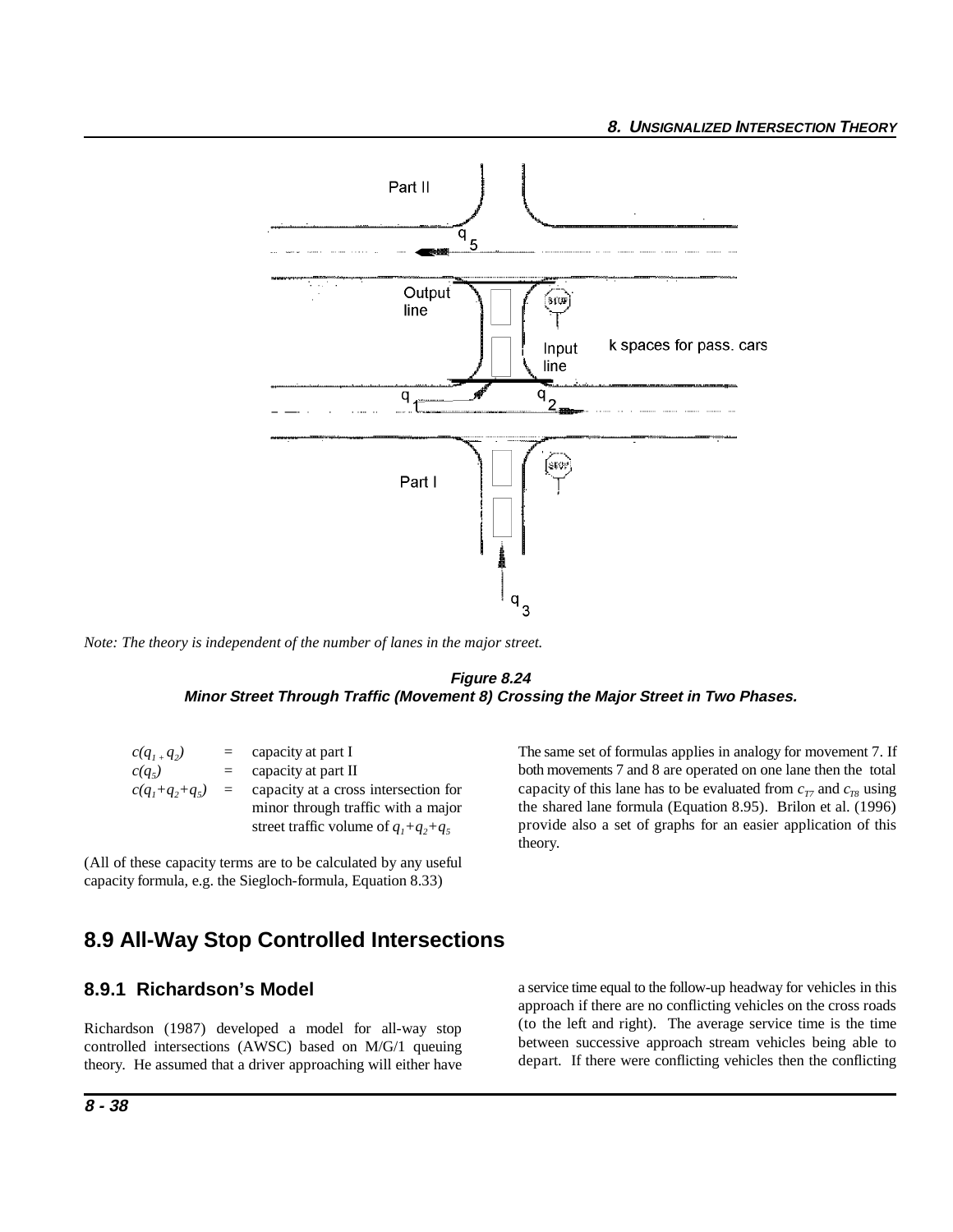*Note: The theory is independent of the number of lanes in the major street.*

**Figure 8.24**
**Minor Street Through Traffic (Movement 8) Crossing the Major Street in Two Phases.**

$c(q_1 + q_2)$ = capacity at part I
$c(q_5)$ = capacity at part II
$c(q_1+q_2+q_5)$ = capacity at a cross intersection for minor through traffic with a major street traffic volume of $q_1+q_2+q_5$

(All of these capacity terms are to be calculated by any useful capacity formula, e.g. the Siegloch-formula, Equation 8.33)

The same set of formulas applies in analogy for movement 7. If both movements 7 and 8 are operated on one lane then the total capacity of this lane has to be evaluated from $c_{T7}$ and $c_{T8}$ using the shared lane formula (Equation 8.95). Brilon et al. (1996) provide also a set of graphs for an easier application of this theory.

## 8.9 All-Way Stop Controlled Intersections

### 8.9.1 Richardson's Model

Richardson (1987) developed a model for all-way stop controlled intersections (AWSC) based on M/G/1 queuing theory. He assumed that a driver approaching will either have a service time equal to the follow-up headway for vehicles in this approach if there are no conflicting vehicles on the cross roads (to the left and right). The average service time is the time between successive approach stream vehicles being able to depart. If there were conflicting vehicles then the conflicting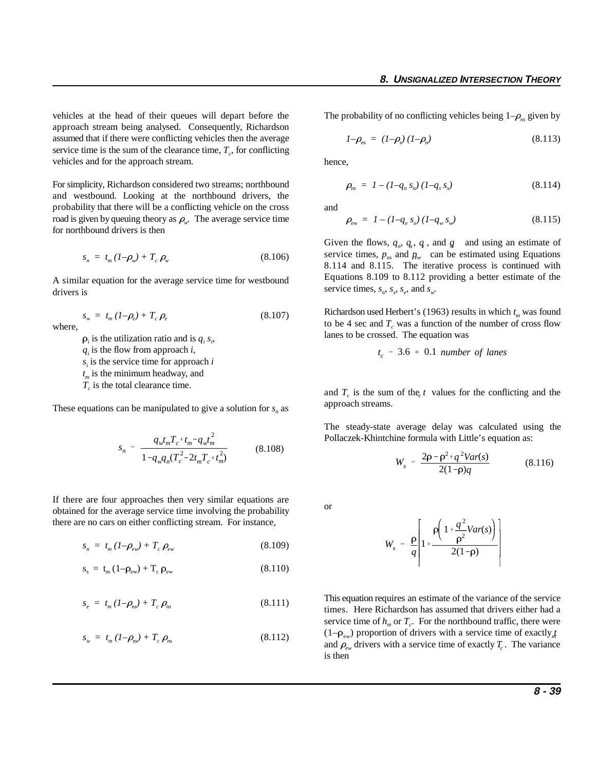vehicles at the head of their queues will depart before the approach stream being analysed. Consequently, Richardson assumed that if there were conflicting vehicles then the average service time is the sum of the clearance time, $T_c$, for conflicting vehicles and for the approach stream.

For simplicity, Richardson considered two streams; northbound and westbound. Looking at the northbound drivers, the probability that there will be a conflicting vehicle on the cross road is given by queuing theory as $\rho_w$. The average service time for northbound drivers is then

$$s_n = t_m (1-\rho_w) + T_c \rho_w \tag{8.106}$$

A similar equation for the average service time for westbound drivers is

$$s_w = t_m (1-\rho_e) + T_c \rho_e \tag{8.107}$$

where,

- $\rho_i$ is the utilization ratio and is $q_i s_i$,
- $q_i$ is the flow from approach $i$,
- $s_i$ is the service time for approach $i$
- $t_m$ is the minimum headway, and
- $T_c$ is the total clearance time.

These equations can be manipulated to give a solution for $s_n$ as

$$s_n = \frac{q_w t_m T_c + t_m - q_w t_m^2}{1 - q_w q_n (T_c^2 - 2 t_m T_c + t_m^2)} \tag{8.108}$$

If there are four approaches then very similar equations are obtained for the average service time involving the probability there are no cars on either conflicting stream. For instance,

$$s_n = t_m (1-\rho_{ew}) + T_c \rho_{ew} \tag{8.109}$$

$$s_s = t_m (1-\rho_{ew}) + T_c \rho_{ew} \tag{8.110}$$

$$s_e = t_m (1-\rho_{ns}) + T_c \rho_{ns} \tag{8.111}$$

$$s_w = t_m (1-\rho_{ns}) + T_c \rho_{ns} \tag{8.112}$$

The probability of no conflicting vehicles being $1-\rho_{ns}$ given by

$$1-\rho_{ns} = (1-\rho_s)(1-\rho_n) \tag{8.113}$$

hence,

$$\rho_{ns} = 1 - (1-q_n s_n)(1-q_s s_s) \tag{8.114}$$

and

$$\rho_{ew} = 1 - (1-q_e s_e)(1-q_w s_w) \tag{8.115}$$

Given the flows, $q_n$, $q_s$, $q_e$, and $q_w$ and using an estimate of service times, $p_{ns}$ and $p_{ew}$ can be estimated using Equations 8.114 and 8.115. The iterative process is continued with Equations 8.109 to 8.112 providing a better estimate of the service times, $s_n$, $s_s$, $s_e$, and $s_w$.

Richardson used Herbert's (1963) results in which $t_m$ was found to be 4 sec and $T_c$ was a function of the number of cross flow lanes to be crossed. The equation was

$$t_c = 3.6 * 0.1 \text{ number of lanes}$$

and $T_c$ is the sum of the $t_c$ values for the conflicting and the approach streams.

The steady-state average delay was calculated using the Pollaczek-Khintchine formula with Little's equation as:

$$W_s = \frac{2\rho - \rho^2 + q^2 Var(s)}{2(1-\rho)q} \tag{8.116}$$

or

$$W_s = \frac{\rho}{q}\left[1 + \frac{\rho\left(1 + \frac{q^2}{\rho^2}Var(s)\right)}{2(1-\rho)}\right]$$

This equation requires an estimate of the variance of the service times. Here Richardson has assumed that drivers either had a service time of $h_m$ or $T_c$. For the northbound traffic, there were $(1-\rho_{ew})$ proportion of drivers with a service time of exactly $t_m$ and $\rho_{ew}$ drivers with a service time of exactly $T_c$. The variance is then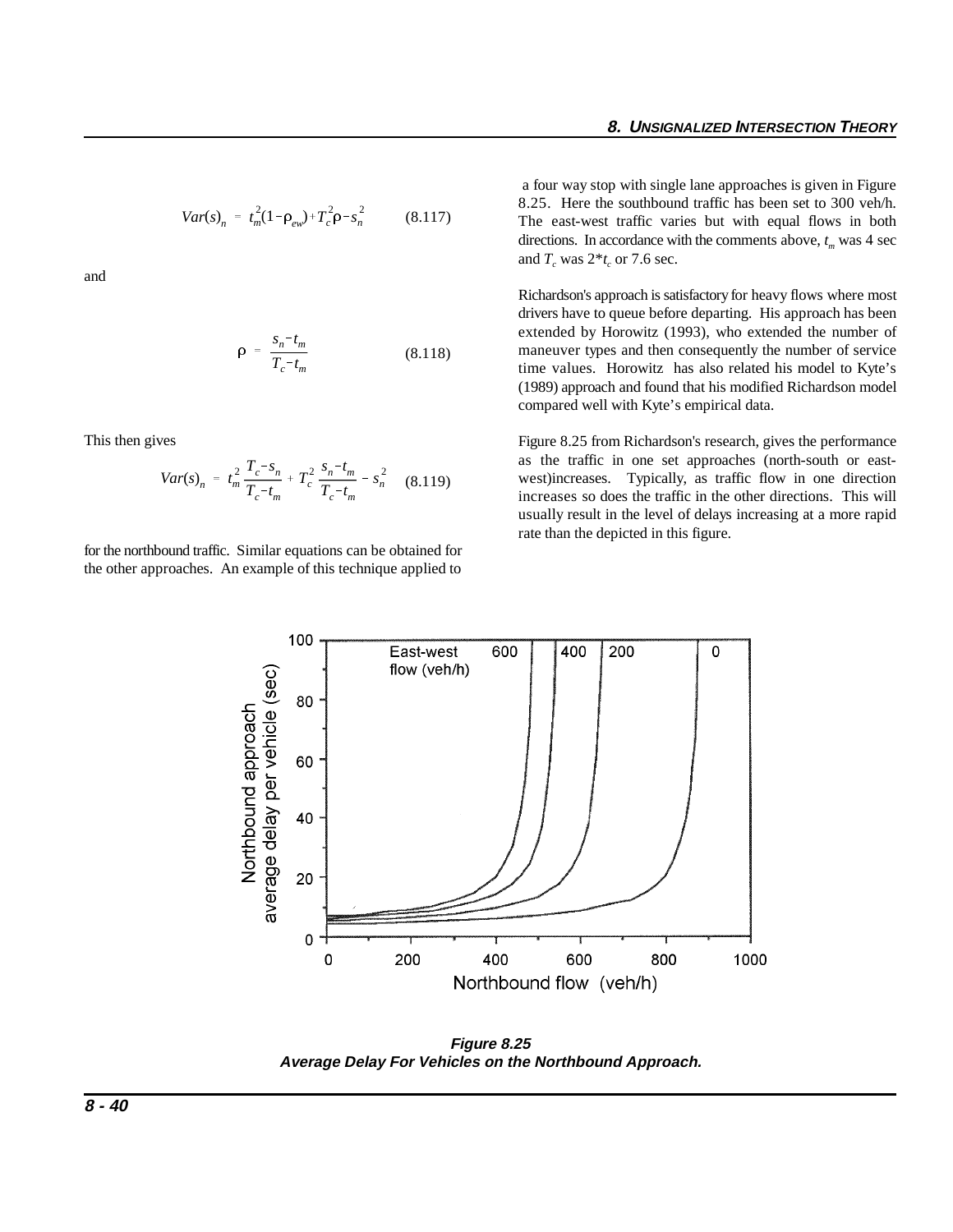$$Var(s)_n = t_m^2(1-\rho_{ew})+T_c^2\rho-s_n^2 \qquad (8.117)$$

and

$$\rho = \frac{s_n-t_m}{T_c-t_m} \qquad (8.118)$$

This then gives

$$Var(s)_n = t_m^2\frac{T_c-s_n}{T_c-t_m} + T_c^2\frac{s_n-t_m}{T_c-t_m} - s_n^2 \qquad (8.119)$$

for the northbound traffic. Similar equations can be obtained for the other approaches. An example of this technique applied to a four way stop with single lane approaches is given in Figure 8.25. Here the southbound traffic has been set to 300 veh/h. The east-west traffic varies but with equal flows in both directions. In accordance with the comments above, $t_m$ was 4 sec and $T_c$ was $2*t_c$ or 7.6 sec.

Richardson's approach is satisfactory for heavy flows where most drivers have to queue before departing. His approach has been extended by Horowitz (1993), who extended the number of maneuver types and then consequently the number of service time values. Horowitz has also related his model to Kyte's (1989) approach and found that his modified Richardson model compared well with Kyte's empirical data.

Figure 8.25 from Richardson's research, gives the performance as the traffic in one set approaches (north-south or east-west)increases. Typically, as traffic flow in one direction increases so does the traffic in the other directions. This will usually result in the level of delays increasing at a more rapid rate than the depicted in this figure.

***Figure 8.25***
***Average Delay For Vehicles on the Northbound Approach.***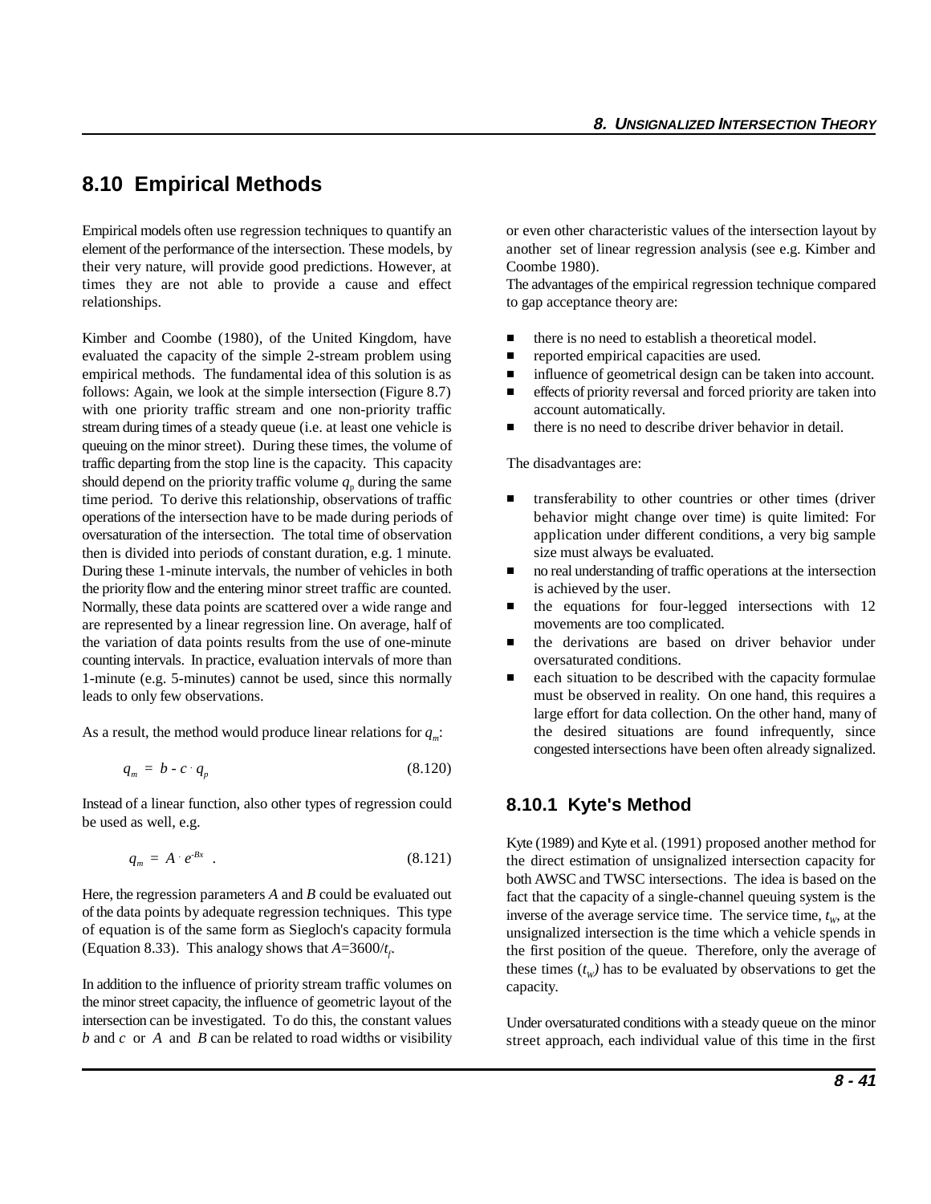## 8.10 Empirical Methods

Empirical models often use regression techniques to quantify an element of the performance of the intersection. These models, by their very nature, will provide good predictions. However, at times they are not able to provide a cause and effect relationships.

Kimber and Coombe (1980), of the United Kingdom, have evaluated the capacity of the simple 2-stream problem using empirical methods. The fundamental idea of this solution is as follows: Again, we look at the simple intersection (Figure 8.7) with one priority traffic stream and one non-priority traffic stream during times of a steady queue (i.e. at least one vehicle is queuing on the minor street). During these times, the volume of traffic departing from the stop line is the capacity. This capacity should depend on the priority traffic volume $q_p$ during the same time period. To derive this relationship, observations of traffic operations of the intersection have to be made during periods of oversaturation of the intersection. The total time of observation then is divided into periods of constant duration, e.g. 1 minute. During these 1-minute intervals, the number of vehicles in both the priority flow and the entering minor street traffic are counted. Normally, these data points are scattered over a wide range and are represented by a linear regression line. On average, half of the variation of data points results from the use of one-minute counting intervals. In practice, evaluation intervals of more than 1-minute (e.g. 5-minutes) cannot be used, since this normally leads to only few observations.

As a result, the method would produce linear relations for $q_m$:

$$q_m = b - c \cdot q_p \tag{8.120}$$

Instead of a linear function, also other types of regression could be used as well, e.g.

$$q_m = A \cdot e^{-Bx} \quad . \tag{8.121}$$

Here, the regression parameters $A$ and $B$ could be evaluated out of the data points by adequate regression techniques. This type of equation is of the same form as Siegloch's capacity formula (Equation 8.33). This analogy shows that $A$=3600/$t_f$.

In addition to the influence of priority stream traffic volumes on the minor street capacity, the influence of geometric layout of the intersection can be investigated. To do this, the constant values $b$ and $c$ or $A$ and $B$ can be related to road widths or visibility or even other characteristic values of the intersection layout by another set of linear regression analysis (see e.g. Kimber and Coombe 1980).

The advantages of the empirical regression technique compared to gap acceptance theory are:

- there is no need to establish a theoretical model.
- reported empirical capacities are used.
- influence of geometrical design can be taken into account.
- effects of priority reversal and forced priority are taken into account automatically.
- there is no need to describe driver behavior in detail.

The disadvantages are:

- transferability to other countries or other times (driver behavior might change over time) is quite limited: For application under different conditions, a very big sample size must always be evaluated.
- no real understanding of traffic operations at the intersection is achieved by the user.
- the equations for four-legged intersections with 12 movements are too complicated.
- the derivations are based on driver behavior under oversaturated conditions.
- each situation to be described with the capacity formulae must be observed in reality. On one hand, this requires a large effort for data collection. On the other hand, many of the desired situations are found infrequently, since congested intersections have been often already signalized.

### 8.10.1 Kyte's Method

Kyte (1989) and Kyte et al. (1991) proposed another method for the direct estimation of unsignalized intersection capacity for both AWSC and TWSC intersections. The idea is based on the fact that the capacity of a single-channel queuing system is the inverse of the average service time. The service time, $t_W$, at the unsignalized intersection is the time which a vehicle spends in the first position of the queue. Therefore, only the average of these times ($t_W$) has to be evaluated by observations to get the capacity.

Under oversaturated conditions with a steady queue on the minor street approach, each individual value of this time in the first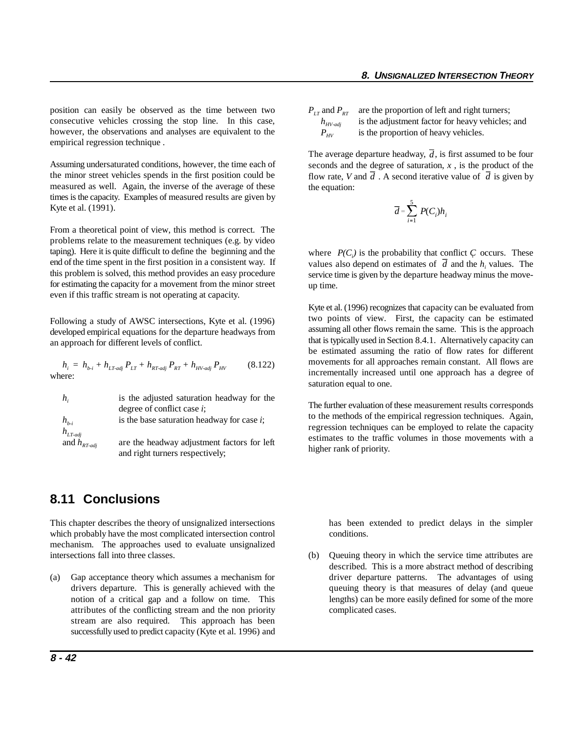position can easily be observed as the time between two consecutive vehicles crossing the stop line. In this case, however, the observations and analyses are equivalent to the empirical regression technique .

Assuming undersaturated conditions, however, the time each of the minor street vehicles spends in the first position could be measured as well. Again, the inverse of the average of these times is the capacity. Examples of measured results are given by Kyte et al. (1991).

From a theoretical point of view, this method is correct. The problems relate to the measurement techniques (e.g. by video taping). Here it is quite difficult to define the beginning and the end of the time spent in the first position in a consistent way. If this problem is solved, this method provides an easy procedure for estimating the capacity for a movement from the minor street even if this traffic stream is not operating at capacity.

Following a study of AWSC intersections, Kyte et al. (1996) developed empirical equations for the departure headways from an approach for different levels of conflict.

$$h_i = h_{b\text{-}i} + h_{LT\text{-}adj}\, P_{LT} + h_{RT\text{-}adj}\, P_{RT} + h_{HV\text{-}adj}\, P_{HV} \qquad (8.122)$$

where:

- $h_i$ is the adjusted saturation headway for the degree of conflict case $i$;
- $h_{b\text{-}i}$ is the base saturation headway for case $i$;
- $h_{LT\text{-}adj}$ and $h_{RT\text{-}adj}$ are the headway adjustment factors for left and right turners respectively;
- $P_{LT}$ and $P_{RT}$ are the proportion of left and right turners;
- $h_{HV\text{-}adj}$ is the adjustment factor for heavy vehicles; and
- $P_{HV}$ is the proportion of heavy vehicles.

The average departure headway, $\overline{d}$, is first assumed to be four seconds and the degree of saturation, $x$ , is the product of the flow rate, $V$ and $\overline{d}$ . A second iterative value of $\overline{d}$ is given by the equation:

$$\overline{d} = \sum_{i=1}^{5} P(C_i) h_i$$

where $P(C_i)$ is the probability that conflict $C_i$ occurs. These values also depend on estimates of $\overline{d}$ and the $h_i$ values. The service time is given by the departure headway minus the move-up time.

Kyte et al. (1996) recognizes that capacity can be evaluated from two points of view. First, the capacity can be estimated assuming all other flows remain the same. This is the approach that is typically used in Section 8.4.1. Alternatively capacity can be estimated assuming the ratio of flow rates for different movements for all approaches remain constant. All flows are incrementally increased until one approach has a degree of saturation equal to one.

The further evaluation of these measurement results corresponds to the methods of the empirical regression techniques. Again, regression techniques can be employed to relate the capacity estimates to the traffic volumes in those movements with a higher rank of priority.

## 8.11 Conclusions

This chapter describes the theory of unsignalized intersections which probably have the most complicated intersection control mechanism. The approaches used to evaluate unsignalized intersections fall into three classes.

(a) Gap acceptance theory which assumes a mechanism for drivers departure. This is generally achieved with the notion of a critical gap and a follow on time. This attributes of the conflicting stream and the non priority stream are also required. This approach has been successfully used to predict capacity (Kyte et al. 1996) and has been extended to predict delays in the simpler conditions.

(b) Queuing theory in which the service time attributes are described. This is a more abstract method of describing driver departure patterns. The advantages of using queuing theory is that measures of delay (and queue lengths) can be more easily defined for some of the more complicated cases.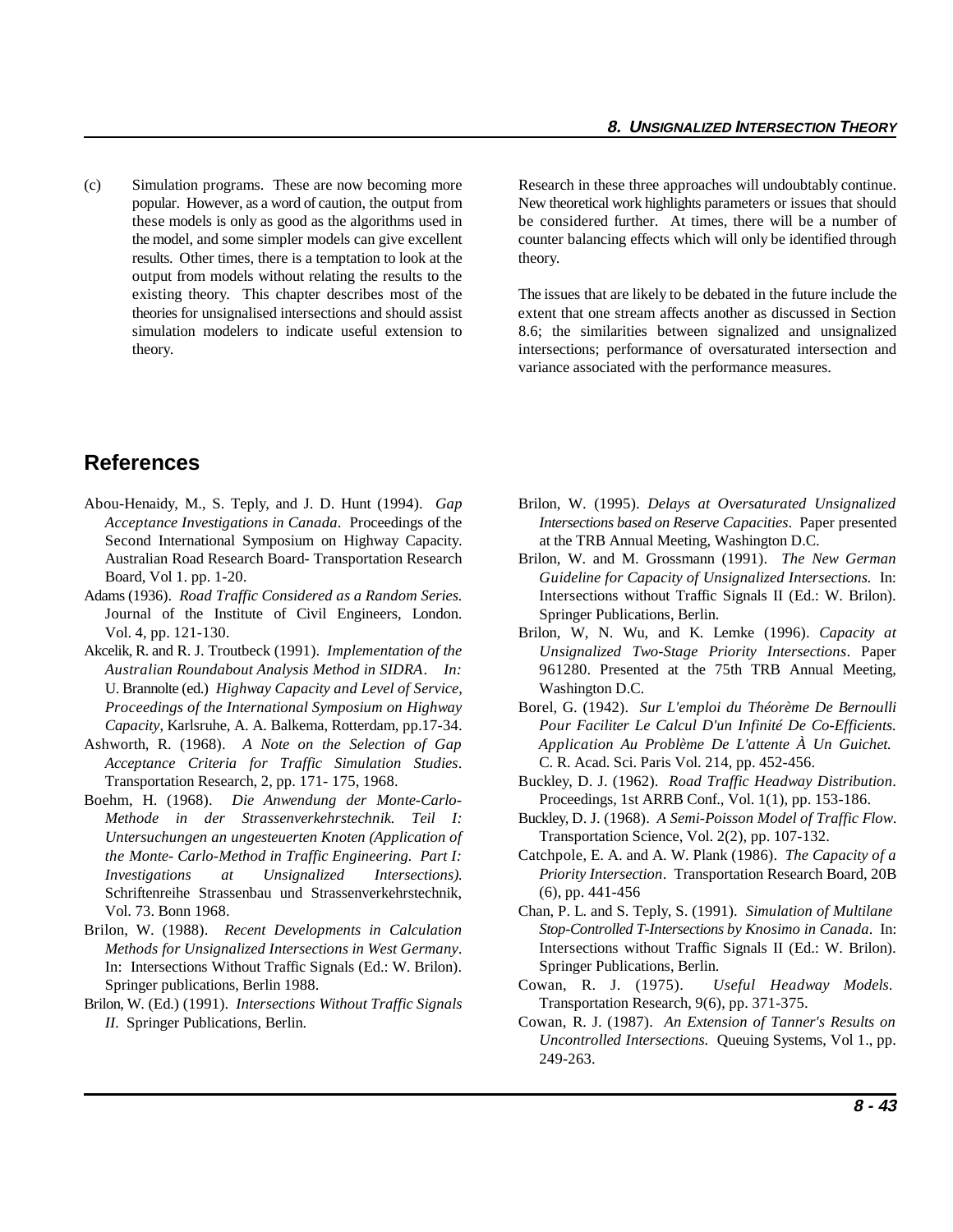(c) Simulation programs. These are now becoming more popular. However, as a word of caution, the output from these models is only as good as the algorithms used in the model, and some simpler models can give excellent results. Other times, there is a temptation to look at the output from models without relating the results to the existing theory. This chapter describes most of the theories for unsignalised intersections and should assist simulation modelers to indicate useful extension to theory.

Research in these three approaches will undoubtably continue. New theoretical work highlights parameters or issues that should be considered further. At times, there will be a number of counter balancing effects which will only be identified through theory.

The issues that are likely to be debated in the future include the extent that one stream affects another as discussed in Section 8.6; the similarities between signalized and unsignalized intersections; performance of oversaturated intersection and variance associated with the performance measures.

## References

Abou-Henaidy, M., S. Teply, and J. D. Hunt (1994). *Gap Acceptance Investigations in Canada*. Proceedings of the Second International Symposium on Highway Capacity. Australian Road Research Board- Transportation Research Board, Vol 1. pp. 1-20.

Adams (1936). *Road Traffic Considered as a Random Series.* Journal of the Institute of Civil Engineers, London. Vol. 4, pp. 121-130.

Akcelik, R. and R. J. Troutbeck (1991). *Implementation of the Australian Roundabout Analysis Method in SIDRA*. *In:* U. Brannolte (ed.) *Highway Capacity and Level of Service, Proceedings of the International Symposium on Highway Capacity*, Karlsruhe, A. A. Balkema, Rotterdam, pp.17-34.

Ashworth, R. (1968). *A Note on the Selection of Gap Acceptance Criteria for Traffic Simulation Studies*. Transportation Research, 2, pp. 171- 175, 1968.

Boehm, H. (1968). *Die Anwendung der Monte-Carlo-Methode in der Strassenverkehrstechnik. Teil I: Untersuchungen an ungesteuerten Knoten (Application of the Monte- Carlo-Method in Traffic Engineering. Part I: Investigations at Unsignalized Intersections).* Schriftenreihe Strassenbau und Strassenverkehrstechnik, Vol. 73. Bonn 1968.

Brilon, W. (1988). *Recent Developments in Calculation Methods for Unsignalized Intersections in West Germany*. In: Intersections Without Traffic Signals (Ed.: W. Brilon). Springer publications, Berlin 1988.

Brilon, W. (Ed.) (1991). *Intersections Without Traffic Signals II*. Springer Publications, Berlin.

Brilon, W. (1995). *Delays at Oversaturated Unsignalized Intersections based on Reserve Capacities*. Paper presented at the TRB Annual Meeting, Washington D.C.

Brilon, W. and M. Grossmann (1991). *The New German Guideline for Capacity of Unsignalized Intersections.* In: Intersections without Traffic Signals II (Ed.: W. Brilon). Springer Publications, Berlin.

Brilon, W, N. Wu, and K. Lemke (1996). *Capacity at Unsignalized Two-Stage Priority Intersections*. Paper 961280. Presented at the 75th TRB Annual Meeting, Washington D.C.

Borel, G. (1942). *Sur L'emploi du Théorème De Bernoulli Pour Faciliter Le Calcul D'un Infinité De Co-Efficients. Application Au Problème De L'attente À Un Guichet.* C. R. Acad. Sci. Paris Vol. 214, pp. 452-456.

Buckley, D. J. (1962). *Road Traffic Headway Distribution*. Proceedings, 1st ARRB Conf., Vol. 1(1), pp. 153-186.

Buckley, D. J. (1968). *A Semi-Poisson Model of Traffic Flow*. Transportation Science, Vol. 2(2), pp. 107-132.

Catchpole, E. A. and A. W. Plank (1986). *The Capacity of a Priority Intersection*. Transportation Research Board, 20B (6), pp. 441-456

Chan, P. L. and S. Teply, S. (1991). *Simulation of Multilane Stop-Controlled T-Intersections by Knosimo in Canada*. In: Intersections without Traffic Signals II (Ed.: W. Brilon). Springer Publications, Berlin.

Cowan, R. J. (1975). *Useful Headway Models.* Transportation Research, 9(6), pp. 371-375.

Cowan, R. J. (1987). *An Extension of Tanner's Results on Uncontrolled Intersections.* Queuing Systems, Vol 1., pp. 249-263.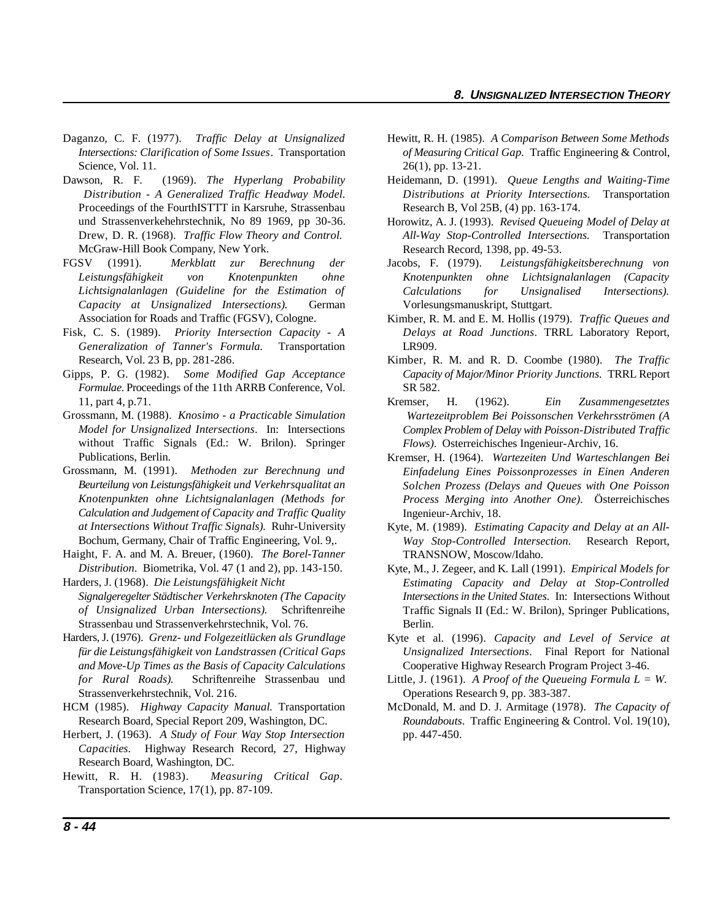Daganzo, C. F. (1977). *Traffic Delay at Unsignalized Intersections: Clarification of Some Issues*. Transportation Science, Vol. 11.

Dawson, R. F. (1969). *The Hyperlang Probability Distribution - A Generalized Traffic Headway Model.* Proceedings of the FourthISTTT in Karsruhe, Strassenbau und Strassenverkehehrstechnik, No 89 1969, pp 30-36. Drew, D. R. (1968). *Traffic Flow Theory and Control.* McGraw-Hill Book Company, New York.

FGSV (1991). *Merkblatt zur Berechnung der Leistungsfähigkeit von Knotenpunkten ohne Lichtsignalanlagen (Guideline for the Estimation of Capacity at Unsignalized Intersections).* German Association for Roads and Traffic (FGSV), Cologne.

Fisk, C. S. (1989). *Priority Intersection Capacity - A Generalization of Tanner's Formula.* Transportation Research, Vol. 23 B, pp. 281-286.

Gipps, P. G. (1982). *Some Modified Gap Acceptance Formulae.* Proceedings of the 11th ARRB Conference, Vol. 11, part 4, p.71.

Grossmann, M. (1988). *Knosimo - a Practicable Simulation Model for Unsignalized Intersections*. In: Intersections without Traffic Signals (Ed.: W. Brilon). Springer Publications, Berlin.

Grossmann, M. (1991). *Methoden zur Berechnung und Beurteilung von Leistungsfähigkeit und Verkehrsqualitat an Knotenpunkten ohne Lichtsignalanlagen (Methods for Calculation and Judgement of Capacity and Traffic Quality at Intersections Without Traffic Signals).* Ruhr-University Bochum, Germany, Chair of Traffic Engineering, Vol. 9,.

Haight, F. A. and M. A. Breuer, (1960). *The Borel-Tanner Distribution*. Biometrika, Vol. 47 (1 and 2), pp. 143-150.

Harders, J. (1968). *Die Leistungsfähigkeit Nicht Signalgeregelter Städtischer Verkehrsknoten (The Capacity of Unsignalized Urban Intersections).* Schriftenreihe Strassenbau und Strassenverkehrstechnik, Vol. 76.

Harders, J. (1976). *Grenz- und Folgezeitlücken als Grundlage für die Leistungsfähigkeit von Landstrassen (Critical Gaps and Move-Up Times as the Basis of Capacity Calculations for Rural Roads).* Schriftenreihe Strassenbau und Strassenverkehrstechnik, Vol. 216.

HCM (1985). *Highway Capacity Manual.* Transportation Research Board, Special Report 209, Washington, DC.

Herbert, J. (1963). *A Study of Four Way Stop Intersection Capacities*. Highway Research Record, 27, Highway Research Board, Washington, DC.

Hewitt, R. H. (1983). *Measuring Critical Gap*. Transportation Science, 17(1), pp. 87-109.

Hewitt, R. H. (1985). *A Comparison Between Some Methods of Measuring Critical Gap.* Traffic Engineering & Control, 26(1), pp. 13-21.

Heidemann, D. (1991). *Queue Lengths and Waiting-Time Distributions at Priority Intersections.* Transportation Research B, Vol 25B, (4) pp. 163-174.

Horowitz, A. J. (1993). *Revised Queueing Model of Delay at All-Way Stop-Controlled Intersections.* Transportation Research Record, 1398, pp. 49-53.

Jacobs, F. (1979). *Leistungsfähigkeitsberechnung von Knotenpunkten ohne Lichtsignalanlagen (Capacity Calculations for Unsignalised Intersections).* Vorlesungsmanuskript, Stuttgart.

Kimber, R. M. and E. M. Hollis (1979). *Traffic Queues and Delays at Road Junctions*. TRRL Laboratory Report, LR909.

Kimber, R. M. and R. D. Coombe (1980). *The Traffic Capacity of Major/Minor Priority Junctions.* TRRL Report SR 582.

Kremser, H. (1962). *Ein Zusammengesetztes Wartezeitproblem Bei Poissonschen Verkehrsströmen (A Complex Problem of Delay with Poisson-Distributed Traffic Flows)*. Osterreichisches Ingenieur-Archiv, 16.

Kremser, H. (1964). *Wartezeiten Und Warteschlangen Bei Einfadelung Eines Poissonprozesses in Einen Anderen Solchen Prozess (Delays and Queues with One Poisson Process Merging into Another One)*. Österreichisches Ingenieur-Archiv, 18.

Kyte, M. (1989). *Estimating Capacity and Delay at an All-Way Stop-Controlled Intersection*. Research Report, TRANSNOW, Moscow/Idaho.

Kyte, M., J. Zegeer, and K. Lall (1991). *Empirical Models for Estimating Capacity and Delay at Stop-Controlled Intersections in the United States.* In: Intersections Without Traffic Signals II (Ed.: W. Brilon), Springer Publications, Berlin.

Kyte et al. (1996). *Capacity and Level of Service at Unsignalized Intersections*. Final Report for National Cooperative Highway Research Program Project 3-46.

Little, J. (1961). *A Proof of the Queueing Formula L = W.* Operations Research 9, pp. 383-387.

McDonald, M. and D. J. Armitage (1978). *The Capacity of Roundabouts*. Traffic Engineering & Control. Vol. 19(10), pp. 447-450.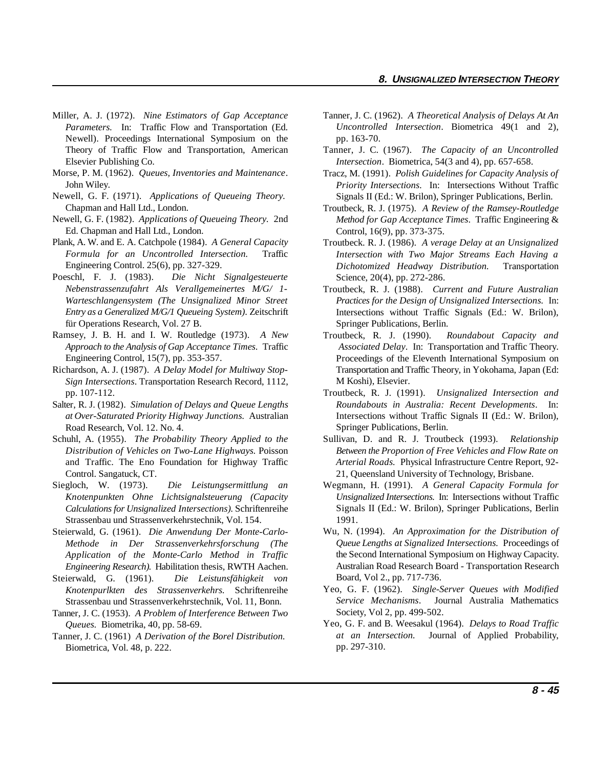Miller, A. J. (1972). *Nine Estimators of Gap Acceptance Parameters.* In: Traffic Flow and Transportation (Ed. Newell). Proceedings International Symposium on the Theory of Traffic Flow and Transportation, American Elsevier Publishing Co.

Morse, P. M. (1962). *Queues, Inventories and Maintenance*. John Wiley.

Newell, G. F. (1971). *Applications of Queueing Theory.* Chapman and Hall Ltd., London.

Newell, G. F. (1982). *Applications of Queueing Theory.* 2nd Ed. Chapman and Hall Ltd., London.

Plank, A. W. and E. A. Catchpole (1984). *A General Capacity Formula for an Uncontrolled Intersection.* Traffic Engineering Control. 25(6), pp. 327-329.

Poeschl, F. J. (1983). *Die Nicht Signalgesteuerte Nebenstrassenzufahrt Als Verallgemeinertes M/G/ 1-Warteschlangensystem (The Unsignalized Minor Street Entry as a Generalized M/G/1 Queueing System).* Zeitschrift für Operations Research, Vol. 27 B.

Ramsey, J. B. H. and I. W. Routledge (1973). *A New Approach to the Analysis of Gap Acceptance Times*. Traffic Engineering Control, 15(7), pp. 353-357.

Richardson, A. J. (1987). *A Delay Model for Multiway Stop-Sign Intersections*. Transportation Research Record, 1112, pp. 107-112.

Salter, R. J. (1982). *Simulation of Delays and Queue Lengths at Over-Saturated Priority Highway Junctions.* Australian Road Research, Vol. 12. No. 4.

Schuhl, A. (1955). *The Probability Theory Applied to the Distribution of Vehicles on Two-Lane Highways.* Poisson and Traffic. The Eno Foundation for Highway Traffic Control. Sangatuck, CT.

Siegloch, W. (1973). *Die Leistungsermittlung an Knotenpunkten Ohne Lichtsignalsteuerung (Capacity Calculations for Unsignalized Intersections).* Schriftenreihe Strassenbau und Strassenverkehrstechnik, Vol. 154.

Steierwald, G. (1961). *Die Anwendung Der Monte-Carlo-Methode in Der Strassenverkehrsforschung (The Application of the Monte-Carlo Method in Traffic Engineering Research).* Habilitation thesis, RWTH Aachen.

Steierwald, G. (1961). *Die Leistunsfähigkeit von Knotenpurlkten des Strassenverkehrs.* Schriftenreihe Strassenbau und Strassenverkehrstechnik, Vol. 11, Bonn.

Tanner, J. C. (1953). *A Problem of Interference Between Two Queues.* Biometrika, 40, pp. 58-69.

Tanner, J. C. (1961) *A Derivation of the Borel Distribution.* Biometrica, Vol. 48, p. 222.

Tanner, J. C. (1962). *A Theoretical Analysis of Delays At An Uncontrolled Intersection*. Biometrica 49(1 and 2), pp. 163-70.

Tanner, J. C. (1967). *The Capacity of an Uncontrolled Intersection*. Biometrica, 54(3 and 4), pp. 657-658.

Tracz, M. (1991). *Polish Guidelines for Capacity Analysis of Priority Intersections.* In: Intersections Without Traffic Signals II (Ed.: W. Brilon), Springer Publications, Berlin.

Troutbeck, R. J. (1975). *A Review of the Ramsey-Routledge Method for Gap Acceptance Times*. Traffic Engineering & Control, 16(9), pp. 373-375.

Troutbeck. R. J. (1986). *A verage Delay at an Unsignalized Intersection with Two Major Streams Each Having a Dichotomized Headway Distribution.* Transportation Science, 20(4), pp. 272-286.

Troutbeck, R. J. (1988). *Current and Future Australian Practices for the Design of Unsignalized Intersections.* In: Intersections without Traffic Signals (Ed.: W. Brilon), Springer Publications, Berlin.

Troutbeck, R. J. (1990). *Roundabout Capacity and Associated Delay*. In: Transportation and Traffic Theory. Proceedings of the Eleventh International Symposium on Transportation and Traffic Theory, in Yokohama, Japan (Ed: M Koshi), Elsevier.

Troutbeck, R. J. (1991). *Unsignalized Intersection and Roundabouts in Australia: Recent Developments*. In: Intersections without Traffic Signals II (Ed.: W. Brilon), Springer Publications, Berlin.

Sullivan, D. and R. J. Troutbeck (1993). *Relationship Between the Proportion of Free Vehicles and Flow Rate on Arterial Roads.* Physical Infrastructure Centre Report, 92-21, Queensland University of Technology, Brisbane.

Wegmann, H. (1991). *A General Capacity Formula for Unsignalized Intersections.* In: Intersections without Traffic Signals II (Ed.: W. Brilon), Springer Publications, Berlin 1991.

Wu, N. (1994). *An Approximation for the Distribution of Queue Lengths at Signalized Intersections.* Proceedings of the Second International Symposium on Highway Capacity. Australian Road Research Board - Transportation Research Board, Vol 2., pp. 717-736.

Yeo, G. F. (1962). *Single-Server Queues with Modified Service Mechanisms*. Journal Australia Mathematics Society, Vol 2, pp. 499-502.

Yeo, G. F. and B. Weesakul (1964). *Delays to Road Traffic at an Intersection.* Journal of Applied Probability, pp. 297-310.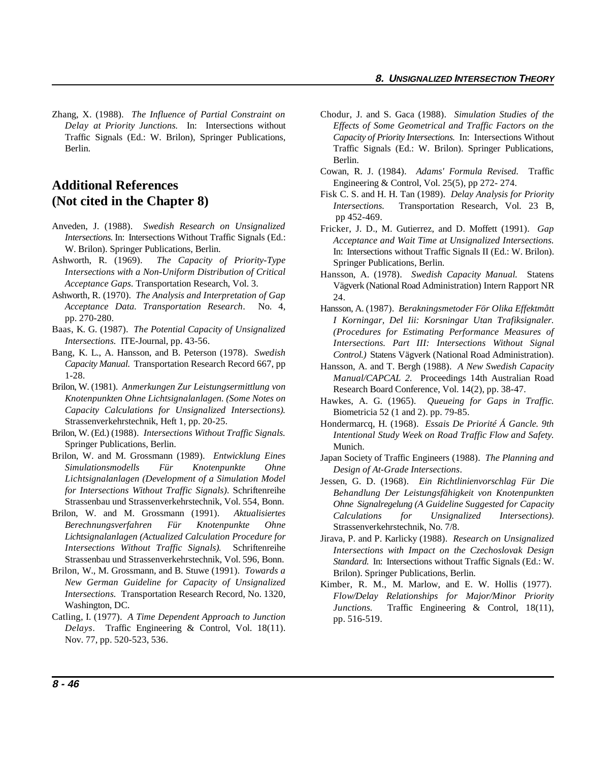Zhang, X. (1988). *The Influence of Partial Constraint on Delay at Priority Junctions.* In: Intersections without Traffic Signals (Ed.: W. Brilon), Springer Publications, Berlin.

## Additional References (Not cited in the Chapter 8)

Anveden, J. (1988). *Swedish Research on Unsignalized Intersections.* In: Intersections Without Traffic Signals (Ed.: W. Brilon). Springer Publications, Berlin.

Ashworth, R. (1969). *The Capacity of Priority-Type Intersections with a Non-Uniform Distribution of Critical Acceptance Gaps.* Transportation Research, Vol. 3.

Ashworth, R. (1970). *The Analysis and Interpretation of Gap Acceptance Data. Transportation Research.* No. 4, pp. 270-280.

Baas, K. G. (1987). *The Potential Capacity of Unsignalized Intersections.* ITE-Journal, pp. 43-56.

Bang, K. L., A. Hansson, and B. Peterson (1978). *Swedish Capacity Manual.* Transportation Research Record 667, pp 1-28.

Brilon, W. (1981). *Anmerkungen Zur Leistungsermittlung von Knotenpunkten Ohne Lichtsignalanlagen. (Some Notes on Capacity Calculations for Unsignalized Intersections).* Strassenverkehrstechnik, Heft 1, pp. 20-25.

Brilon, W. (Ed.) (1988). *Intersections Without Traffic Signals.* Springer Publications, Berlin.

Brilon, W. and M. Grossmann (1989). *Entwicklung Eines Simulationsmodells Für Knotenpunkte Ohne Lichtsignalanlagen (Development of a Simulation Model for Intersections Without Traffic Signals).* Schriftenreihe Strassenbau und Strassenverkehrstechnik, Vol. 554, Bonn.

Brilon, W. and M. Grossmann (1991). *Aktualisiertes Berechnungsverfahren Für Knotenpunkte Ohne Lichtsignalanlagen (Actualized Calculation Procedure for Intersections Without Traffic Signals).* Schriftenreihe Strassenbau und Strassenverkehrstechnik, Vol. 596, Bonn.

Brilon, W., M. Grossmann, and B. Stuwe (1991). *Towards a New German Guideline for Capacity of Unsignalized Intersections.* Transportation Research Record, No. 1320, Washington, DC.

Catling, I. (1977). *A Time Dependent Approach to Junction Delays*. Traffic Engineering & Control, Vol. 18(11). Nov. 77, pp. 520-523, 536.

Chodur, J. and S. Gaca (1988). *Simulation Studies of the Effects of Some Geometrical and Traffic Factors on the Capacity of Priority Intersections.* In: Intersections Without Traffic Signals (Ed.: W. Brilon). Springer Publications, Berlin.

Cowan, R. J. (1984). *Adams' Formula Revised.* Traffic Engineering & Control, Vol. 25(5), pp 272- 274.

Fisk C. S. and H. H. Tan (1989). *Delay Analysis for Priority Intersections.* Transportation Research, Vol. 23 B, pp 452-469.

Fricker, J. D., M. Gutierrez, and D. Moffett (1991). *Gap Acceptance and Wait Time at Unsignalized Intersections.* In: Intersections without Traffic Signals II (Ed.: W. Brilon). Springer Publications, Berlin.

Hansson, A. (1978). *Swedish Capacity Manual.* Statens Vägverk (National Road Administration) Intern Rapport NR 24.

Hansson, A. (1987). *Berakningsmetoder För Olika Effektmått I Korningar, Del Iii: Korsningar Utan Trafiksignaler. (Procedures for Estimating Performance Measures of Intersections. Part III: Intersections Without Signal Control.)* Statens Vägverk (National Road Administration).

Hansson, A. and T. Bergh (1988). *A New Swedish Capacity Manual/CAPCAL 2.* Proceedings 14th Australian Road Research Board Conference, Vol. 14(2), pp. 38-47.

Hawkes, A. G. (1965). *Queueing for Gaps in Traffic.* Biometricia 52 (1 and 2). pp. 79-85.

Hondermarcq, H. (1968). *Essais De Priorité Á Gancle. 9th Intentional Study Week on Road Traffic Flow and Safety.* Munich.

Japan Society of Traffic Engineers (1988). *The Planning and Design of At-Grade Intersections*.

Jessen, G. D. (1968). *Ein Richtlinienvorschlag Für Die Behandlung Der Leistungsfähigkeit von Knotenpunkten Ohne Signalregelung (A Guideline Suggested for Capacity Calculations for Unsignalized Intersections).* Strassenverkehrstechnik, No. 7/8.

Jirava, P. and P. Karlicky (1988). *Research on Unsignalized Intersections with Impact on the Czechoslovak Design Standard.* In: Intersections without Traffic Signals (Ed.: W. Brilon). Springer Publications, Berlin.

Kimber, R. M., M. Marlow, and E. W. Hollis (1977). *Flow/Delay Relationships for Major/Minor Priority Junctions.* Traffic Engineering & Control, 18(11), pp. 516-519.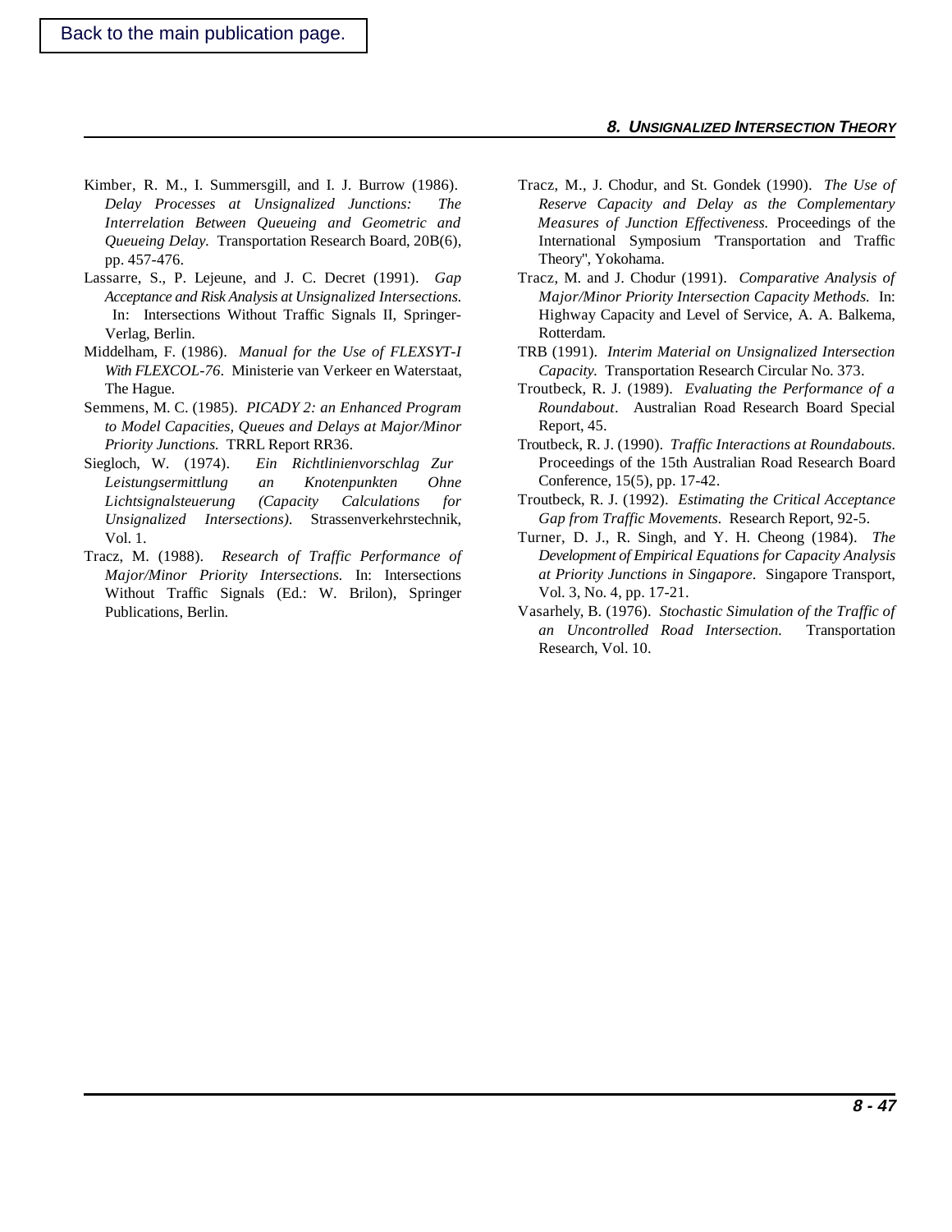Back to the main publication page.

Kimber, R. M., I. Summersgill, and I. J. Burrow (1986). *Delay Processes at Unsignalized Junctions: The Interrelation Between Queueing and Geometric and Queueing Delay*. Transportation Research Board, 20B(6), pp. 457-476.

Lassarre, S., P. Lejeune, and J. C. Decret (1991). *Gap Acceptance and Risk Analysis at Unsignalized Intersections.* In: Intersections Without Traffic Signals II, Springer-Verlag, Berlin.

Middelham, F. (1986). *Manual for the Use of FLEXSYT-I With FLEXCOL-76*. Ministerie van Verkeer en Waterstaat, The Hague.

Semmens, M. C. (1985). *PICADY 2: an Enhanced Program to Model Capacities, Queues and Delays at Major/Minor Priority Junctions.* TRRL Report RR36.

Siegloch, W. (1974). *Ein Richtlinienvorschlag Zur Leistungsermittlung an Knotenpunkten Ohne Lichtsignalsteuerung (Capacity Calculations for Unsignalized Intersections).* Strassenverkehrstechnik, Vol. 1.

Tracz, M. (1988). *Research of Traffic Performance of Major/Minor Priority Intersections.* In: Intersections Without Traffic Signals (Ed.: W. Brilon), Springer Publications, Berlin.

Tracz, M., J. Chodur, and St. Gondek (1990). *The Use of Reserve Capacity and Delay as the Complementary Measures of Junction Effectiveness.* Proceedings of the International Symposium 'Transportation and Traffic Theory", Yokohama.

Tracz, M. and J. Chodur (1991). *Comparative Analysis of Major/Minor Priority Intersection Capacity Methods.* In: Highway Capacity and Level of Service, A. A. Balkema, Rotterdam.

TRB (1991). *Interim Material on Unsignalized Intersection Capacity.* Transportation Research Circular No. 373.

Troutbeck, R. J. (1989). *Evaluating the Performance of a Roundabout*. Australian Road Research Board Special Report, 45.

Troutbeck, R. J. (1990). *Traffic Interactions at Roundabouts.* Proceedings of the 15th Australian Road Research Board Conference, 15(5), pp. 17-42.

Troutbeck, R. J. (1992). *Estimating the Critical Acceptance Gap from Traffic Movements.* Research Report, 92-5.

Turner, D. J., R. Singh, and Y. H. Cheong (1984). *The Development of Empirical Equations for Capacity Analysis at Priority Junctions in Singapore*. Singapore Transport, Vol. 3, No. 4, pp. 17-21.

Vasarhely, B. (1976). *Stochastic Simulation of the Traffic of an Uncontrolled Road Intersection.* Transportation Research, Vol. 10.